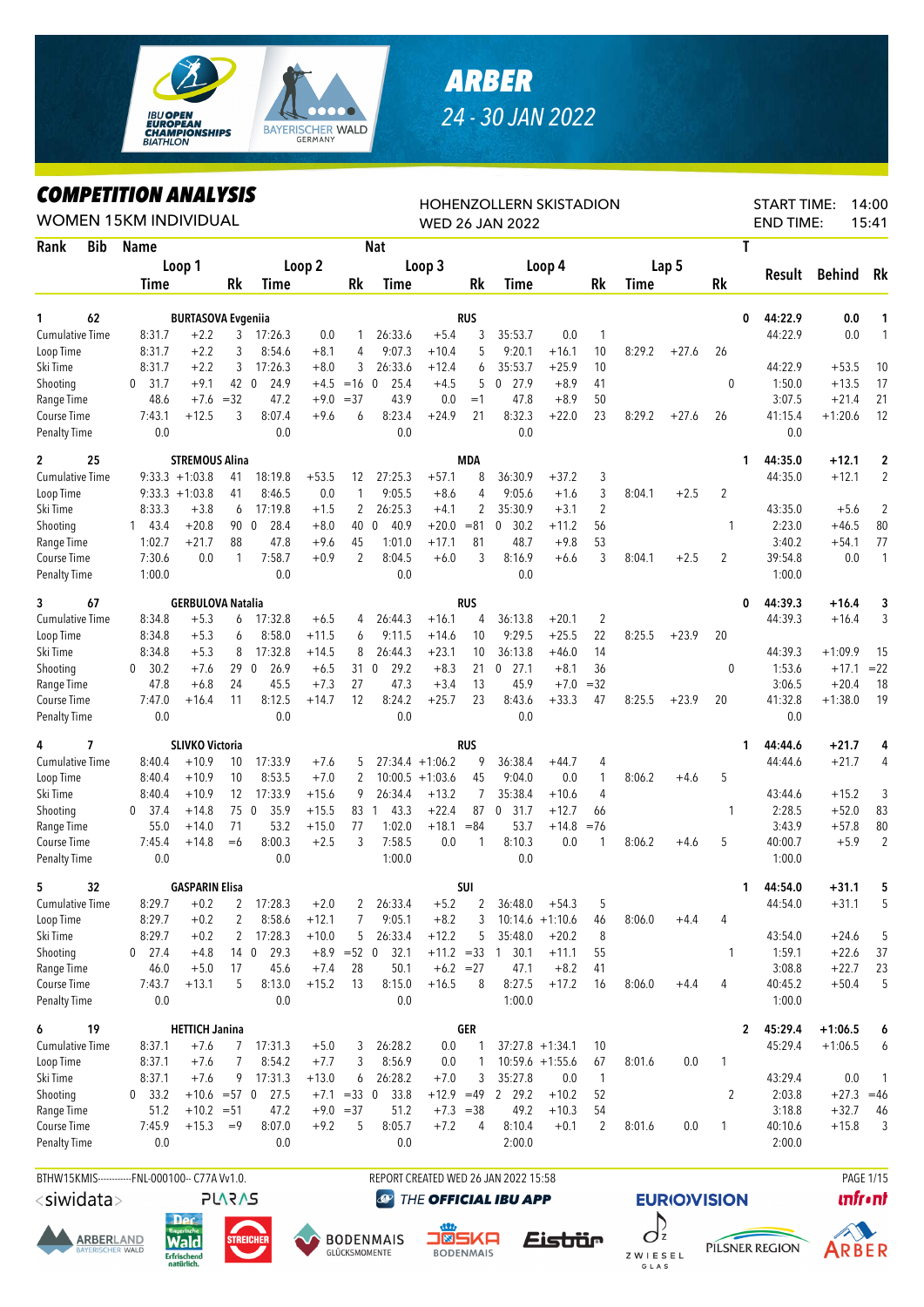# ARBER
## 24 - 30 JAN 2022

IBU OPEN EUROPEAN CHAMPIONSHIPS BIATHLON

# COMPETITION ANALYSIS

WOMEN 15KM INDIVIDUAL

HOHENZOLLERN SKISTADION
WED 26 JAN 2022

START TIME: 14:00
END TIME: 15:41

| Rank | Bib | Name | Loop 1 Time | | Rk | Loop 2 Time | | Rk | Nat Loop 3 Time | | Rk | Loop 4 Time | | Rk | Lap 5 Time | | Rk | T | Result | Behind | Rk |
|---|---|---|---|---|---|---|---|---|---|---|---|---|---|---|---|---|---|---|---|---|---|
| 1 | 62 | BURTASOVA Evgeniia | | | | | | | RUS | | | | | | | | | 0 | 44:22.9 | 0.0 | 1 |
| | | Cumulative Time | 8:31.7 | +2.2 | 3 | 17:26.3 | 0.0 | 1 | 26:33.6 | +5.4 | 3 | 35:53.7 | 0.0 | 1 | | | | | 44:22.9 | 0.0 | 1 |
| | | Loop Time | 8:31.7 | +2.2 | 3 | 8:54.6 | +8.1 | 4 | 9:07.3 | +10.4 | 5 | 9:20.1 | +16.1 | 10 | 8:29.2 | +27.6 | 26 | | | | |
| | | Ski Time | 8:31.7 | +2.2 | 3 | 17:26.3 | +8.0 | 3 | 26:33.6 | +12.4 | 6 | 35:53.7 | +25.9 | 10 | | | | | 44:22.9 | +53.5 | 10 |
| | | Shooting | 0 31.7 | +9.1 | 42 | 0 24.9 | +4.5 | =16 | 0 25.4 | +4.5 | 5 | 0 27.9 | +8.9 | 41 | | | | 0 | 1:50.0 | +13.5 | 17 |
| | | Range Time | 48.6 | +7.6 | =32 | 47.2 | +9.0 | =37 | 43.9 | 0.0 | =1 | 47.8 | +8.9 | 50 | | | | | 3:07.5 | +21.4 | 21 |
| | | Course Time | 7:43.1 | +12.5 | 3 | 8:07.4 | +9.6 | 6 | 8:23.4 | +24.9 | 21 | 8:32.3 | +22.0 | 23 | 8:29.2 | +27.6 | 26 | | 41:15.4 | +1:20.6 | 12 |
| | | Penalty Time | 0.0 | | | 0.0 | | | 0.0 | | | 0.0 | | | | | | | 0.0 | | |
| 2 | 25 | STREMOUS Alina | | | | | | | MDA | | | | | | | | | 1 | 44:35.0 | +12.1 | 2 |
| | | Cumulative Time | 9:33.3 | +1:03.8 | 41 | 18:19.8 | +53.5 | 12 | 27:25.3 | +57.1 | 8 | 36:30.9 | +37.2 | 3 | | | | | 44:35.0 | +12.1 | 2 |
| | | Loop Time | 9:33.3 | +1:03.8 | 41 | 8:46.5 | 0.0 | 1 | 9:05.5 | +8.6 | 4 | 9:05.6 | +1.6 | 3 | 8:04.1 | +2.5 | 2 | | | | |
| | | Ski Time | 8:33.3 | +3.8 | 6 | 17:19.8 | +1.5 | 2 | 26:25.3 | +4.1 | 2 | 35:30.9 | +3.1 | 2 | | | | | 43:35.0 | +5.6 | 2 |
| | | Shooting | 1 43.4 | +20.8 | 90 | 0 28.4 | +8.0 | 40 | 0 40.9 | +20.0 | =81 | 0 30.2 | +11.2 | 56 | | | | 1 | 2:23.0 | +46.5 | 80 |
| | | Range Time | 1:02.7 | +21.7 | 88 | 47.8 | +9.6 | 45 | 1:01.0 | +17.1 | 81 | 48.7 | +9.8 | 53 | | | | | 3:40.2 | +54.1 | 77 |
| | | Course Time | 7:30.6 | 0.0 | 1 | 7:58.7 | +0.9 | 2 | 8:04.5 | +6.0 | 3 | 8:16.9 | +6.6 | 3 | 8:04.1 | +2.5 | 2 | | 39:54.8 | 0.0 | 1 |
| | | Penalty Time | 1:00.0 | | | 0.0 | | | 0.0 | | | 0.0 | | | | | | | 1:00.0 | | |
| 3 | 67 | GERBULOVA Natalia | | | | | | | RUS | | | | | | | | | 0 | 44:39.3 | +16.4 | 3 |
| | | Cumulative Time | 8:34.8 | +5.3 | 6 | 17:32.8 | +6.5 | 4 | 26:44.3 | +16.1 | 4 | 36:13.8 | +20.1 | 2 | | | | | 44:39.3 | +16.4 | 3 |
| | | Loop Time | 8:34.8 | +5.3 | 6 | 8:58.0 | +11.5 | 6 | 9:11.5 | +14.6 | 10 | 9:29.5 | +25.5 | 22 | 8:25.5 | +23.9 | 20 | | | | |
| | | Ski Time | 8:34.8 | +5.3 | 8 | 17:32.8 | +14.5 | 8 | 26:44.3 | +23.1 | 10 | 36:13.8 | +46.0 | 14 | | | | | 44:39.3 | +1:09.9 | 15 |
| | | Shooting | 0 30.2 | +7.6 | 29 | 0 26.9 | +6.5 | 31 | 0 29.2 | +8.3 | 21 | 0 27.1 | +8.1 | 36 | | | | 0 | 1:53.6 | +17.1 | =22 |
| | | Range Time | 47.8 | +6.8 | 24 | 45.5 | +7.3 | 27 | 47.3 | +3.4 | 13 | 45.9 | +7.0 | =32 | | | | | 3:06.5 | +20.4 | 18 |
| | | Course Time | 7:47.0 | +16.4 | 11 | 8:12.5 | +14.7 | 12 | 8:24.2 | +25.7 | 23 | 8:43.6 | +33.3 | 47 | 8:25.5 | +23.9 | 20 | | 41:32.8 | +1:38.0 | 19 |
| | | Penalty Time | 0.0 | | | 0.0 | | | 0.0 | | | 0.0 | | | | | | | 0.0 | | |
| 4 | 7 | SLIVKO Victoria | | | | | | | RUS | | | | | | | | | 1 | 44:44.6 | +21.7 | 4 |
| | | Cumulative Time | 8:40.4 | +10.9 | 10 | 17:33.9 | +7.6 | 5 | 27:34.4 | +1:06.2 | 9 | 36:38.4 | +44.7 | 4 | | | | | 44:44.6 | +21.7 | 4 |
| | | Loop Time | 8:40.4 | +10.9 | 10 | 8:53.5 | +7.0 | 2 | 10:00.5 | +1:03.6 | 45 | 9:04.0 | 0.0 | 1 | 8:06.2 | +4.6 | 5 | | | | |
| | | Ski Time | 8:40.4 | +10.9 | 12 | 17:33.9 | +15.6 | 9 | 26:34.4 | +13.2 | 7 | 35:38.4 | +10.6 | 4 | | | | | 43:44.6 | +15.2 | 3 |
| | | Shooting | 0 37.4 | +14.8 | 75 | 0 35.9 | +15.5 | 83 | 1 43.3 | +22.4 | 87 | 0 31.7 | +12.7 | 66 | | | | 1 | 2:28.5 | +52.0 | 83 |
| | | Range Time | 55.0 | +14.0 | 71 | 53.2 | +15.0 | 77 | 1:02.0 | +18.1 | =84 | 53.7 | +14.8 | =76 | | | | | 3:43.9 | +57.8 | 80 |
| | | Course Time | 7:45.4 | +14.8 | =6 | 8:00.3 | +2.5 | 3 | 7:58.5 | 0.0 | 1 | 8:10.3 | 0.0 | 1 | 8:06.2 | +4.6 | 5 | | 40:00.7 | +5.9 | 2 |
| | | Penalty Time | 0.0 | | | 0.0 | | | 1:00.0 | | | 0.0 | | | | | | | 1:00.0 | | |
| 5 | 32 | GASPARIN Elisa | | | | | | | SUI | | | | | | | | | 1 | 44:54.0 | +31.1 | 5 |
| | | Cumulative Time | 8:29.7 | +0.2 | 2 | 17:28.3 | +2.0 | 2 | 26:33.4 | +5.2 | 2 | 36:48.0 | +54.3 | 5 | | | | | 44:54.0 | +31.1 | 5 |
| | | Loop Time | 8:29.7 | +0.2 | 2 | 8:58.6 | +12.1 | 7 | 9:05.1 | +8.2 | 3 | 10:14.6 | +1:10.6 | 46 | 8:06.0 | +4.4 | 4 | | | | |
| | | Ski Time | 8:29.7 | +0.2 | 2 | 17:28.3 | +10.0 | 5 | 26:33.4 | +12.2 | 5 | 35:48.0 | +20.2 | 8 | | | | | 43:54.0 | +24.6 | 5 |
| | | Shooting | 0 27.4 | +4.8 | 14 | 0 29.3 | +8.9 | =52 | 0 32.1 | +11.2 | =33 | 1 30.1 | +11.1 | 55 | | | | 1 | 1:59.1 | +22.6 | 37 |
| | | Range Time | 46.0 | +5.0 | 17 | 45.6 | +7.4 | 28 | 50.1 | +6.2 | =27 | 47.1 | +8.2 | 41 | | | | | 3:08.8 | +22.7 | 23 |
| | | Course Time | 7:43.7 | +13.1 | 5 | 8:13.0 | +15.2 | 13 | 8:15.0 | +16.5 | 8 | 8:27.5 | +17.2 | 16 | 8:06.0 | +4.4 | 4 | | 40:45.2 | +50.4 | 5 |
| | | Penalty Time | 0.0 | | | 0.0 | | | 0.0 | | | 1:00.0 | | | | | | | 1:00.0 | | |
| 6 | 19 | HETTICH Janina | | | | | | | GER | | | | | | | | | 2 | 45:29.4 | +1:06.5 | 6 |
| | | Cumulative Time | 8:37.1 | +7.6 | 7 | 17:31.3 | +5.0 | 3 | 26:28.2 | 0.0 | 1 | 37:27.8 | +1:34.1 | 10 | | | | | 45:29.4 | +1:06.5 | 6 |
| | | Loop Time | 8:37.1 | +7.6 | 7 | 8:54.2 | +7.7 | 3 | 8:56.9 | 0.0 | 1 | 10:59.6 | +1:55.6 | 67 | 8:01.6 | 0.0 | 1 | | | | |
| | | Ski Time | 8:37.1 | +7.6 | 9 | 17:31.3 | +13.0 | 6 | 26:28.2 | +7.0 | 3 | 35:27.8 | 0.0 | 1 | | | | | 43:29.4 | 0.0 | 1 |
| | | Shooting | 0 33.2 | +10.6 | =57 | 0 27.5 | +7.1 | =33 | 0 33.8 | +12.9 | =49 | 2 29.2 | +10.2 | 52 | | | | 2 | 2:03.8 | +27.3 | =46 |
| | | Range Time | 51.2 | +10.2 | =51 | 47.2 | +9.0 | =37 | 51.2 | +7.3 | =38 | 49.2 | +10.3 | 54 | | | | | 3:18.8 | +32.7 | 46 |
| | | Course Time | 7:45.9 | +15.3 | =9 | 8:07.0 | +9.2 | 5 | 8:05.7 | +7.2 | 4 | 8:10.4 | +0.1 | 2 | 8:01.6 | 0.0 | 1 | | 40:10.6 | +15.8 | 3 |
| | | Penalty Time | 0.0 | | | 0.0 | | | 0.0 | | | 2:00.0 | | | | | | | 2:00.0 | | |

BTHW15KMIS-----------FNL-000100-- C77A Vv1.0. REPORT CREATED WED 26 JAN 2022 15:58

<siwidata> PLARAS THE OFFICIAL IBU APP EUROVISION infront

ARBERLAND BAYERISCHER WALD · Der Bayerische Wald Erfrischend natürlich. · STREICHER · BODENMAIS GLÜCKSMOMENTE · JOSKA BODENMAIS · Eisbär · ZWIESEL GLAS · PILSNER REGION · ARBER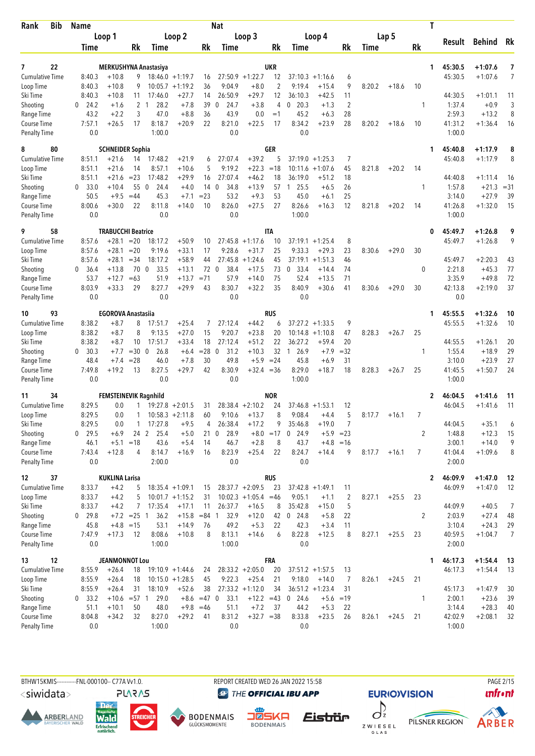| Rank | Bib | Name | | | | | Nat | | | | | | | | | | T | Result | Behind | Rk |
|---|---|---|---|---|---|---|---|---|---|---|---|---|---|---|---|---|---|---|---|---|
| | | Loop 1 | | | Loop 2 | | | Loop 3 | | | Loop 4 | | | Lap 5 | | | | | | |
| | | Time | | Rk | Time | | Rk | Time | | Rk | Time | | Rk | Time | | Rk | | | | |
| 7 | 22 | MERKUSHYNA Anastasiya | | | | | | | | UKR | | | | | | | 1 | 45:30.5 | +1:07.6 | 7 |
| Cumulative Time | | 8:40.3 | +10.8 | 9 | 18:46.0 | +1:19.7 | 16 | 27:50.9 | +1:22.7 | 12 | 37:10.3 | +1:16.6 | 6 | | | | | 45:30.5 | +1:07.6 | 7 |
| Loop Time | | 8:40.3 | +10.8 | 9 | 10:05.7 | +1:19.2 | 36 | 9:04.9 | +8.0 | 2 | 9:19.4 | +15.4 | 9 | 8:20.2 | +18.6 | 10 | | | | |
| Ski Time | | 8:40.3 | +10.8 | 11 | 17:46.0 | +27.7 | 14 | 26:50.9 | +29.7 | 12 | 36:10.3 | +42.5 | 11 | | | | | 44:30.5 | +1:01.1 | 11 |
| Shooting | | 0 24.2 | +1.6 | 2 | 1 28.2 | +7.8 | 39 | 0 24.7 | +3.8 | 4 | 0 20.3 | +1.3 | 2 | | | | 1 | 1:37.4 | +0.9 | 3 |
| Range Time | | 43.2 | +2.2 | 3 | 47.0 | +8.8 | 36 | 43.9 | 0.0 | =1 | 45.2 | +6.3 | 28 | | | | | 2:59.3 | +13.2 | 8 |
| Course Time | | 7:57.1 | +26.5 | 17 | 8:18.7 | +20.9 | 22 | 8:21.0 | +22.5 | 17 | 8:34.2 | +23.9 | 28 | 8:20.2 | +18.6 | 10 | | 41:31.2 | +1:36.4 | 16 |
| Penalty Time | | 0.0 | | | 1:00.0 | | | 0.0 | | | 0.0 | | | | | | | 1:00.0 | | |
| 8 | 80 | SCHNEIDER Sophia | | | | | | | | GER | | | | | | | 1 | 45:40.8 | +1:17.9 | 8 |
| Cumulative Time | | 8:51.1 | +21.6 | 14 | 17:48.2 | +21.9 | 6 | 27:07.4 | +39.2 | 5 | 37:19.0 | +1:25.3 | 7 | | | | | 45:40.8 | +1:17.9 | 8 |
| Loop Time | | 8:51.1 | +21.6 | 14 | 8:57.1 | +10.6 | 5 | 9:19.2 | +22.3 | =18 | 10:11.6 | +1:07.6 | 45 | 8:21.8 | +20.2 | 14 | | | | |
| Ski Time | | 8:51.1 | +21.6 | =23 | 17:48.2 | +29.9 | 16 | 27:07.4 | +46.2 | 18 | 36:19.0 | +51.2 | 18 | | | | | 44:40.8 | +1:11.4 | 16 |
| Shooting | | 0 33.0 | +10.4 | 55 | 0 24.4 | +4.0 | 14 | 0 34.8 | +13.9 | 57 | 1 25.5 | +6.5 | 26 | | | | 1 | 1:57.8 | +21.3 | =31 |
| Range Time | | 50.5 | +9.5 | =44 | 45.3 | +7.1 | =23 | 53.2 | +9.3 | 53 | 45.0 | +6.1 | 25 | | | | | 3:14.0 | +27.9 | 39 |
| Course Time | | 8:00.6 | +30.0 | 22 | 8:11.8 | +14.0 | 10 | 8:26.0 | +27.5 | 27 | 8:26.6 | +16.3 | 12 | 8:21.8 | +20.2 | 14 | | 41:26.8 | +1:32.0 | 15 |
| Penalty Time | | 0.0 | | | 0.0 | | | 0.0 | | | 1:00.0 | | | | | | | 1:00.0 | | |
| 9 | 58 | TRABUCCHI Beatrice | | | | | | | | ITA | | | | | | | 0 | 45:49.7 | +1:26.8 | 9 |
| Cumulative Time | | 8:57.6 | +28.1 | =20 | 18:17.2 | +50.9 | 10 | 27:45.8 | +1:17.6 | 10 | 37:19.1 | +1:25.4 | 8 | | | | | 45:49.7 | +1:26.8 | 9 |
| Loop Time | | 8:57.6 | +28.1 | =20 | 9:19.6 | +33.1 | 17 | 9:28.6 | +31.7 | 25 | 9:33.3 | +29.3 | 23 | 8:30.6 | +29.0 | 30 | | | | |
| Ski Time | | 8:57.6 | +28.1 | =34 | 18:17.2 | +58.9 | 44 | 27:45.8 | +1:24.6 | 45 | 37:19.1 | +1:51.3 | 46 | | | | | 45:49.7 | +2:20.3 | 43 |
| Shooting | | 0 36.4 | +13.8 | 70 | 0 33.5 | +13.1 | 72 | 0 38.4 | +17.5 | 73 | 0 33.4 | +14.4 | 74 | | | | 0 | 2:21.8 | +45.3 | 77 |
| Range Time | | 53.7 | +12.7 | =63 | 51.9 | +13.7 | =71 | 57.9 | +14.0 | 75 | 52.4 | +13.5 | 71 | | | | | 3:35.9 | +49.8 | 72 |
| Course Time | | 8:03.9 | +33.3 | 29 | 8:27.7 | +29.9 | 43 | 8:30.7 | +32.2 | 35 | 8:40.9 | +30.6 | 41 | 8:30.6 | +29.0 | 30 | | 42:13.8 | +2:19.0 | 37 |
| Penalty Time | | 0.0 | | | 0.0 | | | 0.0 | | | 0.0 | | | | | | | 0.0 | | |
| 10 | 93 | EGOROVA Anastasiia | | | | | | | | RUS | | | | | | | 1 | 45:55.5 | +1:32.6 | 10 |
| Cumulative Time | | 8:38.2 | +8.7 | 8 | 17:51.7 | +25.4 | 7 | 27:12.4 | +44.2 | 6 | 37:27.2 | +1:33.5 | 9 | | | | | 45:55.5 | +1:32.6 | 10 |
| Loop Time | | 8:38.2 | +8.7 | 8 | 9:13.5 | +27.0 | 15 | 9:20.7 | +23.8 | 20 | 10:14.8 | +1:10.8 | 47 | 8:28.3 | +26.7 | 25 | | | | |
| Ski Time | | 8:38.2 | +8.7 | 10 | 17:51.7 | +33.4 | 18 | 27:12.4 | +51.2 | 22 | 36:27.2 | +59.4 | 20 | | | | | 44:55.5 | +1:26.1 | 20 |
| Shooting | | 0 30.3 | +7.7 | =30 | 0 26.8 | +6.4 | =28 | 0 31.2 | +10.3 | 32 | 1 26.9 | +7.9 | =32 | | | | 1 | 1:55.4 | +18.9 | 29 |
| Range Time | | 48.4 | +7.4 | =28 | 46.0 | +7.8 | 30 | 49.8 | +5.9 | =24 | 45.8 | +6.9 | 31 | | | | | 3:10.0 | +23.9 | 27 |
| Course Time | | 7:49.8 | +19.2 | 13 | 8:27.5 | +29.7 | 42 | 8:30.9 | +32.4 | =36 | 8:29.0 | +18.7 | 18 | 8:28.3 | +26.7 | 25 | | 41:45.5 | +1:50.7 | 24 |
| Penalty Time | | 0.0 | | | 0.0 | | | 0.0 | | | 1:00.0 | | | | | | | 1:00.0 | | |
| 11 | 34 | FEMSTEINEVIK Ragnhild | | | | | | | | NOR | | | | | | | 2 | 46:04.5 | +1:41.6 | 11 |
| Cumulative Time | | 8:29.5 | 0.0 | 1 | 19:27.8 | +2:01.5 | 31 | 28:38.4 | +2:10.2 | 24 | 37:46.8 | +1:53.1 | 12 | | | | | 46:04.5 | +1:41.6 | 11 |
| Loop Time | | 8:29.5 | 0.0 | 1 | 10:58.3 | +2:11.8 | 60 | 9:10.6 | +13.7 | 8 | 9:08.4 | +4.4 | 5 | 8:17.7 | +16.1 | 7 | | | | |
| Ski Time | | 8:29.5 | 0.0 | 1 | 17:27.8 | +9.5 | 4 | 26:38.4 | +17.2 | 9 | 35:46.8 | +19.0 | 7 | | | | | 44:04.5 | +35.1 | 6 |
| Shooting | | 0 29.5 | +6.9 | 24 | 2 25.4 | +5.0 | 21 | 0 28.9 | +8.0 | =17 | 0 24.9 | +5.9 | =23 | | | | 2 | 1:48.8 | +12.3 | 15 |
| Range Time | | 46.1 | +5.1 | =18 | 43.6 | +5.4 | 14 | 46.7 | +2.8 | 8 | 43.7 | +4.8 | =16 | | | | | 3:00.1 | +14.0 | 9 |
| Course Time | | 7:43.4 | +12.8 | 4 | 8:14.7 | +16.9 | 16 | 8:23.9 | +25.4 | 22 | 8:24.7 | +14.4 | 9 | 8:17.7 | +16.1 | 7 | | 41:04.4 | +1:09.6 | 8 |
| Penalty Time | | 0.0 | | | 2:00.0 | | | 0.0 | | | 0.0 | | | | | | | 2:00.0 | | |
| 12 | 37 | KUKLINA Larisa | | | | | | | | RUS | | | | | | | 2 | 46:09.9 | +1:47.0 | 12 |
| Cumulative Time | | 8:33.7 | +4.2 | 5 | 18:35.4 | +1:09.1 | 15 | 28:37.7 | +2:09.5 | 23 | 37:42.8 | +1:49.1 | 11 | | | | | 46:09.9 | +1:47.0 | 12 |
| Loop Time | | 8:33.7 | +4.2 | 5 | 10:01.7 | +1:15.2 | 31 | 10:02.3 | +1:05.4 | =46 | 9:05.1 | +1.1 | 2 | 8:27.1 | +25.5 | 23 | | | | |
| Ski Time | | 8:33.7 | +4.2 | 7 | 17:35.4 | +17.1 | 11 | 26:37.7 | +16.5 | 8 | 35:42.8 | +15.0 | 5 | | | | | 44:09.9 | +40.5 | 7 |
| Shooting | | 0 29.8 | +7.2 | =25 | 1 36.2 | +15.8 | =84 | 1 32.9 | +12.0 | 42 | 0 24.8 | +5.8 | 22 | | | | 2 | 2:03.9 | +27.4 | 48 |
| Range Time | | 45.8 | +4.8 | =15 | 53.1 | +14.9 | 76 | 49.2 | +5.3 | 22 | 42.3 | +3.4 | 11 | | | | | 3:10.4 | +24.3 | 29 |
| Course Time | | 7:47.9 | +17.3 | 12 | 8:08.6 | +10.8 | 8 | 8:13.1 | +14.6 | 6 | 8:22.8 | +12.5 | 8 | 8:27.1 | +25.5 | 23 | | 40:59.5 | +1:04.7 | 7 |
| Penalty Time | | 0.0 | | | 1:00.0 | | | 1:00.0 | | | 0.0 | | | | | | | 2:00.0 | | |
| 13 | 12 | JEANMONNOT Lou | | | | | | | | FRA | | | | | | | 1 | 46:17.3 | +1:54.4 | 13 |
| Cumulative Time | | 8:55.9 | +26.4 | 18 | 19:10.9 | +1:44.6 | 24 | 28:33.2 | +2:05.0 | 20 | 37:51.2 | +1:57.5 | 13 | | | | | 46:17.3 | +1:54.4 | 13 |
| Loop Time | | 8:55.9 | +26.4 | 18 | 10:15.0 | +1:28.5 | 45 | 9:22.3 | +25.4 | 21 | 9:18.0 | +14.0 | 7 | 8:26.1 | +24.5 | 21 | | | | |
| Ski Time | | 8:55.9 | +26.4 | 31 | 18:10.9 | +52.6 | 38 | 27:33.2 | +1:12.0 | 34 | 36:51.2 | +1:23.4 | 31 | | | | | 45:17.3 | +1:47.9 | 30 |
| Shooting | | 0 33.2 | +10.6 | =57 | 1 29.0 | +8.6 | =47 | 0 33.1 | +12.2 | =43 | 0 24.6 | +5.6 | =19 | | | | 1 | 2:00.1 | +23.6 | 39 |
| Range Time | | 51.1 | +10.1 | 50 | 48.0 | +9.8 | =46 | 51.1 | +7.2 | 37 | 44.2 | +5.3 | 22 | | | | | 3:14.4 | +28.3 | 40 |
| Course Time | | 8:04.8 | +34.2 | 32 | 8:27.0 | +29.2 | 41 | 8:31.2 | +32.7 | =38 | 8:33.8 | +23.5 | 26 | 8:26.1 | +24.5 | 21 | | 42:02.9 | +2:08.1 | 32 |
| Penalty Time | | 0.0 | | | 1:00.0 | | | 0.0 | | | 0.0 | | | | | | | 1:00.0 | | |

BTHW15KMIS-----------FNL-000100-- C77A Vv1.0. REPORT CREATED WED 26 JAN 2022 15:58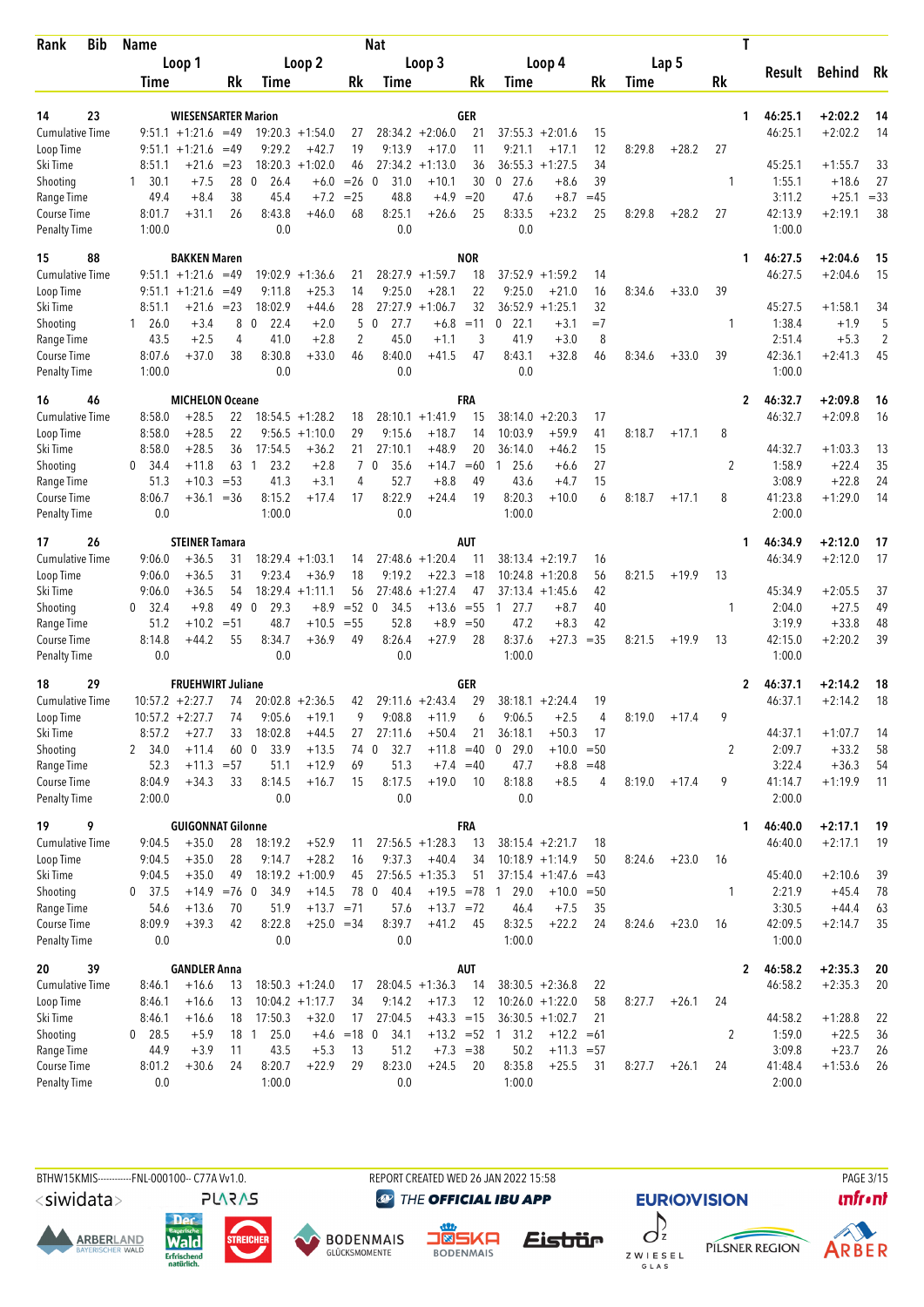| Rank | Bib | Name | | | | | Nat | | | | | | | | | T | | | |
|---|---|---|---|---|---|---|---|---|---|---|---|---|---|---|---|---|---|---|---|
| | | Loop 1 | | | Loop 2 | | | Loop 3 | | | Loop 4 | | | Lap 5 | | | Result | Behind | Rk |
| | | Time | | Rk | Time | Rk | | Time | | Rk | Time | | Rk | Time | | Rk | | | |
| 14 | 23 | WIESENSARTER Marion | | | | | GER | | | | | | | | | 1 | 46:25.1 | +2:02.2 | 14 |
| Cumulative Time | | 9:51.1 | +1:21.6 | =49 | 19:20.3 +1:54.0 | 27 | | 28:34.2 | +2:06.0 | 21 | 37:55.3 | +2:01.6 | 15 | | | | 46:25.1 | +2:02.2 | 14 |
| Loop Time | | 9:51.1 | +1:21.6 | =49 | 9:29.2 +42.7 | 19 | | 9:13.9 | +17.0 | 11 | 9:21.1 | +17.1 | 12 | 8:29.8 | +28.2 | 27 | | | |
| Ski Time | | 8:51.1 | +21.6 | =23 | 18:20.3 +1:02.0 | 46 | | 27:34.2 | +1:13.0 | 36 | 36:55.3 | +1:27.5 | 34 | | | | 45:25.1 | +1:55.7 | 33 |
| Shooting | | 1 30.1 | +7.5 | 28 | 0 26.4 +6.0 | =26 | | 0 31.0 | +10.1 | 30 | 0 27.6 | +8.6 | 39 | | | 1 | 1:55.1 | +18.6 | 27 |
| Range Time | | 49.4 | +8.4 | 38 | 45.4 +7.2 | =25 | | 48.8 | +4.9 | =20 | 47.6 | +8.7 | =45 | | | | 3:11.2 | +25.1 | =33 |
| Course Time | | 8:01.7 | +31.1 | 26 | 8:43.8 +46.0 | 68 | | 8:25.1 | +26.6 | 25 | 8:33.5 | +23.2 | 25 | 8:29.8 | +28.2 | 27 | 42:13.9 | +2:19.1 | 38 |
| Penalty Time | | 1:00.0 | | | 0.0 | | | 0.0 | | | 0.0 | | | | | | 1:00.0 | | |
| 15 | 88 | BAKKEN Maren | | | | | NOR | | | | | | | | | 1 | 46:27.5 | +2:04.6 | 15 |
| Cumulative Time | | 9:51.1 | +1:21.6 | =49 | 19:02.9 +1:36.6 | 21 | | 28:27.9 | +1:59.7 | 18 | 37:52.9 | +1:59.2 | 14 | | | | 46:27.5 | +2:04.6 | 15 |
| Loop Time | | 9:51.1 | +1:21.6 | =49 | 9:11.8 +25.3 | 14 | | 9:25.0 | +28.1 | 22 | 9:25.0 | +21.0 | 16 | 8:34.6 | +33.0 | 39 | | | |
| Ski Time | | 8:51.1 | +21.6 | =23 | 18:02.9 +44.6 | 28 | | 27:27.9 | +1:06.7 | 32 | 36:52.9 | +1:25.1 | 32 | | | | 45:27.5 | +1:58.1 | 34 |
| Shooting | | 1 26.0 | +3.4 | 8 | 0 22.4 +2.0 | 5 | | 0 27.7 | +6.8 | =11 | 0 22.1 | +3.1 | =7 | | | 1 | 1:38.4 | +1.9 | 5 |
| Range Time | | 43.5 | +2.5 | 4 | 41.0 +2.8 | 2 | | 45.0 | +1.1 | 3 | 41.9 | +3.0 | 8 | | | | 2:51.4 | +5.3 | 2 |
| Course Time | | 8:07.6 | +37.0 | 38 | 8:30.8 +33.0 | 46 | | 8:40.0 | +41.5 | 47 | 8:43.1 | +32.8 | 46 | 8:34.6 | +33.0 | 39 | 42:36.1 | +2:41.3 | 45 |
| Penalty Time | | 1:00.0 | | | 0.0 | | | 0.0 | | | 0.0 | | | | | | 1:00.0 | | |
| 16 | 46 | MICHELON Oceane | | | | | FRA | | | | | | | | | 2 | 46:32.7 | +2:09.8 | 16 |
| Cumulative Time | | 8:58.0 | +28.5 | 22 | 18:54.5 +1:28.2 | 18 | | 28:10.1 | +1:41.9 | 15 | 38:14.0 | +2:20.3 | 17 | | | | 46:32.7 | +2:09.8 | 16 |
| Loop Time | | 8:58.0 | +28.5 | 22 | 9:56.5 +1:10.0 | 29 | | 9:15.6 | +18.7 | 14 | 10:03.9 | +59.9 | 41 | 8:18.7 | +17.1 | 8 | | | |
| Ski Time | | 8:58.0 | +28.5 | 36 | 17:54.5 +36.2 | 21 | | 27:10.1 | +48.9 | 20 | 36:14.0 | +46.2 | 15 | | | | 44:32.7 | +1:03.3 | 13 |
| Shooting | | 0 34.4 | +11.8 | 63 | 1 23.2 +2.8 | 7 | | 0 35.6 | +14.7 | =60 | 1 25.6 | +6.6 | 27 | | | 2 | 1:58.9 | +22.4 | 35 |
| Range Time | | 51.3 | +10.3 | =53 | 41.3 +3.1 | 4 | | 52.7 | +8.8 | 49 | 43.6 | +4.7 | 15 | | | | 3:08.9 | +22.8 | 24 |
| Course Time | | 8:06.7 | +36.1 | =36 | 8:15.2 +17.4 | 17 | | 8:22.9 | +24.4 | 19 | 8:20.3 | +10.0 | 6 | 8:18.7 | +17.1 | 8 | 41:23.8 | +1:29.0 | 14 |
| Penalty Time | | 0.0 | | | 1:00.0 | | | 0.0 | | | 1:00.0 | | | | | | 2:00.0 | | |
| 17 | 26 | STEINER Tamara | | | | | AUT | | | | | | | | | 1 | 46:34.9 | +2:12.0 | 17 |
| Cumulative Time | | 9:06.0 | +36.5 | 31 | 18:29.4 +1:03.1 | 14 | | 27:48.6 | +1:20.4 | 11 | 38:13.4 | +2:19.7 | 16 | | | | 46:34.9 | +2:12.0 | 17 |
| Loop Time | | 9:06.0 | +36.5 | 31 | 9:23.4 +36.9 | 18 | | 9:19.2 | +22.3 | =18 | 10:24.8 | +1:20.8 | 56 | 8:21.5 | +19.9 | 13 | | | |
| Ski Time | | 9:06.0 | +36.5 | 54 | 18:29.4 +1:11.1 | 56 | | 27:48.6 | +1:27.4 | 47 | 37:13.4 | +1:45.6 | 42 | | | | 45:34.9 | +2:05.5 | 37 |
| Shooting | | 0 32.4 | +9.8 | 49 | 0 29.3 +8.9 | =52 | | 0 34.5 | +13.6 | =55 | 1 27.7 | +8.7 | 40 | | | 1 | 2:04.0 | +27.5 | 49 |
| Range Time | | 51.2 | +10.2 | =51 | 48.7 +10.5 | =55 | | 52.8 | +8.9 | =50 | 47.2 | +8.3 | 42 | | | | 3:19.9 | +33.8 | 48 |
| Course Time | | 8:14.8 | +44.2 | 55 | 8:34.7 +36.9 | 49 | | 8:26.4 | +27.9 | 28 | 8:37.6 | +27.3 | =35 | 8:21.5 | +19.9 | 13 | 42:15.0 | +2:20.2 | 39 |
| Penalty Time | | 0.0 | | | 0.0 | | | 0.0 | | | 1:00.0 | | | | | | 1:00.0 | | |
| 18 | 29 | FRUEHWIRT Juliane | | | | | GER | | | | | | | | | 2 | 46:37.1 | +2:14.2 | 18 |
| Cumulative Time | | 10:57.2 | +2:27.7 | 74 | 20:02.8 +2:36.5 | 42 | | 29:11.6 | +2:43.4 | 29 | 38:18.1 | +2:24.4 | 19 | | | | 46:37.1 | +2:14.2 | 18 |
| Loop Time | | 10:57.2 | +2:27.7 | 74 | 9:05.6 +19.1 | 9 | | 9:08.8 | +11.9 | 6 | 9:06.5 | +2.5 | 4 | 8:19.0 | +17.4 | 9 | | | |
| Ski Time | | 8:57.2 | +27.7 | 33 | 18:02.8 +44.5 | 27 | | 27:11.6 | +50.4 | 21 | 36:18.1 | +50.3 | 17 | | | | 44:37.1 | +1:07.7 | 14 |
| Shooting | | 2 34.0 | +11.4 | 60 | 0 33.9 +13.5 | 74 | | 0 32.7 | +11.8 | =40 | 0 29.0 | +10.0 | =50 | | | 2 | 2:09.7 | +33.2 | 58 |
| Range Time | | 52.3 | +11.3 | =57 | 51.1 +12.9 | 69 | | 51.3 | +7.4 | =40 | 47.7 | +8.8 | =48 | | | | 3:22.4 | +36.3 | 54 |
| Course Time | | 8:04.9 | +34.3 | 33 | 8:14.5 +16.7 | 15 | | 8:17.5 | +19.0 | 10 | 8:18.8 | +8.5 | 4 | 8:19.0 | +17.4 | 9 | 41:14.7 | +1:19.9 | 11 |
| Penalty Time | | 2:00.0 | | | 0.0 | | | 0.0 | | | 0.0 | | | | | | 2:00.0 | | |
| 19 | 9 | GUIGONNAT Gilonne | | | | | FRA | | | | | | | | | 1 | 46:40.0 | +2:17.1 | 19 |
| Cumulative Time | | 9:04.5 | +35.0 | 28 | 18:19.2 +52.9 | 11 | | 27:56.5 | +1:28.3 | 13 | 38:15.4 | +2:21.7 | 18 | | | | 46:40.0 | +2:17.1 | 19 |
| Loop Time | | 9:04.5 | +35.0 | 28 | 9:14.7 +28.2 | 16 | | 9:37.3 | +40.4 | 34 | 10:18.9 | +1:14.9 | 50 | 8:24.6 | +23.0 | 16 | | | |
| Ski Time | | 9:04.5 | +35.0 | 49 | 18:19.2 +1:00.9 | 45 | | 27:56.5 | +1:35.3 | 51 | 37:15.4 | +1:47.6 | =43 | | | | 45:40.0 | +2:10.6 | 39 |
| Shooting | | 0 37.5 | +14.9 | =76 | 0 34.9 +14.5 | 78 | | 0 40.4 | +19.5 | =78 | 1 29.0 | +10.0 | =50 | | | 1 | 2:21.9 | +45.4 | 78 |
| Range Time | | 54.6 | +13.6 | 70 | 51.9 +13.7 | =71 | | 57.6 | +13.7 | =72 | 46.4 | +7.5 | 35 | | | | 3:30.5 | +44.4 | 63 |
| Course Time | | 8:09.9 | +39.3 | 42 | 8:22.8 +25.0 | =34 | | 8:39.7 | +41.2 | 45 | 8:32.5 | +22.2 | 24 | 8:24.6 | +23.0 | 16 | 42:09.5 | +2:14.7 | 35 |
| Penalty Time | | 0.0 | | | 0.0 | | | 0.0 | | | 1:00.0 | | | | | | 1:00.0 | | |
| 20 | 39 | GANDLER Anna | | | | | AUT | | | | | | | | | 2 | 46:58.2 | +2:35.3 | 20 |
| Cumulative Time | | 8:46.1 | +16.6 | 13 | 18:50.3 +1:24.0 | 17 | | 28:04.5 | +1:36.3 | 14 | 38:30.5 | +2:36.8 | 22 | | | | 46:58.2 | +2:35.3 | 20 |
| Loop Time | | 8:46.1 | +16.6 | 13 | 10:04.2 +1:17.7 | 34 | | 9:14.2 | +17.3 | 12 | 10:26.0 | +1:22.0 | 58 | 8:27.7 | +26.1 | 24 | | | |
| Ski Time | | 8:46.1 | +16.6 | 18 | 17:50.3 +32.0 | 17 | | 27:04.5 | +43.3 | =15 | 36:30.5 | +1:02.7 | 21 | | | | 44:58.2 | +1:28.8 | 22 |
| Shooting | | 0 28.5 | +5.9 | 18 | 1 25.0 +4.6 | =18 | | 0 34.1 | +13.2 | =52 | 1 31.2 | +12.2 | =61 | | | 2 | 1:59.0 | +22.5 | 36 |
| Range Time | | 44.9 | +3.9 | 11 | 43.5 +5.3 | 13 | | 51.2 | +7.3 | =38 | 50.2 | +11.3 | =57 | | | | 3:09.8 | +23.7 | 26 |
| Course Time | | 8:01.2 | +30.6 | 24 | 8:20.7 +22.9 | 29 | | 8:23.0 | +24.5 | 20 | 8:35.8 | +25.5 | 31 | 8:27.7 | +26.1 | 24 | 41:48.4 | +1:53.6 | 26 |
| Penalty Time | | 0.0 | | | 1:00.0 | | | 0.0 | | | 1:00.0 | | | | | | 2:00.0 | | |

BTHW15KMIS-----------FNL-000100-- C77A Vv1.0. REPORT CREATED WED 26 JAN 2022 15:58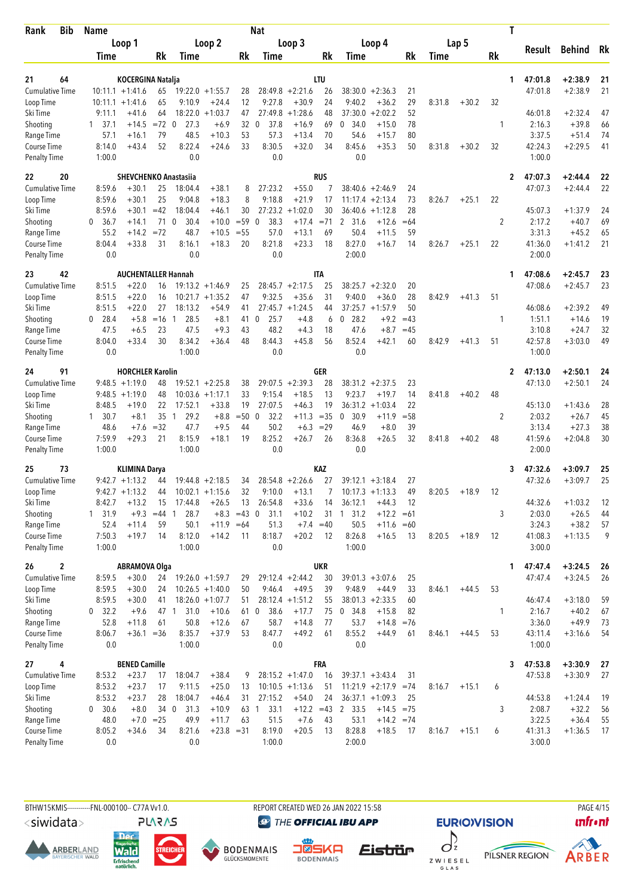| Rank | Bib | Name | | | | | | Nat | | | | | | | | | | | T | Result | Behind | Rk |
|---|---|---|---|---|---|---|---|---|---|---|---|---|---|---|---|---|---|---|---|---|---|---|
| | | Loop 1 | | | Loop 2 | | | Loop 3 | | | Loop 4 | | | Lap 5 | | | | | | | | |
| | | Time | | Rk | Time | | Rk | Time | | Rk | Time | | Rk | Time | | Rk | | | | | | |
| 21 | 64 | KOCERGINA Natalja | | | | | | LTU | | | | | | | | | | | 1 | 47:01.8 | +2:38.9 | 21 |
| Cumulative Time | | 10:11.1 | +1:41.6 | 65 | 19:22.0 | +1:55.7 | 28 | 28:49.8 | +2:21.6 | 26 | 38:30.0 | +2:36.3 | 21 | | | | | | | 47:01.8 | +2:38.9 | 21 |
| Loop Time | | 10:11.1 | +1:41.6 | 65 | 9:10.9 | +24.4 | 12 | 9:27.8 | +30.9 | 24 | 9:40.2 | +36.2 | 29 | 8:31.8 | +30.2 | 32 | | | | | | |
| Ski Time | | 9:11.1 | +41.6 | 64 | 18:22.0 | +1:03.7 | 47 | 27:49.8 | +1:28.6 | 48 | 37:30.0 | +2:02.2 | 52 | | | | | | | 46:01.8 | +2:32.4 | 47 |
| Shooting | | 1 37.1 | +14.5 | =72 | 0 27.3 | +6.9 | 32 | 0 37.8 | +16.9 | 69 | 0 34.0 | +15.0 | 78 | | | | | | 1 | 2:16.3 | +39.8 | 66 |
| Range Time | | 57.1 | +16.1 | 79 | 48.5 | +10.3 | 53 | 57.3 | +13.4 | 70 | 54.6 | +15.7 | 80 | | | | | | | 3:37.5 | +51.4 | 74 |
| Course Time | | 8:14.0 | +43.4 | 52 | 8:22.4 | +24.6 | 33 | 8:30.5 | +32.0 | 34 | 8:45.6 | +35.3 | 50 | 8:31.8 | +30.2 | 32 | | | | 42:24.3 | +2:29.5 | 41 |
| Penalty Time | | 1:00.0 | | | 0.0 | | | 0.0 | | | 0.0 | | | | | | | | | 1:00.0 | | |
| 22 | 20 | SHEVCHENKO Anastasiia | | | | | | RUS | | | | | | | | | | | 2 | 47:07.3 | +2:44.4 | 22 |
| Cumulative Time | | 8:59.6 | +30.1 | 25 | 18:04.4 | +38.1 | 8 | 27:23.2 | +55.0 | 7 | 38:40.6 | +2:46.9 | 24 | | | | | | | 47:07.3 | +2:44.4 | 22 |
| Loop Time | | 8:59.6 | +30.1 | 25 | 9:04.8 | +18.3 | 8 | 9:18.8 | +21.9 | 17 | 11:17.4 | +2:13.4 | 73 | 8:26.7 | +25.1 | 22 | | | | | | |
| Ski Time | | 8:59.6 | +30.1 | =42 | 18:04.4 | +46.1 | 30 | 27:23.2 | +1:02.0 | 30 | 36:40.6 | +1:12.8 | 28 | | | | | | | 45:07.3 | +1:37.9 | 24 |
| Shooting | | 0 36.7 | +14.1 | 71 | 0 30.4 | +10.0 | =59 | 0 38.3 | +17.4 | =71 | 2 31.6 | +12.6 | =64 | | | | | | 2 | 2:17.2 | +40.7 | 69 |
| Range Time | | 55.2 | +14.2 | =72 | 48.7 | +10.5 | =55 | 57.0 | +13.1 | 69 | 50.4 | +11.5 | 59 | | | | | | | 3:31.3 | +45.2 | 65 |
| Course Time | | 8:04.4 | +33.8 | 31 | 8:16.1 | +18.3 | 20 | 8:21.8 | +23.3 | 18 | 8:27.0 | +16.7 | 14 | 8:26.7 | +25.1 | 22 | | | | 41:36.0 | +1:41.2 | 21 |
| Penalty Time | | 0.0 | | | 0.0 | | | 0.0 | | | 2:00.0 | | | | | | | | | 2:00.0 | | |
| 23 | 42 | AUCHENTALLER Hannah | | | | | | ITA | | | | | | | | | | | 1 | 47:08.6 | +2:45.7 | 23 |
| Cumulative Time | | 8:51.5 | +22.0 | 16 | 19:13.2 | +1:46.9 | 25 | 28:45.7 | +2:17.5 | 25 | 38:25.7 | +2:32.0 | 20 | | | | | | | 47:08.6 | +2:45.7 | 23 |
| Loop Time | | 8:51.5 | +22.0 | 16 | 10:21.7 | +1:35.2 | 47 | 9:32.5 | +35.6 | 31 | 9:40.0 | +36.0 | 28 | 8:42.9 | +41.3 | 51 | | | | | | |
| Ski Time | | 8:51.5 | +22.0 | 27 | 18:13.2 | +54.9 | 41 | 27:45.7 | +1:24.5 | 44 | 37:25.7 | +1:57.9 | 50 | | | | | | | 46:08.6 | +2:39.2 | 49 |
| Shooting | | 0 28.4 | +5.8 | =16 | 1 28.5 | +8.1 | 41 | 0 25.7 | +4.8 | 6 | 0 28.2 | +9.2 | =43 | | | | | | 1 | 1:51.1 | +14.6 | 19 |
| Range Time | | 47.5 | +6.5 | 23 | 47.5 | +9.3 | 43 | 48.2 | +4.3 | 18 | 47.6 | +8.7 | =45 | | | | | | | 3:10.8 | +24.7 | 32 |
| Course Time | | 8:04.0 | +33.4 | 30 | 8:34.2 | +36.4 | 48 | 8:44.3 | +45.8 | 56 | 8:52.4 | +42.1 | 60 | 8:42.9 | +41.3 | 51 | | | | 42:57.8 | +3:03.0 | 49 |
| Penalty Time | | 0.0 | | | 1:00.0 | | | 0.0 | | | 0.0 | | | | | | | | | 1:00.0 | | |
| 24 | 91 | HORCHLER Karolin | | | | | | GER | | | | | | | | | | | 2 | 47:13.0 | +2:50.1 | 24 |
| Cumulative Time | | 9:48.5 | +1:19.0 | 48 | 19:52.1 | +2:25.8 | 38 | 29:07.5 | +2:39.3 | 28 | 38:31.2 | +2:37.5 | 23 | | | | | | | 47:13.0 | +2:50.1 | 24 |
| Loop Time | | 9:48.5 | +1:19.0 | 48 | 10:03.6 | +1:17.1 | 33 | 9:15.4 | +18.5 | 13 | 9:23.7 | +19.7 | 14 | 8:41.8 | +40.2 | 48 | | | | | | |
| Ski Time | | 8:48.5 | +19.0 | 22 | 17:52.1 | +33.8 | 18 | 27:07.5 | +46.3 | 19 | 36:31.2 | +1:03.4 | 22 | | | | | | | 45:13.0 | +1:43.6 | 28 |
| Shooting | | 1 30.7 | +8.1 | 35 | 1 29.2 | +8.8 | =50 | 0 32.2 | +11.3 | =35 | 0 30.9 | +11.9 | =58 | | | | | | 2 | 2:03.2 | +26.7 | 45 |
| Range Time | | 48.6 | +7.6 | =32 | 47.7 | +9.5 | 44 | 50.2 | +6.3 | =29 | 46.9 | +8.0 | 39 | | | | | | | 3:13.4 | +27.3 | 38 |
| Course Time | | 7:59.9 | +29.3 | 21 | 8:15.9 | +18.1 | 19 | 8:25.2 | +26.7 | 26 | 8:36.8 | +26.5 | 32 | 8:41.8 | +40.2 | 48 | | | | 41:59.6 | +2:04.8 | 30 |
| Penalty Time | | 1:00.0 | | | 1:00.0 | | | 0.0 | | | 0.0 | | | | | | | | | 2:00.0 | | |
| 25 | 73 | KLIMINA Darya | | | | | | KAZ | | | | | | | | | | | 3 | 47:32.6 | +3:09.7 | 25 |
| Cumulative Time | | 9:42.7 | +1:13.2 | 44 | 19:44.8 | +2:18.5 | 34 | 28:54.8 | +2:26.6 | 27 | 39:12.1 | +3:18.4 | 27 | | | | | | | 47:32.6 | +3:09.7 | 25 |
| Loop Time | | 9:42.7 | +1:13.2 | 44 | 10:02.1 | +1:15.6 | 32 | 9:10.0 | +13.1 | 7 | 10:17.3 | +1:13.3 | 49 | 8:20.5 | +18.9 | 12 | | | | | | |
| Ski Time | | 8:42.7 | +13.2 | 15 | 17:44.8 | +26.5 | 13 | 26:54.8 | +33.6 | 14 | 36:12.1 | +44.3 | 12 | | | | | | | 44:32.6 | +1:03.2 | 12 |
| Shooting | | 1 31.9 | +9.3 | =44 | 1 28.7 | +8.3 | =43 | 0 31.1 | +10.2 | 31 | 1 31.2 | +12.2 | =61 | | | | | | 3 | 2:03.0 | +26.5 | 44 |
| Range Time | | 52.4 | +11.4 | 59 | 50.1 | +11.9 | =64 | 51.3 | +7.4 | =40 | 50.5 | +11.6 | =60 | | | | | | | 3:24.3 | +38.2 | 57 |
| Course Time | | 7:50.3 | +19.7 | 14 | 8:12.0 | +14.2 | 11 | 8:18.7 | +20.2 | 12 | 8:26.8 | +16.5 | 13 | 8:20.5 | +18.9 | 12 | | | | 41:08.3 | +1:13.5 | 9 |
| Penalty Time | | 1:00.0 | | | 1:00.0 | | | 0.0 | | | 1:00.0 | | | | | | | | | 3:00.0 | | |
| 26 | 2 | ABRAMOVA Olga | | | | | | UKR | | | | | | | | | | | 1 | 47:47.4 | +3:24.5 | 26 |
| Cumulative Time | | 8:59.5 | +30.0 | 24 | 19:26.0 | +1:59.7 | 29 | 29:12.4 | +2:44.2 | 30 | 39:01.3 | +3:07.6 | 25 | | | | | | | 47:47.4 | +3:24.5 | 26 |
| Loop Time | | 8:59.5 | +30.0 | 24 | 10:26.5 | +1:40.0 | 50 | 9:46.4 | +49.5 | 39 | 9:48.9 | +44.9 | 33 | 8:46.1 | +44.5 | 53 | | | | | | |
| Ski Time | | 8:59.5 | +30.0 | 41 | 18:26.0 | +1:07.7 | 51 | 28:12.4 | +1:51.2 | 55 | 38:01.3 | +2:33.5 | 60 | | | | | | | 46:47.4 | +3:18.0 | 59 |
| Shooting | | 0 32.2 | +9.6 | 47 | 1 31.0 | +10.6 | 61 | 0 38.6 | +17.7 | 75 | 0 34.8 | +15.8 | 82 | | | | | | 1 | 2:16.7 | +40.2 | 67 |
| Range Time | | 52.8 | +11.8 | 61 | 50.8 | +12.6 | 67 | 58.7 | +14.8 | 77 | 53.7 | +14.8 | =76 | | | | | | | 3:36.0 | +49.9 | 73 |
| Course Time | | 8:06.7 | +36.1 | =36 | 8:35.7 | +37.9 | 53 | 8:47.7 | +49.2 | 61 | 8:55.2 | +44.9 | 61 | 8:46.1 | +44.5 | 53 | | | | 43:11.4 | +3:16.6 | 54 |
| Penalty Time | | 0.0 | | | 1:00.0 | | | 0.0 | | | 0.0 | | | | | | | | | 1:00.0 | | |
| 27 | 4 | BENED Camille | | | | | | FRA | | | | | | | | | | | 3 | 47:53.8 | +3:30.9 | 27 |
| Cumulative Time | | 8:53.2 | +23.7 | 17 | 18:04.7 | +38.4 | 9 | 28:15.2 | +1:47.0 | 16 | 39:37.1 | +3:43.4 | 31 | | | | | | | 47:53.8 | +3:30.9 | 27 |
| Loop Time | | 8:53.2 | +23.7 | 17 | 9:11.5 | +25.0 | 13 | 10:10.5 | +1:13.6 | 51 | 11:21.9 | +2:17.9 | =74 | 8:16.7 | +15.1 | 6 | | | | | | |
| Ski Time | | 8:53.2 | +23.7 | 28 | 18:04.7 | +46.4 | 31 | 27:15.2 | +54.0 | 24 | 36:37.1 | +1:09.3 | 25 | | | | | | | 44:53.8 | +1:24.4 | 19 |
| Shooting | | 0 30.6 | +8.0 | 34 | 0 31.3 | +10.9 | 63 | 1 33.1 | +12.2 | =43 | 2 33.5 | +14.5 | =75 | | | | | | 3 | 2:08.7 | +32.2 | 56 |
| Range Time | | 48.0 | +7.0 | =25 | 49.9 | +11.7 | 63 | 51.5 | +7.6 | 43 | 53.1 | +14.2 | =74 | | | | | | | 3:22.5 | +36.4 | 55 |
| Course Time | | 8:05.2 | +34.6 | 34 | 8:21.6 | +23.8 | =31 | 8:19.0 | +20.5 | 13 | 8:28.8 | +18.5 | 17 | 8:16.7 | +15.1 | 6 | | | | 41:31.3 | +1:36.5 | 17 |
| Penalty Time | | 0.0 | | | 0.0 | | | 1:00.0 | | | 2:00.0 | | | | | | | | | 3:00.0 | | |

BTHW15KMIS-----------FNL-000100-- C77A Vv1.0. REPORT CREATED WED 26 JAN 2022 15:58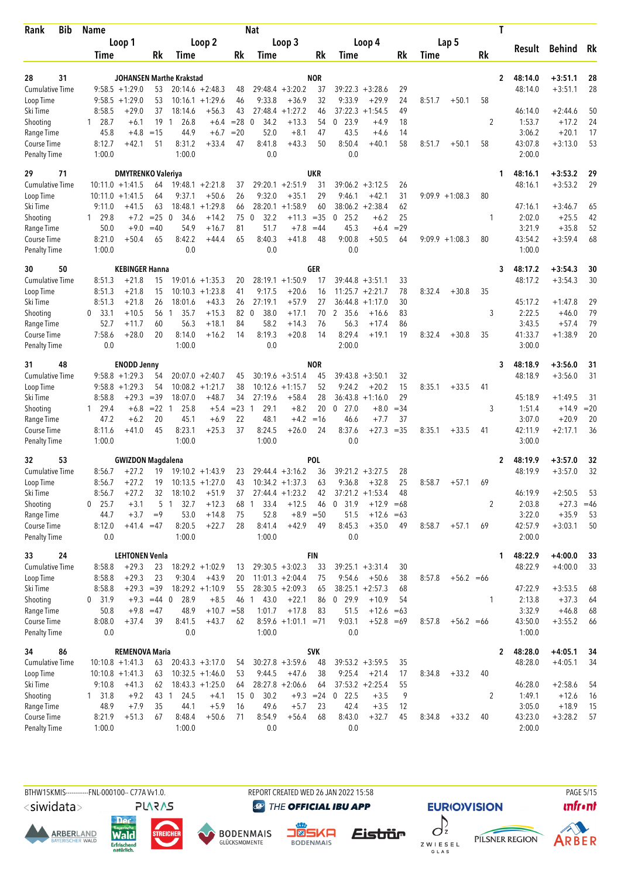| Rank | Bib | Name | | | Nat | | | | | | | | | | T | Result | Behind | Rk |
|---|---|---|---|---|---|---|---|---|---|---|---|---|---|---|---|---|---|---|
| | | Loop 1 | | | Loop 2 | | | Loop 3 | | | Loop 4 | | | Lap 5 | | | | |
| | | Time | | Rk | Time | | Rk | Time | | Rk | Time | | Rk | Time | | Rk | | |
| **28** | **31** | **JOHANSEN Marthe Krakstad** | | | | | | **NOR** | | | | | | | **2** | **48:14.0** | **+3:51.1** | **28** |
| Cumulative Time | | 9:58.5 | +1:29.0 | 53 | 20:14.6 | +2:48.3 | 48 | 29:48.4 | +3:20.2 | 37 | 39:22.3 | +3:28.6 | 29 | | | | 48:14.0 | +3:51.1 | 28 |
| Loop Time | | 9:58.5 | +1:29.0 | 53 | 10:16.1 | +1:29.6 | 46 | 9:33.8 | +36.9 | 32 | 9:33.9 | +29.9 | 24 | 8:51.7 | +50.1 | 58 | | | |
| Ski Time | | 8:58.5 | +29.0 | 37 | 18:14.6 | +56.3 | 43 | 27:48.4 | +1:27.2 | 46 | 37:22.3 | +1:54.5 | 49 | | | | 46:14.0 | +2:44.6 | 50 |
| Shooting | | 1 28.7 | +6.1 | 19 | 1 26.8 | +6.4 | =28 | 0 34.2 | +13.3 | 54 | 0 23.9 | +4.9 | 18 | | | 2 | 1:53.7 | +17.2 | 24 |
| Range Time | | 45.8 | +4.8 | =15 | 44.9 | +6.7 | =20 | 52.0 | +8.1 | 47 | 43.5 | +4.6 | 14 | | | | 3:06.2 | +20.1 | 17 |
| Course Time | | 8:12.7 | +42.1 | 51 | 8:31.2 | +33.4 | 47 | 8:41.8 | +43.3 | 50 | 8:50.4 | +40.1 | 58 | 8:51.7 | +50.1 | 58 | 43:07.8 | +3:13.0 | 53 |
| Penalty Time | | 1:00.0 | | | 1:00.0 | | | 0.0 | | | 0.0 | | | | | | 2:00.0 | | |
| **29** | **71** | **DMYTRENKO Valeriya** | | | | | | **UKR** | | | | | | | **1** | **48:16.1** | **+3:53.2** | **29** |
| Cumulative Time | | 10:11.0 | +1:41.5 | 64 | 19:48.1 | +2:21.8 | 37 | 29:20.1 | +2:51.9 | 31 | 39:06.2 | +3:12.5 | 26 | | | | 48:16.1 | +3:53.2 | 29 |
| Loop Time | | 10:11.0 | +1:41.5 | 64 | 9:37.1 | +50.6 | 26 | 9:32.0 | +35.1 | 29 | 9:46.1 | +42.1 | 31 | 9:09.9 | +1:08.3 | 80 | | | |
| Ski Time | | 9:11.0 | +41.5 | 63 | 18:48.1 | +1:29.8 | 66 | 28:20.1 | +1:58.9 | 60 | 38:06.2 | +2:38.4 | 62 | | | | 47:16.1 | +3:46.7 | 65 |
| Shooting | | 1 29.8 | +7.2 | =25 | 0 34.6 | +14.2 | 75 | 0 32.2 | +11.3 | =35 | 0 25.2 | +6.2 | 25 | | | 1 | 2:02.0 | +25.5 | 42 |
| Range Time | | 50.0 | +9.0 | =40 | 54.9 | +16.7 | 81 | 51.7 | +7.8 | =44 | 45.3 | +6.4 | =29 | | | | 3:21.9 | +35.8 | 52 |
| Course Time | | 8:21.0 | +50.4 | 65 | 8:42.2 | +44.4 | 65 | 8:40.3 | +41.8 | 48 | 9:00.8 | +50.5 | 64 | 9:09.9 | +1:08.3 | 80 | 43:54.2 | +3:59.4 | 68 |
| Penalty Time | | 1:00.0 | | | 0.0 | | | 0.0 | | | 0.0 | | | | | | 1:00.0 | | |
| **30** | **50** | **KEBINGER Hanna** | | | | | | **GER** | | | | | | | **3** | **48:17.2** | **+3:54.3** | **30** |
| Cumulative Time | | 8:51.3 | +21.8 | 15 | 19:01.6 | +1:35.3 | 20 | 28:19.1 | +1:50.9 | 17 | 39:44.8 | +3:51.1 | 33 | | | | 48:17.2 | +3:54.3 | 30 |
| Loop Time | | 8:51.3 | +21.8 | 15 | 10:10.3 | +1:23.8 | 41 | 9:17.5 | +20.6 | 16 | 11:25.7 | +2:21.7 | 78 | 8:32.4 | +30.8 | 35 | | | |
| Ski Time | | 8:51.3 | +21.8 | 26 | 18:01.6 | +43.3 | 26 | 27:19.1 | +57.9 | 27 | 36:44.8 | +1:17.0 | 30 | | | | 45:17.2 | +1:47.8 | 29 |
| Shooting | | 0 33.1 | +10.5 | 55 | 1 35.7 | +15.3 | 82 | 0 38.0 | +17.1 | 70 | 2 35.6 | +16.6 | 83 | | | 3 | 2:22.5 | +46.0 | 79 |
| Range Time | | 52.7 | +11.7 | 60 | 56.3 | +18.1 | 84 | 58.2 | +14.3 | 76 | 56.3 | +17.4 | 86 | | | | 3:43.5 | +57.4 | 79 |
| Course Time | | 7:58.6 | +28.0 | 20 | 8:14.0 | +16.2 | 14 | 8:19.3 | +20.8 | 14 | 8:29.4 | +19.1 | 19 | 8:32.4 | +30.8 | 35 | 41:33.7 | +1:38.9 | 20 |
| Penalty Time | | 0.0 | | | 1:00.0 | | | 0.0 | | | 2:00.0 | | | | | | 3:00.0 | | |
| **31** | **48** | **ENODD Jenny** | | | | | | **NOR** | | | | | | | **3** | **48:18.9** | **+3:56.0** | **31** |
| Cumulative Time | | 9:58.8 | +1:29.3 | 54 | 20:07.0 | +2:40.7 | 45 | 30:19.6 | +3:51.4 | 45 | 39:43.8 | +3:50.1 | 32 | | | | 48:18.9 | +3:56.0 | 31 |
| Loop Time | | 9:58.8 | +1:29.3 | 54 | 10:08.2 | +1:21.7 | 38 | 10:12.6 | +1:15.7 | 52 | 9:24.2 | +20.2 | 15 | 8:35.1 | +33.5 | 41 | | | |
| Ski Time | | 8:58.8 | +29.3 | =39 | 18:07.0 | +48.7 | 34 | 27:19.6 | +58.4 | 28 | 36:43.8 | +1:16.0 | 29 | | | | 45:18.9 | +1:49.5 | 31 |
| Shooting | | 1 29.4 | +6.8 | =22 | 1 25.8 | +5.4 | =23 | 1 29.1 | +8.2 | 20 | 0 27.0 | +8.0 | =34 | | | 3 | 1:51.4 | +14.9 | =20 |
| Range Time | | 47.2 | +6.2 | 20 | 45.1 | +6.9 | 22 | 48.1 | +4.2 | =16 | 46.6 | +7.7 | 37 | | | | 3:07.0 | +20.9 | 20 |
| Course Time | | 8:11.6 | +41.0 | 45 | 8:23.1 | +25.3 | 37 | 8:24.5 | +26.0 | 24 | 8:37.6 | +27.3 | =35 | 8:35.1 | +33.5 | 41 | 42:11.9 | +2:17.1 | 36 |
| Penalty Time | | 1:00.0 | | | 1:00.0 | | | 1:00.0 | | | 0.0 | | | | | | 3:00.0 | | |
| **32** | **53** | **GWIZDON Magdalena** | | | | | | **POL** | | | | | | | **2** | **48:19.9** | **+3:57.0** | **32** |
| Cumulative Time | | 8:56.7 | +27.2 | 19 | 19:10.2 | +1:43.9 | 23 | 29:44.4 | +3:16.2 | 36 | 39:21.2 | +3:27.5 | 28 | | | | 48:19.9 | +3:57.0 | 32 |
| Loop Time | | 8:56.7 | +27.2 | 19 | 10:13.5 | +1:27.0 | 43 | 10:34.2 | +1:37.3 | 63 | 9:36.8 | +32.8 | 25 | 8:58.7 | +57.1 | 69 | | | |
| Ski Time | | 8:56.7 | +27.2 | 32 | 18:10.2 | +51.9 | 37 | 27:44.4 | +1:23.2 | 42 | 37:21.2 | +1:53.4 | 48 | | | | 46:19.9 | +2:50.5 | 53 |
| Shooting | | 0 25.7 | +3.1 | 5 | 1 32.7 | +12.3 | 68 | 1 33.4 | +12.5 | 46 | 0 31.9 | +12.9 | =68 | | | 2 | 2:03.8 | +27.3 | =46 |
| Range Time | | 44.7 | +3.7 | =9 | 53.0 | +14.8 | 75 | 52.8 | +8.9 | =50 | 51.5 | +12.6 | =63 | | | | 3:22.0 | +35.9 | 53 |
| Course Time | | 8:12.0 | +41.4 | =47 | 8:20.5 | +22.7 | 28 | 8:41.4 | +42.9 | 49 | 8:45.3 | +35.0 | 49 | 8:58.7 | +57.1 | 69 | 42:57.9 | +3:03.1 | 50 |
| Penalty Time | | 0.0 | | | 1:00.0 | | | 1:00.0 | | | 0.0 | | | | | | 2:00.0 | | |
| **33** | **24** | **LEHTONEN Venla** | | | | | | **FIN** | | | | | | | **1** | **48:22.9** | **+4:00.0** | **33** |
| Cumulative Time | | 8:58.8 | +29.3 | 23 | 18:29.2 | +1:02.9 | 13 | 29:30.5 | +3:02.3 | 33 | 39:25.1 | +3:31.4 | 30 | | | | 48:22.9 | +4:00.0 | 33 |
| Loop Time | | 8:58.8 | +29.3 | 23 | 9:30.4 | +43.9 | 20 | 11:01.3 | +2:04.4 | 75 | 9:54.6 | +50.6 | 38 | 8:57.8 | +56.2 | =66 | | | |
| Ski Time | | 8:58.8 | +29.3 | =39 | 18:29.2 | +1:10.9 | 55 | 28:30.5 | +2:09.3 | 65 | 38:25.1 | +2:57.3 | 68 | | | | 47:22.9 | +3:53.5 | 68 |
| Shooting | | 0 31.9 | +9.3 | =44 | 0 28.9 | +8.5 | 46 | 1 43.0 | +22.1 | 86 | 0 29.9 | +10.9 | 54 | | | 1 | 2:13.8 | +37.3 | 64 |
| Range Time | | 50.8 | +9.8 | =47 | 48.9 | +10.7 | =58 | 1:01.7 | +17.8 | 83 | 51.5 | +12.6 | =63 | | | | 3:32.9 | +46.8 | 68 |
| Course Time | | 8:08.0 | +37.4 | 39 | 8:41.5 | +43.7 | 62 | 8:59.6 | +1:01.1 | =71 | 9:03.1 | +52.8 | =69 | 8:57.8 | +56.2 | =66 | 43:50.0 | +3:55.2 | 66 |
| Penalty Time | | 0.0 | | | 0.0 | | | 1:00.0 | | | 0.0 | | | | | | 1:00.0 | | |
| **34** | **86** | **REMENOVA Maria** | | | | | | **SVK** | | | | | | | **2** | **48:28.0** | **+4:05.1** | **34** |
| Cumulative Time | | 10:10.8 | +1:41.3 | 63 | 20:43.3 | +3:17.0 | 54 | 30:27.8 | +3:59.6 | 48 | 39:53.2 | +3:59.5 | 35 | | | | 48:28.0 | +4:05.1 | 34 |
| Loop Time | | 10:10.8 | +1:41.3 | 63 | 10:32.5 | +1:46.0 | 53 | 9:44.5 | +47.6 | 38 | 9:25.4 | +21.4 | 17 | 8:34.8 | +33.2 | 40 | | | |
| Ski Time | | 9:10.8 | +41.3 | 62 | 18:43.3 | +1:25.0 | 64 | 28:27.8 | +2:06.6 | 64 | 37:53.2 | +2:25.4 | 55 | | | | 46:28.0 | +2:58.6 | 54 |
| Shooting | | 1 31.8 | +9.2 | 43 | 1 24.5 | +4.1 | 15 | 0 30.2 | +9.3 | =24 | 0 22.5 | +3.5 | 9 | | | 2 | 1:49.1 | +12.6 | 16 |
| Range Time | | 48.9 | +7.9 | 35 | 44.1 | +5.9 | 16 | 49.6 | +5.7 | 23 | 42.4 | +3.5 | 12 | | | | 3:05.0 | +18.9 | 15 |
| Course Time | | 8:21.9 | +51.3 | 67 | 8:48.4 | +50.6 | 71 | 8:54.9 | +56.4 | 68 | 8:43.0 | +32.7 | 45 | 8:34.8 | +33.2 | 40 | 43:23.0 | +3:28.2 | 57 |
| Penalty Time | | 1:00.0 | | | 1:00.0 | | | 0.0 | | | 0.0 | | | | | | 2:00.0 | | |

BTHW15KMIS-----------FNL-000100-- C77A Vv1.0. REPORT CREATED WED 26 JAN 2022 15:58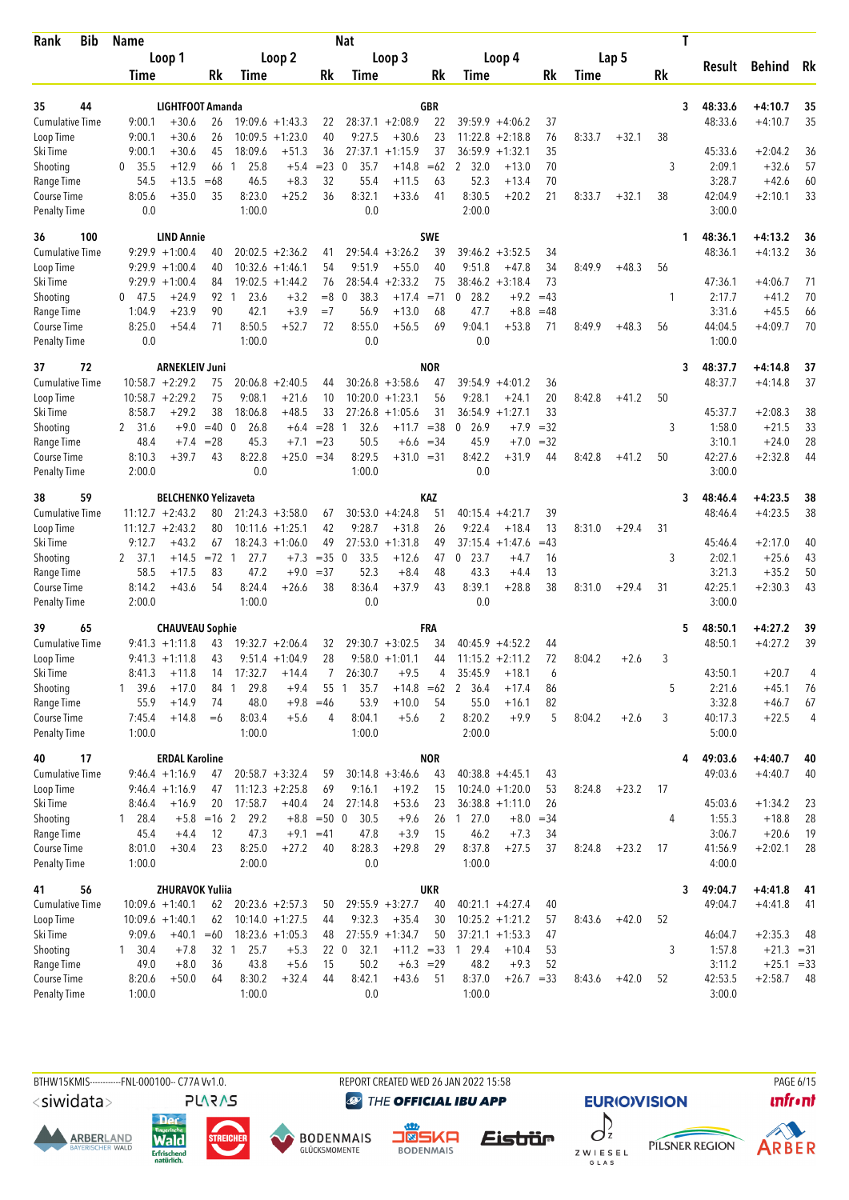| Rank | Bib | Name | | | | | | Nat | | | | | | | | | | T | Result | Behind | Rk |
|---|---|---|---|---|---|---|---|---|---|---|---|---|---|---|---|---|---|---|---|---|---|
| | | Loop 1 | | | Loop 2 | | | Loop 3 | | | Loop 4 | | | Lap 5 | | | | | | | |
| | | Time | | Rk | Time | | Rk | Time | | Rk | Time | | Rk | Time | | Rk | | | | | |
| 35 | 44 | LIGHTFOOT Amanda | | | | | | GBR | | | | | | | | | | 3 | 48:33.6 | +4:10.7 | 35 |
| Cumulative Time | | 9:00.1 | +30.6 | 26 | 19:09.6 | +1:43.3 | 22 | 28:37.1 | +2:08.9 | 22 | 39:59.9 | +4:06.2 | 37 | | | | | | 48:33.6 | +4:10.7 | 35 |
| Loop Time | | 9:00.1 | +30.6 | 26 | 10:09.5 | +1:23.0 | 40 | 9:27.5 | +30.6 | 23 | 11:22.8 | +2:18.8 | 76 | 8:33.7 | +32.1 | 38 | | | | | |
| Ski Time | | 9:00.1 | +30.6 | 45 | 18:09.6 | +51.3 | 36 | 27:37.1 | +1:15.9 | 37 | 36:59.9 | +1:32.1 | 35 | | | | | | 45:33.6 | +2:04.2 | 36 |
| Shooting | | 0 35.5 | +12.9 | 66 | 1 25.8 | +5.4 | =23 | 0 35.7 | +14.8 | =62 | 2 32.0 | +13.0 | 70 | | | | 3 | | 2:09.1 | +32.6 | 57 |
| Range Time | | 54.5 | +13.5 | =68 | 46.5 | +8.3 | 32 | 55.4 | +11.5 | 63 | 52.3 | +13.4 | 70 | | | | | | 3:28.7 | +42.6 | 60 |
| Course Time | | 8:05.6 | +35.0 | 35 | 8:23.0 | +25.2 | 36 | 8:32.1 | +33.6 | 41 | 8:30.5 | +20.2 | 21 | 8:33.7 | +32.1 | 38 | | | 42:04.9 | +2:10.1 | 33 |
| Penalty Time | | 0.0 | | | 1:00.0 | | | 0.0 | | | 2:00.0 | | | | | | | | 3:00.0 | | |
| 36 | 100 | LIND Annie | | | | | | SWE | | | | | | | | | | 1 | 48:36.1 | +4:13.2 | 36 |
| Cumulative Time | | 9:29.9 | +1:00.4 | 40 | 20:02.5 | +2:36.2 | 41 | 29:54.4 | +3:26.2 | 39 | 39:46.2 | +3:52.5 | 34 | | | | | | 48:36.1 | +4:13.2 | 36 |
| Loop Time | | 9:29.9 | +1:00.4 | 40 | 10:32.6 | +1:46.1 | 54 | 9:51.9 | +55.0 | 40 | 9:51.8 | +47.8 | 34 | 8:49.9 | +48.3 | 56 | | | | | |
| Ski Time | | 9:29.9 | +1:00.4 | 84 | 19:02.5 | +1:44.2 | 76 | 28:54.4 | +2:33.2 | 75 | 38:46.2 | +3:18.4 | 73 | | | | | | 47:36.1 | +4:06.7 | 71 |
| Shooting | | 0 47.5 | +24.9 | 92 | 1 23.6 | +3.2 | =8 | 0 38.3 | +17.4 | =71 | 0 28.2 | +9.2 | =43 | | | | 1 | | 2:17.7 | +41.2 | 70 |
| Range Time | | 1:04.9 | +23.9 | 90 | 42.1 | +3.9 | =7 | 56.9 | +13.0 | 68 | 47.7 | +8.8 | =48 | | | | | | 3:31.6 | +45.5 | 66 |
| Course Time | | 8:25.0 | +54.4 | 71 | 8:50.5 | +52.7 | 72 | 8:55.0 | +56.5 | 69 | 9:04.1 | +53.8 | 71 | 8:49.9 | +48.3 | 56 | | | 44:04.5 | +4:09.7 | 70 |
| Penalty Time | | 0.0 | | | 1:00.0 | | | 0.0 | | | 0.0 | | | | | | | | 1:00.0 | | |
| 37 | 72 | ARNEKLEIV Juni | | | | | | NOR | | | | | | | | | | 3 | 48:37.7 | +4:14.8 | 37 |
| Cumulative Time | | 10:58.7 | +2:29.2 | 75 | 20:06.8 | +2:40.5 | 44 | 30:26.8 | +3:58.6 | 47 | 39:54.9 | +4:01.2 | 36 | | | | | | 48:37.7 | +4:14.8 | 37 |
| Loop Time | | 10:58.7 | +2:29.2 | 75 | 9:08.1 | +21.6 | 10 | 10:20.0 | +1:23.1 | 56 | 9:28.1 | +24.1 | 20 | 8:42.8 | +41.2 | 50 | | | | | |
| Ski Time | | 8:58.7 | +29.2 | 38 | 18:06.8 | +48.5 | 33 | 27:26.8 | +1:05.6 | 31 | 36:54.9 | +1:27.1 | 33 | | | | | | 45:37.7 | +2:08.3 | 38 |
| Shooting | | 2 31.6 | +9.0 | =40 | 0 26.8 | +6.4 | =28 | 1 32.6 | +11.7 | =38 | 0 26.9 | +7.9 | =32 | | | | 3 | | 1:58.0 | +21.5 | 33 |
| Range Time | | 48.4 | +7.4 | =28 | 45.3 | +7.1 | =23 | 50.5 | +6.6 | =34 | 45.9 | +7.0 | =32 | | | | | | 3:10.1 | +24.0 | 28 |
| Course Time | | 8:10.3 | +39.7 | 43 | 8:22.8 | +25.0 | =34 | 8:29.5 | +31.0 | =31 | 8:42.2 | +31.9 | 44 | 8:42.8 | +41.2 | 50 | | | 42:27.6 | +2:32.8 | 44 |
| Penalty Time | | 2:00.0 | | | 0.0 | | | 1:00.0 | | | 0.0 | | | | | | | | 3:00.0 | | |
| 38 | 59 | BELCHENKO Yelizaveta | | | | | | KAZ | | | | | | | | | | 3 | 48:46.4 | +4:23.5 | 38 |
| Cumulative Time | | 11:12.7 | +2:43.2 | 80 | 21:24.3 | +3:58.0 | 67 | 30:53.0 | +4:24.8 | 51 | 40:15.4 | +4:21.7 | 39 | | | | | | 48:46.4 | +4:23.5 | 38 |
| Loop Time | | 11:12.7 | +2:43.2 | 80 | 10:11.6 | +1:25.1 | 42 | 9:28.7 | +31.8 | 26 | 9:22.4 | +18.4 | 13 | 8:31.0 | +29.4 | 31 | | | | | |
| Ski Time | | 9:12.7 | +43.2 | 67 | 18:24.3 | +1:06.0 | 49 | 27:53.0 | +1:31.8 | 49 | 37:15.4 | +1:47.6 | =43 | | | | | | 45:46.4 | +2:17.0 | 40 |
| Shooting | | 2 37.1 | +14.5 | =72 | 1 27.7 | +7.3 | =35 | 0 33.5 | +12.6 | 47 | 0 23.7 | +4.7 | 16 | | | | 3 | | 2:02.1 | +25.6 | 43 |
| Range Time | | 58.5 | +17.5 | 83 | 47.2 | +9.0 | =37 | 52.3 | +8.4 | 48 | 43.3 | +4.4 | 13 | | | | | | 3:21.3 | +35.2 | 50 |
| Course Time | | 8:14.2 | +43.6 | 54 | 8:24.4 | +26.6 | 38 | 8:36.4 | +37.9 | 43 | 8:39.1 | +28.8 | 38 | 8:31.0 | +29.4 | 31 | | | 42:25.1 | +2:30.3 | 43 |
| Penalty Time | | 2:00.0 | | | 1:00.0 | | | 0.0 | | | 0.0 | | | | | | | | 3:00.0 | | |
| 39 | 65 | CHAUVEAU Sophie | | | | | | FRA | | | | | | | | | | 5 | 48:50.1 | +4:27.2 | 39 |
| Cumulative Time | | 9:41.3 | +1:11.8 | 43 | 19:32.7 | +2:06.4 | 32 | 29:30.7 | +3:02.5 | 34 | 40:45.9 | +4:52.2 | 44 | | | | | | 48:50.1 | +4:27.2 | 39 |
| Loop Time | | 9:41.3 | +1:11.8 | 43 | 9:51.4 | +1:04.9 | 28 | 9:58.0 | +1:01.1 | 44 | 11:15.2 | +2:11.2 | 72 | 8:04.2 | +2.6 | 3 | | | | | |
| Ski Time | | 8:41.3 | +11.8 | 14 | 17:32.7 | +14.4 | 7 | 26:30.7 | +9.5 | 4 | 35:45.9 | +18.1 | 6 | | | | | | 43:50.1 | +20.7 | 4 |
| Shooting | | 1 39.6 | +17.0 | 84 | 1 29.8 | +9.4 | 55 | 1 35.7 | +14.8 | =62 | 2 36.4 | +17.4 | 86 | | | | 5 | | 2:21.6 | +45.1 | 76 |
| Range Time | | 55.9 | +14.9 | 74 | 48.0 | +9.8 | =46 | 53.9 | +10.0 | 54 | 55.0 | +16.1 | 82 | | | | | | 3:32.8 | +46.7 | 67 |
| Course Time | | 7:45.4 | +14.8 | =6 | 8:03.4 | +5.6 | 4 | 8:04.1 | +5.6 | 2 | 8:20.2 | +9.9 | 5 | 8:04.2 | +2.6 | 3 | | | 40:17.3 | +22.5 | 4 |
| Penalty Time | | 1:00.0 | | | 1:00.0 | | | 1:00.0 | | | 2:00.0 | | | | | | | | 5:00.0 | | |
| 40 | 17 | ERDAL Karoline | | | | | | NOR | | | | | | | | | | 4 | 49:03.6 | +4:40.7 | 40 |
| Cumulative Time | | 9:46.4 | +1:16.9 | 47 | 20:58.7 | +3:32.4 | 59 | 30:14.8 | +3:46.6 | 43 | 40:38.8 | +4:45.1 | 43 | | | | | | 49:03.6 | +4:40.7 | 40 |
| Loop Time | | 9:46.4 | +1:16.9 | 47 | 11:12.3 | +2:25.8 | 69 | 9:16.1 | +19.2 | 15 | 10:24.0 | +1:20.0 | 53 | 8:24.8 | +23.2 | 17 | | | | | |
| Ski Time | | 8:46.4 | +16.9 | 20 | 17:58.7 | +40.4 | 24 | 27:14.8 | +53.6 | 23 | 36:38.8 | +1:11.0 | 26 | | | | | | 45:03.6 | +1:34.2 | 23 |
| Shooting | | 1 28.4 | +5.8 | =16 | 2 29.2 | +8.8 | =50 | 0 30.5 | +9.6 | 26 | 1 27.0 | +8.0 | =34 | | | | 4 | | 1:55.3 | +18.8 | 28 |
| Range Time | | 45.4 | +4.4 | 12 | 47.3 | +9.1 | =41 | 47.8 | +3.9 | 15 | 46.2 | +7.3 | 34 | | | | | | 3:06.7 | +20.6 | 19 |
| Course Time | | 8:01.0 | +30.4 | 23 | 8:25.0 | +27.2 | 40 | 8:28.3 | +29.8 | 29 | 8:37.8 | +27.5 | 37 | 8:24.8 | +23.2 | 17 | | | 41:56.9 | +2:02.1 | 28 |
| Penalty Time | | 1:00.0 | | | 2:00.0 | | | 0.0 | | | 1:00.0 | | | | | | | | 4:00.0 | | |
| 41 | 56 | ZHURAVOK Yuliia | | | | | | UKR | | | | | | | | | | 3 | 49:04.7 | +4:41.8 | 41 |
| Cumulative Time | | 10:09.6 | +1:40.1 | 62 | 20:23.6 | +2:57.3 | 50 | 29:55.9 | +3:27.7 | 40 | 40:21.1 | +4:27.4 | 40 | | | | | | 49:04.7 | +4:41.8 | 41 |
| Loop Time | | 10:09.6 | +1:40.1 | 62 | 10:14.0 | +1:27.5 | 44 | 9:32.3 | +35.4 | 30 | 10:25.2 | +1:21.2 | 57 | 8:43.6 | +42.0 | 52 | | | | | |
| Ski Time | | 9:09.6 | +40.1 | =60 | 18:23.6 | +1:05.3 | 48 | 27:55.9 | +1:34.7 | 50 | 37:21.1 | +1:53.3 | 47 | | | | | | 46:04.7 | +2:35.3 | 48 |
| Shooting | | 1 30.4 | +7.8 | 32 | 1 25.7 | +5.3 | 22 | 0 32.1 | +11.2 | =33 | 1 29.4 | +10.4 | 53 | | | | 3 | | 1:57.8 | +21.3 | =31 |
| Range Time | | 49.0 | +8.0 | 36 | 43.8 | +5.6 | 15 | 50.2 | +6.3 | =29 | 48.2 | +9.3 | 52 | | | | | | 3:11.2 | +25.1 | =33 |
| Course Time | | 8:20.6 | +50.0 | 64 | 8:30.2 | +32.4 | 44 | 8:42.1 | +43.6 | 51 | 8:37.0 | +26.7 | =33 | 8:43.6 | +42.0 | 52 | | | 42:53.5 | +2:58.7 | 48 |
| Penalty Time | | 1:00.0 | | | 1:00.0 | | | 0.0 | | | 1:00.0 | | | | | | | | 3:00.0 | | |

BTHW15KMIS-----------FNL-000100-- C77A Vv1.0. REPORT CREATED WED 26 JAN 2022 15:58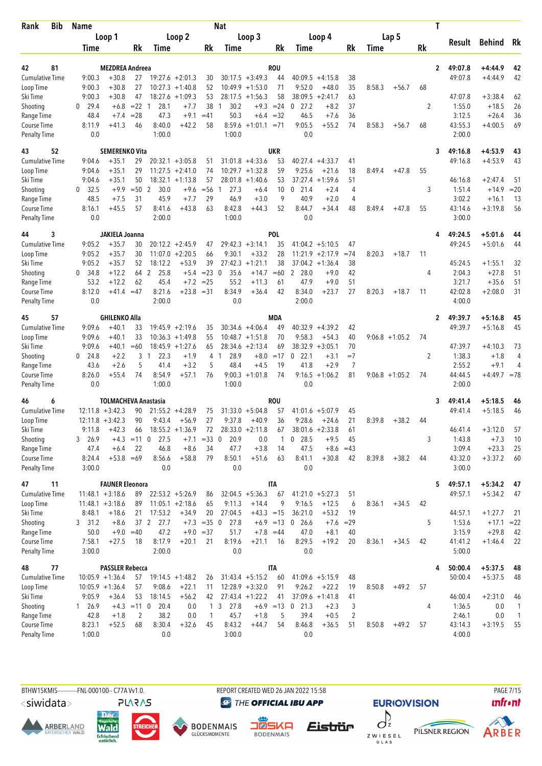| Rank | Bib | Name | | | | | | Nat | | | | | | | | | T | Result | Behind | Rk |
|---|---|---|---|---|---|---|---|---|---|---|---|---|---|---|---|---|---|---|---|---|
| | | Loop 1 | | | Loop 2 | | | Loop 3 | | | Loop 4 | | | Lap 5 | | | | | | |
| | | Time | | Rk | Time | | Rk | Time | | Rk | Time | | Rk | Time | | Rk | | | | |
| 42 | 81 | MEZDREA Andreea | | | | | | ROU | | | | | | | | | 2 | 49:07.8 | +4:44.9 | 42 |
| Cumulative Time | | 9:00.3 | +30.8 | 27 | 19:27.6 | +2:01.3 | 30 | 30:17.5 | +3:49.3 | 44 | 40:09.5 | +4:15.8 | 38 | | | | | 49:07.8 | +4:44.9 | 42 |
| Loop Time | | 9:00.3 | +30.8 | 27 | 10:27.3 | +1:40.8 | 52 | 10:49.9 | +1:53.0 | 71 | 9:52.0 | +48.0 | 35 | 8:58.3 | +56.7 | 68 | | | | |
| Ski Time | | 9:00.3 | +30.8 | 47 | 18:27.6 | +1:09.3 | 53 | 28:17.5 | +1:56.3 | 58 | 38:09.5 | +2:41.7 | 63 | | | | | 47:07.8 | +3:38.4 | 62 |
| Shooting | | 0 29.4 | +6.8 | =22 | 1 28.1 | +7.7 | 38 | 1 30.2 | +9.3 | =24 | 0 27.2 | +8.2 | 37 | | | | 2 | 1:55.0 | +18.5 | 26 |
| Range Time | | 48.4 | +7.4 | =28 | 47.3 | +9.1 | =41 | 50.3 | +6.4 | =32 | 46.5 | +7.6 | 36 | | | | | 3:12.5 | +26.4 | 36 |
| Course Time | | 8:11.9 | +41.3 | 46 | 8:40.0 | +42.2 | 58 | 8:59.6 | +1:01.1 | =71 | 9:05.5 | +55.2 | 74 | 8:58.3 | +56.7 | 68 | | 43:55.3 | +4:00.5 | 69 |
| Penalty Time | | 0.0 | | | 1:00.0 | | | 1:00.0 | | | 0.0 | | | | | | | 2:00.0 | | |
| 43 | 52 | SEMERENKO Vita | | | | | | UKR | | | | | | | | | 3 | 49:16.8 | +4:53.9 | 43 |
| Cumulative Time | | 9:04.6 | +35.1 | 29 | 20:32.1 | +3:05.8 | 51 | 31:01.8 | +4:33.6 | 53 | 40:27.4 | +4:33.7 | 41 | | | | | 49:16.8 | +4:53.9 | 43 |
| Loop Time | | 9:04.6 | +35.1 | 29 | 11:27.5 | +2:41.0 | 74 | 10:29.7 | +1:32.8 | 59 | 9:25.6 | +21.6 | 18 | 8:49.4 | +47.8 | 55 | | | | |
| Ski Time | | 9:04.6 | +35.1 | 50 | 18:32.1 | +1:13.8 | 57 | 28:01.8 | +1:40.6 | 53 | 37:27.4 | +1:59.6 | 51 | | | | | 46:16.8 | +2:47.4 | 51 |
| Shooting | | 0 32.5 | +9.9 | =50 | 2 30.0 | +9.6 | =56 | 1 27.3 | +6.4 | 10 | 0 21.4 | +2.4 | 4 | | | | 3 | 1:51.4 | +14.9 | =20 |
| Range Time | | 48.5 | +7.5 | 31 | 45.9 | +7.7 | 29 | 46.9 | +3.0 | 9 | 40.9 | +2.0 | 4 | | | | | 3:02.2 | +16.1 | 13 |
| Course Time | | 8:16.1 | +45.5 | 57 | 8:41.6 | +43.8 | 63 | 8:42.8 | +44.3 | 52 | 8:44.7 | +34.4 | 48 | 8:49.4 | +47.8 | 55 | | 43:14.6 | +3:19.8 | 56 |
| Penalty Time | | 0.0 | | | 2:00.0 | | | 1:00.0 | | | 0.0 | | | | | | | 3:00.0 | | |
| 44 | 3 | JAKIELA Joanna | | | | | | POL | | | | | | | | | 4 | 49:24.5 | +5:01.6 | 44 |
| Cumulative Time | | 9:05.2 | +35.7 | 30 | 20:12.2 | +2:45.9 | 47 | 29:42.3 | +3:14.1 | 35 | 41:04.2 | +5:10.5 | 47 | | | | | 49:24.5 | +5:01.6 | 44 |
| Loop Time | | 9:05.2 | +35.7 | 30 | 11:07.0 | +2:20.5 | 66 | 9:30.1 | +33.2 | 28 | 11:21.9 | +2:17.9 | =74 | 8:20.3 | +18.7 | 11 | | | | |
| Ski Time | | 9:05.2 | +35.7 | 52 | 18:12.2 | +53.9 | 39 | 27:42.3 | +1:21.1 | 38 | 37:04.2 | +1:36.4 | 38 | | | | | 45:24.5 | +1:55.1 | 32 |
| Shooting | | 0 34.8 | +12.2 | 64 | 2 25.8 | +5.4 | =23 | 0 35.6 | +14.7 | =60 | 2 28.0 | +9.0 | 42 | | | | 4 | 2:04.3 | +27.8 | 51 |
| Range Time | | 53.2 | +12.2 | 62 | 45.4 | +7.2 | =25 | 55.2 | +11.3 | 61 | 47.9 | +9.0 | 51 | | | | | 3:21.7 | +35.6 | 51 |
| Course Time | | 8:12.0 | +41.4 | =47 | 8:21.6 | +23.8 | =31 | 8:34.9 | +36.4 | 42 | 8:34.0 | +23.7 | 27 | 8:20.3 | +18.7 | 11 | | 42:02.8 | +2:08.0 | 31 |
| Penalty Time | | 0.0 | | | 2:00.0 | | | 0.0 | | | 2:00.0 | | | | | | | 4:00.0 | | |
| 45 | 57 | GHILENKO Alla | | | | | | MDA | | | | | | | | | 2 | 49:39.7 | +5:16.8 | 45 |
| Cumulative Time | | 9:09.6 | +40.1 | 33 | 19:45.9 | +2:19.6 | 35 | 30:34.6 | +4:06.4 | 49 | 40:32.9 | +4:39.2 | 42 | | | | | 49:39.7 | +5:16.8 | 45 |
| Loop Time | | 9:09.6 | +40.1 | 33 | 10:36.3 | +1:49.8 | 55 | 10:48.7 | +1:51.8 | 70 | 9:58.3 | +54.3 | 40 | 9:06.8 | +1:05.2 | 74 | | | | |
| Ski Time | | 9:09.6 | +40.1 | =60 | 18:45.9 | +1:27.6 | 65 | 28:34.6 | +2:13.4 | 69 | 38:32.9 | +3:05.1 | 70 | | | | | 47:39.7 | +4:10.3 | 73 |
| Shooting | | 0 24.8 | +2.2 | 3 | 1 22.3 | +1.9 | 4 | 1 28.9 | +8.0 | =17 | 0 22.1 | +3.1 | =7 | | | | 2 | 1:38.3 | +1.8 | 4 |
| Range Time | | 43.6 | +2.6 | 5 | 41.4 | +3.2 | 5 | 48.4 | +4.5 | 19 | 41.8 | +2.9 | 7 | | | | | 2:55.2 | +9.1 | 4 |
| Course Time | | 8:26.0 | +55.4 | 74 | 8:54.9 | +57.1 | 76 | 9:00.3 | +1:01.8 | 74 | 9:16.5 | +1:06.2 | 81 | 9:06.8 | +1:05.2 | 74 | | 44:44.5 | +4:49.7 | =78 |
| Penalty Time | | 0.0 | | | 1:00.0 | | | 1:00.0 | | | 0.0 | | | | | | | 2:00.0 | | |
| 46 | 6 | TOLMACHEVA Anastasia | | | | | | ROU | | | | | | | | | 3 | 49:41.4 | +5:18.5 | 46 |
| Cumulative Time | | 12:11.8 | +3:42.3 | 90 | 21:55.2 | +4:28.9 | 75 | 31:33.0 | +5:04.8 | 57 | 41:01.6 | +5:07.9 | 45 | | | | | 49:41.4 | +5:18.5 | 46 |
| Loop Time | | 12:11.8 | +3:42.3 | 90 | 9:43.4 | +56.9 | 27 | 9:37.8 | +40.9 | 36 | 9:28.6 | +24.6 | 21 | 8:39.8 | +38.2 | 44 | | | | |
| Ski Time | | 9:11.8 | +42.3 | 66 | 18:55.2 | +1:36.9 | 72 | 28:33.0 | +2:11.8 | 67 | 38:01.6 | +2:33.8 | 61 | | | | | 46:41.4 | +3:12.0 | 57 |
| Shooting | | 3 26.9 | +4.3 | =11 | 0 27.5 | +7.1 | =33 | 0 20.9 | 0.0 | 1 | 0 28.5 | +9.5 | 45 | | | | 3 | 1:43.8 | +7.3 | 10 |
| Range Time | | 47.4 | +6.4 | 22 | 46.8 | +8.6 | 34 | 47.7 | +3.8 | 14 | 47.5 | +8.6 | =43 | | | | | 3:09.4 | +23.3 | 25 |
| Course Time | | 8:24.4 | +53.8 | =69 | 8:56.6 | +58.8 | 79 | 8:50.1 | +51.6 | 63 | 8:41.1 | +30.8 | 42 | 8:39.8 | +38.2 | 44 | | 43:32.0 | +3:37.2 | 60 |
| Penalty Time | | 3:00.0 | | | 0.0 | | | 0.0 | | | 0.0 | | | | | | | 3:00.0 | | |
| 47 | 11 | FAUNER Eleonora | | | | | | ITA | | | | | | | | | 5 | 49:57.1 | +5:34.2 | 47 |
| Cumulative Time | | 11:48.1 | +3:18.6 | 89 | 22:53.2 | +5:26.9 | 86 | 32:04.5 | +5:36.3 | 67 | 41:21.0 | +5:27.3 | 51 | | | | | 49:57.1 | +5:34.2 | 47 |
| Loop Time | | 11:48.1 | +3:18.6 | 89 | 11:05.1 | +2:18.6 | 65 | 9:11.3 | +14.4 | 9 | 9:16.5 | +12.5 | 6 | 8:36.1 | +34.5 | 42 | | | | |
| Ski Time | | 8:48.1 | +18.6 | 21 | 17:53.2 | +34.9 | 20 | 27:04.5 | +43.3 | =15 | 36:21.0 | +53.2 | 19 | | | | | 44:57.1 | +1:27.7 | 21 |
| Shooting | | 3 31.2 | +8.6 | 37 | 2 27.7 | +7.3 | =35 | 0 27.8 | +6.9 | =13 | 0 26.6 | +7.6 | =29 | | | | 5 | 1:53.6 | +17.1 | =22 |
| Range Time | | 50.0 | +9.0 | =40 | 47.2 | +9.0 | =37 | 51.7 | +7.8 | =44 | 47.0 | +8.1 | 40 | | | | | 3:15.9 | +29.8 | 42 |
| Course Time | | 7:58.1 | +27.5 | 18 | 8:17.9 | +20.1 | 21 | 8:19.6 | +21.1 | 16 | 8:29.5 | +19.2 | 20 | 8:36.1 | +34.5 | 42 | | 41:41.2 | +1:46.4 | 22 |
| Penalty Time | | 3:00.0 | | | 2:00.0 | | | 0.0 | | | 0.0 | | | | | | | 5:00.0 | | |
| 48 | 77 | PASSLER Rebecca | | | | | | ITA | | | | | | | | | 4 | 50:00.4 | +5:37.5 | 48 |
| Cumulative Time | | 10:05.9 | +1:36.4 | 57 | 19:14.5 | +1:48.2 | 26 | 31:43.4 | +5:15.2 | 60 | 41:09.6 | +5:15.9 | 48 | | | | | 50:00.4 | +5:37.5 | 48 |
| Loop Time | | 10:05.9 | +1:36.4 | 57 | 9:08.6 | +22.1 | 11 | 12:28.9 | +3:32.0 | 91 | 9:26.2 | +22.2 | 19 | 8:50.8 | +49.2 | 57 | | | | |
| Ski Time | | 9:05.9 | +36.4 | 53 | 18:14.5 | +56.2 | 42 | 27:43.4 | +1:22.2 | 41 | 37:09.6 | +1:41.8 | 41 | | | | | 46:00.4 | +2:31.0 | 46 |
| Shooting | | 1 26.9 | +4.3 | =11 | 0 20.4 | 0.0 | 1 | 3 27.8 | +6.9 | =13 | 0 21.3 | +2.3 | 3 | | | | 4 | 1:36.5 | 0.0 | 1 |
| Range Time | | 42.8 | +1.8 | 2 | 38.2 | 0.0 | 1 | 45.7 | +1.8 | 5 | 39.4 | +0.5 | 2 | | | | | 2:46.1 | 0.0 | 1 |
| Course Time | | 8:23.1 | +52.5 | 68 | 8:30.4 | +32.6 | 45 | 8:43.2 | +44.7 | 54 | 8:46.8 | +36.5 | 51 | 8:50.8 | +49.2 | 57 | | 43:14.3 | +3:19.5 | 55 |
| Penalty Time | | 1:00.0 | | | 0.0 | | | 3:00.0 | | | 0.0 | | | | | | | 4:00.0 | | |

BTHW15KMIS-----------FNL-000100-- C77A Vv1.0. REPORT CREATED WED 26 JAN 2022 15:58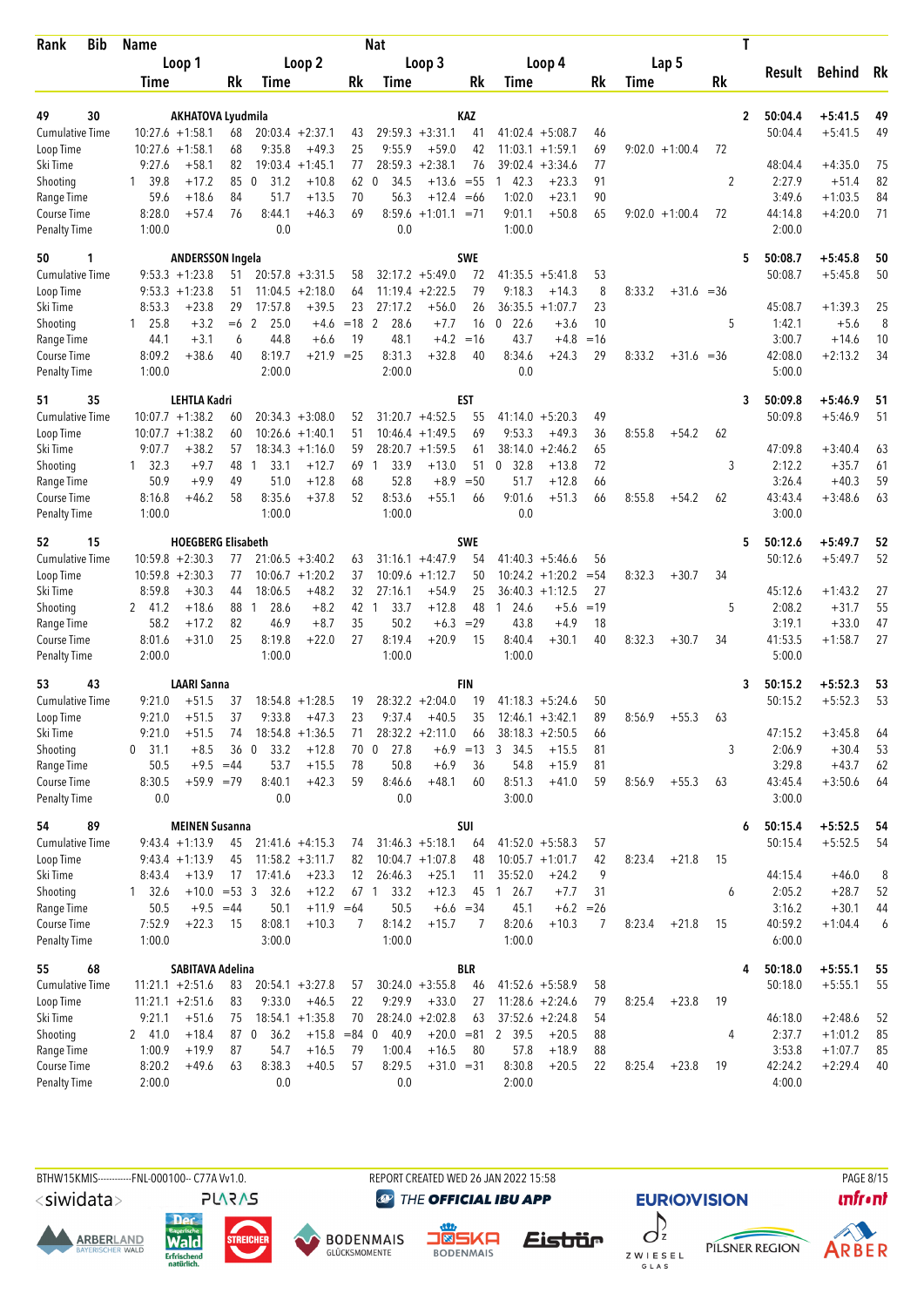| Rank | Bib | Name | | | | | | Nat | | | | | | | | T | Result | Behind | Rk |
|---|---|---|---|---|---|---|---|---|---|---|---|---|---|---|---|---|---|---|---|
| | | Loop 1 | | | Loop 2 | | | Loop 3 | | | Loop 4 | | | Lap 5 | | | | | |
| | | Time | | Rk | Time | | Rk | Time | | Rk | Time | | Rk | Time | | Rk | | | |
| **49** | **30** | **AKHATOVA Lyudmila** | | | | | | **KAZ** | | | | | | | | **2** | **50:04.4** | **+5:41.5** | **49** |
| Cumulative Time | | 10:27.6 | +1:58.1 | 68 | 20:03.4 | +2:37.1 | 43 | 29:59.3 | +3:31.1 | 41 | 41:02.4 | +5:08.7 | 46 | | | | 50:04.4 | +5:41.5 | 49 |
| Loop Time | | 10:27.6 | +1:58.1 | 68 | 9:35.8 | +49.3 | 25 | 9:55.9 | +59.0 | 42 | 11:03.1 | +1:59.1 | 69 | 9:02.0 | +1:00.4 | 72 | | | |
| Ski Time | | 9:27.6 | +58.1 | 82 | 19:03.4 | +1:45.1 | 77 | 28:59.3 | +2:38.1 | 76 | 39:02.4 | +3:34.6 | 77 | | | | 48:04.4 | +4:35.0 | 75 |
| Shooting | | 1 39.8 | +17.2 | 85 | 0 31.2 | +10.8 | 62 | 0 34.5 | +13.6 | =55 | 1 42.3 | +23.3 | 91 | | | 2 | 2:27.9 | +51.4 | 82 |
| Range Time | | 59.6 | +18.6 | 84 | 51.7 | +13.5 | 70 | 56.3 | +12.4 | =66 | 1:02.0 | +23.1 | 90 | | | | 3:49.6 | +1:03.5 | 84 |
| Course Time | | 8:28.0 | +57.4 | 76 | 8:44.1 | +46.3 | 69 | 8:59.6 | +1:01.1 | =71 | 9:01.1 | +50.8 | 65 | 9:02.0 | +1:00.4 | 72 | 44:14.8 | +4:20.0 | 71 |
| Penalty Time | | 1:00.0 | | | 0.0 | | | 0.0 | | | 1:00.0 | | | | | | 2:00.0 | | |
| **50** | **1** | **ANDERSSON Ingela** | | | | | | **SWE** | | | | | | | | **5** | **50:08.7** | **+5:45.8** | **50** |
| Cumulative Time | | 9:53.3 | +1:23.8 | 51 | 20:57.8 | +3:31.5 | 58 | 32:17.2 | +5:49.0 | 72 | 41:35.5 | +5:41.8 | 53 | | | | 50:08.7 | +5:45.8 | 50 |
| Loop Time | | 9:53.3 | +1:23.8 | 51 | 11:04.5 | +2:18.0 | 64 | 11:19.4 | +2:22.5 | 79 | 9:18.3 | +14.3 | 8 | 8:33.2 | +31.6 | =36 | | | |
| Ski Time | | 8:53.3 | +23.8 | 29 | 17:57.8 | +39.5 | 23 | 27:17.2 | +56.0 | 26 | 36:35.5 | +1:07.7 | 23 | | | | 45:08.7 | +1:39.3 | 25 |
| Shooting | | 1 25.8 | +3.2 | =6 | 2 25.0 | +4.6 | =18 | 2 28.6 | +7.7 | 16 | 0 22.6 | +3.6 | 10 | | | 5 | 1:42.1 | +5.6 | 8 |
| Range Time | | 44.1 | +3.1 | 6 | 44.8 | +6.6 | 19 | 48.1 | +4.2 | =16 | 43.7 | +4.8 | =16 | | | | 3:00.7 | +14.6 | 10 |
| Course Time | | 8:09.2 | +38.6 | 40 | 8:19.7 | +21.9 | =25 | 8:31.3 | +32.8 | 40 | 8:34.6 | +24.3 | 29 | 8:33.2 | +31.6 | =36 | 42:08.0 | +2:13.2 | 34 |
| Penalty Time | | 1:00.0 | | | 2:00.0 | | | 2:00.0 | | | 0.0 | | | | | | 5:00.0 | | |
| **51** | **35** | **LEHTLA Kadri** | | | | | | **EST** | | | | | | | | **3** | **50:09.8** | **+5:46.9** | **51** |
| Cumulative Time | | 10:07.7 | +1:38.2 | 60 | 20:34.3 | +3:08.0 | 52 | 31:20.7 | +4:52.5 | 55 | 41:14.0 | +5:20.3 | 49 | | | | 50:09.8 | +5:46.9 | 51 |
| Loop Time | | 10:07.7 | +1:38.2 | 60 | 10:26.6 | +1:40.1 | 51 | 10:46.4 | +1:49.5 | 69 | 9:53.3 | +49.3 | 36 | 8:55.8 | +54.2 | 62 | | | |
| Ski Time | | 9:07.7 | +38.2 | 57 | 18:34.3 | +1:16.0 | 59 | 28:20.7 | +1:59.5 | 61 | 38:14.0 | +2:46.2 | 65 | | | | 47:09.8 | +3:40.4 | 63 |
| Shooting | | 1 32.3 | +9.7 | 48 | 1 33.1 | +12.7 | 69 | 1 33.9 | +13.0 | 51 | 0 32.8 | +13.8 | 72 | | | 3 | 2:12.2 | +35.7 | 61 |
| Range Time | | 50.9 | +9.9 | 49 | 51.0 | +12.8 | 68 | 52.8 | +8.9 | =50 | 51.7 | +12.8 | 66 | | | | 3:26.4 | +40.3 | 59 |
| Course Time | | 8:16.8 | +46.2 | 58 | 8:35.6 | +37.8 | 52 | 8:53.6 | +55.1 | 66 | 9:01.6 | +51.3 | 66 | 8:55.8 | +54.2 | 62 | 43:43.4 | +3:48.6 | 63 |
| Penalty Time | | 1:00.0 | | | 1:00.0 | | | 1:00.0 | | | 0.0 | | | | | | 3:00.0 | | |
| **52** | **15** | **HOEGBERG Elisabeth** | | | | | | **SWE** | | | | | | | | **5** | **50:12.6** | **+5:49.7** | **52** |
| Cumulative Time | | 10:59.8 | +2:30.3 | 77 | 21:06.5 | +3:40.2 | 63 | 31:16.1 | +4:47.9 | 54 | 41:40.3 | +5:46.6 | 56 | | | | 50:12.6 | +5:49.7 | 52 |
| Loop Time | | 10:59.8 | +2:30.3 | 77 | 10:06.7 | +1:20.2 | 37 | 10:09.6 | +1:12.7 | 50 | 10:24.2 | +1:20.2 | =54 | 8:32.3 | +30.7 | 34 | | | |
| Ski Time | | 8:59.8 | +30.3 | 44 | 18:06.5 | +48.2 | 32 | 27:16.1 | +54.9 | 25 | 36:40.3 | +1:12.5 | 27 | | | | 45:12.6 | +1:43.2 | 27 |
| Shooting | | 2 41.2 | +18.6 | 88 | 1 28.6 | +8.2 | 42 | 1 33.7 | +12.8 | 48 | 1 24.6 | +5.6 | =19 | | | 5 | 2:08.2 | +31.7 | 55 |
| Range Time | | 58.2 | +17.2 | 82 | 46.9 | +8.7 | 35 | 50.2 | +6.3 | =29 | 43.8 | +4.9 | 18 | | | | 3:19.1 | +33.0 | 47 |
| Course Time | | 8:01.6 | +31.0 | 25 | 8:19.8 | +22.0 | 27 | 8:19.4 | +20.9 | 15 | 8:40.4 | +30.1 | 40 | 8:32.3 | +30.7 | 34 | 41:53.5 | +1:58.7 | 27 |
| Penalty Time | | 2:00.0 | | | 1:00.0 | | | 1:00.0 | | | 1:00.0 | | | | | | 5:00.0 | | |
| **53** | **43** | **LAARI Sanna** | | | | | | **FIN** | | | | | | | | **3** | **50:15.2** | **+5:52.3** | **53** |
| Cumulative Time | | 9:21.0 | +51.5 | 37 | 18:54.8 | +1:28.5 | 19 | 28:32.2 | +2:04.0 | 19 | 41:18.3 | +5:24.6 | 50 | | | | 50:15.2 | +5:52.3 | 53 |
| Loop Time | | 9:21.0 | +51.5 | 37 | 9:33.8 | +47.3 | 23 | 9:37.4 | +40.5 | 35 | 12:46.1 | +3:42.1 | 89 | 8:56.9 | +55.3 | 63 | | | |
| Ski Time | | 9:21.0 | +51.5 | 74 | 18:54.8 | +1:36.5 | 71 | 28:32.2 | +2:11.0 | 66 | 38:18.3 | +2:50.5 | 66 | | | | 47:15.2 | +3:45.8 | 64 |
| Shooting | | 0 31.1 | +8.5 | 36 | 0 33.2 | +12.8 | 70 | 0 27.8 | +6.9 | =13 | 3 34.5 | +15.5 | 81 | | | 3 | 2:06.9 | +30.4 | 53 |
| Range Time | | 50.5 | +9.5 | =44 | 53.7 | +15.5 | 78 | 50.8 | +6.9 | 36 | 54.8 | +15.9 | 81 | | | | 3:29.8 | +43.7 | 62 |
| Course Time | | 8:30.5 | +59.9 | =79 | 8:40.1 | +42.3 | 59 | 8:46.6 | +48.1 | 60 | 8:51.3 | +41.0 | 59 | 8:56.9 | +55.3 | 63 | 43:45.4 | +3:50.6 | 64 |
| Penalty Time | | 0.0 | | | 0.0 | | | 0.0 | | | 3:00.0 | | | | | | 3:00.0 | | |
| **54** | **89** | **MEINEN Susanna** | | | | | | **SUI** | | | | | | | | **6** | **50:15.4** | **+5:52.5** | **54** |
| Cumulative Time | | 9:43.4 | +1:13.9 | 45 | 21:41.6 | +4:15.3 | 74 | 31:46.3 | +5:18.1 | 64 | 41:52.0 | +5:58.3 | 57 | | | | 50:15.4 | +5:52.5 | 54 |
| Loop Time | | 9:43.4 | +1:13.9 | 45 | 11:58.2 | +3:11.7 | 82 | 10:04.7 | +1:07.8 | 48 | 10:05.7 | +1:01.7 | 42 | 8:23.4 | +21.8 | 15 | | | |
| Ski Time | | 8:43.4 | +13.9 | 17 | 17:41.6 | +23.3 | 12 | 26:46.3 | +25.1 | 11 | 35:52.0 | +24.2 | 9 | | | | 44:15.4 | +46.0 | 8 |
| Shooting | | 1 32.6 | +10.0 | =53 | 3 32.6 | +12.2 | 67 | 1 33.2 | +12.3 | 45 | 1 26.7 | +7.7 | 31 | | | 6 | 2:05.2 | +28.7 | 52 |
| Range Time | | 50.5 | +9.5 | =44 | 50.1 | +11.9 | =64 | 50.5 | +6.6 | =34 | 45.1 | +6.2 | =26 | | | | 3:16.2 | +30.1 | 44 |
| Course Time | | 7:52.9 | +22.3 | 15 | 8:08.1 | +10.3 | 7 | 8:14.2 | +15.7 | 7 | 8:20.6 | +10.3 | 7 | 8:23.4 | +21.8 | 15 | 40:59.2 | +1:04.4 | 6 |
| Penalty Time | | 1:00.0 | | | 3:00.0 | | | 1:00.0 | | | 1:00.0 | | | | | | 6:00.0 | | |
| **55** | **68** | **SABITAVA Adelina** | | | | | | **BLR** | | | | | | | | **4** | **50:18.0** | **+5:55.1** | **55** |
| Cumulative Time | | 11:21.1 | +2:51.6 | 83 | 20:54.1 | +3:27.8 | 57 | 30:24.0 | +3:55.8 | 46 | 41:52.6 | +5:58.9 | 58 | | | | 50:18.0 | +5:55.1 | 55 |
| Loop Time | | 11:21.1 | +2:51.6 | 83 | 9:33.0 | +46.5 | 22 | 9:29.9 | +33.0 | 27 | 11:28.6 | +2:24.6 | 79 | 8:25.4 | +23.8 | 19 | | | |
| Ski Time | | 9:21.1 | +51.6 | 75 | 18:54.1 | +1:35.8 | 70 | 28:24.0 | +2:02.8 | 63 | 37:52.6 | +2:24.8 | 54 | | | | 46:18.0 | +2:48.6 | 52 |
| Shooting | | 2 41.0 | +18.4 | 87 | 0 36.2 | +15.8 | =84 | 0 40.9 | +20.0 | =81 | 2 39.5 | +20.5 | 88 | | | 4 | 2:37.7 | +1:01.2 | 85 |
| Range Time | | 1:00.9 | +19.9 | 87 | 54.7 | +16.5 | 79 | 1:00.4 | +16.5 | 80 | 57.8 | +18.9 | 88 | | | | 3:53.8 | +1:07.7 | 85 |
| Course Time | | 8:20.2 | +49.6 | 63 | 8:38.3 | +40.5 | 57 | 8:29.5 | +31.0 | =31 | 8:30.8 | +20.5 | 22 | 8:25.4 | +23.8 | 19 | 42:24.2 | +2:29.4 | 40 |
| Penalty Time | | 2:00.0 | | | 0.0 | | | 0.0 | | | 2:00.0 | | | | | | 4:00.0 | | |

BTHW15KMIS-----------FNL-000100-- C77A Vv1.0. REPORT CREATED WED 26 JAN 2022 15:58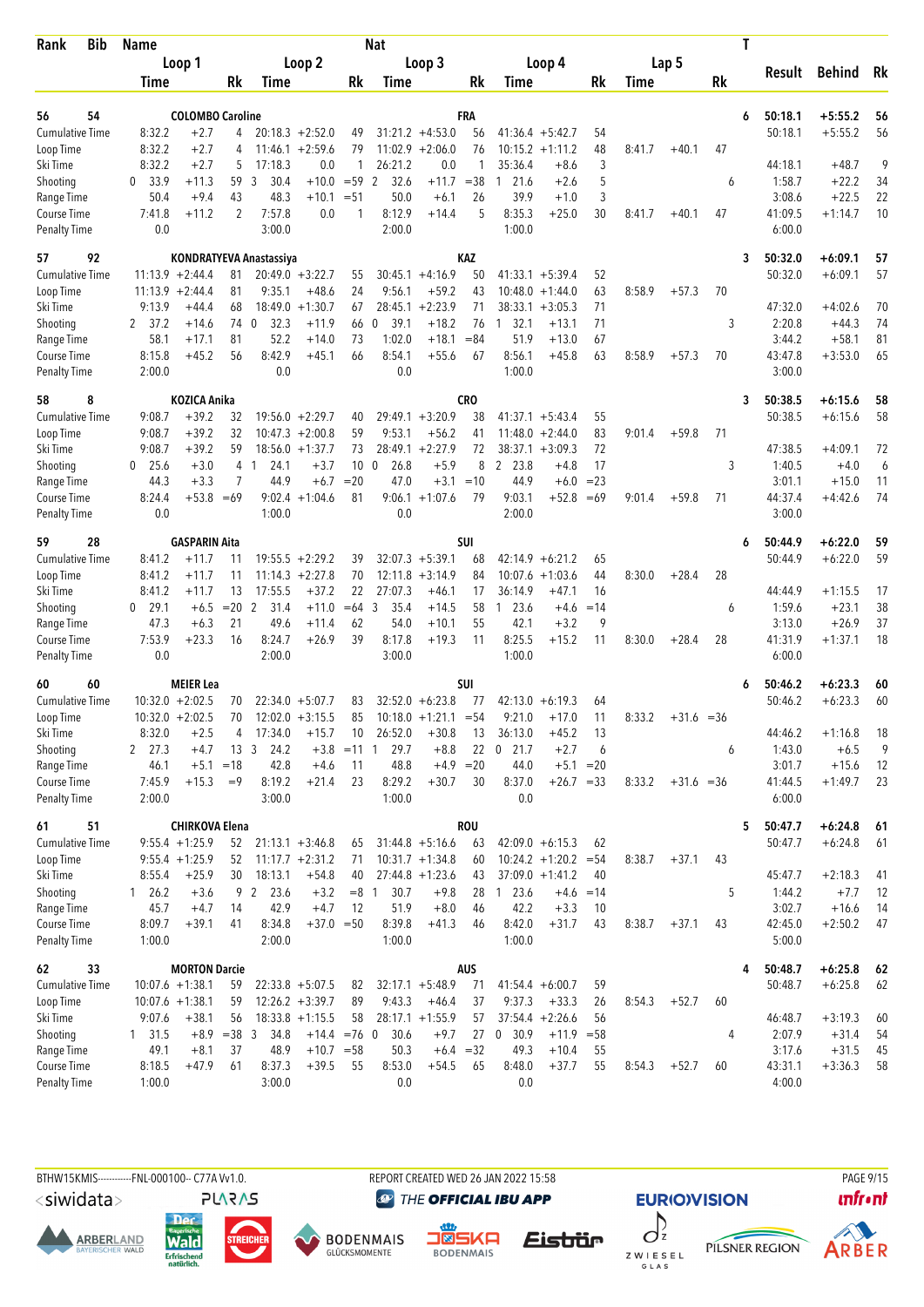| Rank | Bib | Name | | | | | Nat | | | | | | | | | | T | Result | Behind | Rk |
|---|---|---|---|---|---|---|---|---|---|---|---|---|---|---|---|---|---|---|---|---|
| | | Loop 1 | | | Loop 2 | | | Loop 3 | | | Loop 4 | | | Lap 5 | | | | | | |
| | | Time | | Rk | Time | | Rk | Time | | Rk | Time | | Rk | Time | | Rk | | | | |
| 56 | 54 | COLOMBO Caroline | | | | | | FRA | | | | | | | | | 6 | 50:18.1 | +5:55.2 | 56 |
| Cumulative Time | | 8:32.2 | +2.7 | 4 | 20:18.3 | +2:52.0 | 49 | 31:21.2 | +4:53.0 | 56 | 41:36.4 | +5:42.7 | 54 | | | | | 50:18.1 | +5:55.2 | 56 |
| Loop Time | | 8:32.2 | +2.7 | 4 | 11:46.1 | +2:59.6 | 79 | 11:02.9 | +2:06.0 | 76 | 10:15.2 | +1:11.2 | 48 | 8:41.7 | +40.1 | 47 | | | | |
| Ski Time | | 8:32.2 | +2.7 | 5 | 17:18.3 | 0.0 | 1 | 26:21.2 | 0.0 | 1 | 35:36.4 | +8.6 | 3 | | | | | 44:18.1 | +48.7 | 9 |
| Shooting | | 0 33.9 | +11.3 | 59 | 3 30.4 | +10.0 | =59 | 2 32.6 | +11.7 | =38 | 1 21.6 | +2.6 | 5 | | | | 6 | 1:58.7 | +22.2 | 34 |
| Range Time | | 50.4 | +9.4 | 43 | 48.3 | +10.1 | =51 | 50.0 | +6.1 | 26 | 39.9 | +1.0 | 3 | | | | | 3:08.6 | +22.5 | 22 |
| Course Time | | 7:41.8 | +11.2 | 2 | 7:57.8 | 0.0 | 1 | 8:12.9 | +14.4 | 5 | 8:35.3 | +25.0 | 30 | 8:41.7 | +40.1 | 47 | | 41:09.5 | +1:14.7 | 10 |
| Penalty Time | | 0.0 | | | 3:00.0 | | | 2:00.0 | | | 1:00.0 | | | | | | | 6:00.0 | | |
| 57 | 92 | KONDRATYEVA Anastassiya | | | | | | KAZ | | | | | | | | | 3 | 50:32.0 | +6:09.1 | 57 |
| Cumulative Time | | 11:13.9 | +2:44.4 | 81 | 20:49.0 | +3:22.7 | 55 | 30:45.1 | +4:16.9 | 50 | 41:33.1 | +5:39.4 | 52 | | | | | 50:32.0 | +6:09.1 | 57 |
| Loop Time | | 11:13.9 | +2:44.4 | 81 | 9:35.1 | +48.6 | 24 | 9:56.1 | +59.2 | 43 | 10:48.0 | +1:44.0 | 63 | 8:58.9 | +57.3 | 70 | | | | |
| Ski Time | | 9:13.9 | +44.4 | 68 | 18:49.0 | +1:30.7 | 67 | 28:45.1 | +2:23.9 | 71 | 38:33.1 | +3:05.3 | 71 | | | | | 47:32.0 | +4:02.6 | 70 |
| Shooting | | 2 37.2 | +14.6 | 74 | 0 32.3 | +11.9 | 66 | 0 39.1 | +18.2 | 76 | 1 32.1 | +13.1 | 71 | | | | 3 | 2:20.8 | +44.3 | 74 |
| Range Time | | 58.1 | +17.1 | 81 | 52.2 | +14.0 | 73 | 1:02.0 | +18.1 | =84 | 51.9 | +13.0 | 67 | | | | | 3:44.2 | +58.1 | 81 |
| Course Time | | 8:15.8 | +45.2 | 56 | 8:42.9 | +45.1 | 66 | 8:54.1 | +55.6 | 67 | 8:56.1 | +45.8 | 63 | 8:58.9 | +57.3 | 70 | | 43:47.8 | +3:53.0 | 65 |
| Penalty Time | | 2:00.0 | | | 0.0 | | | 0.0 | | | 1:00.0 | | | | | | | 3:00.0 | | |
| 58 | 8 | KOZICA Anika | | | | | | CRO | | | | | | | | | 3 | 50:38.5 | +6:15.6 | 58 |
| Cumulative Time | | 9:08.7 | +39.2 | 32 | 19:56.0 | +2:29.7 | 40 | 29:49.1 | +3:20.9 | 38 | 41:37.1 | +5:43.4 | 55 | | | | | 50:38.5 | +6:15.6 | 58 |
| Loop Time | | 9:08.7 | +39.2 | 32 | 10:47.3 | +2:00.8 | 59 | 9:53.1 | +56.2 | 41 | 11:48.0 | +2:44.0 | 83 | 9:01.4 | +59.8 | 71 | | | | |
| Ski Time | | 9:08.7 | +39.2 | 59 | 18:56.0 | +1:37.7 | 73 | 28:49.1 | +2:27.9 | 72 | 38:37.1 | +3:09.3 | 72 | | | | | 47:38.5 | +4:09.1 | 72 |
| Shooting | | 0 25.6 | +3.0 | 4 | 1 24.1 | +3.7 | 10 | 0 26.8 | +5.9 | 8 | 2 23.8 | +4.8 | 17 | | | | 3 | 1:40.5 | +4.0 | 6 |
| Range Time | | 44.3 | +3.3 | 7 | 44.9 | +6.7 | =20 | 47.0 | +3.1 | =10 | 44.9 | +6.0 | =23 | | | | | 3:01.1 | +15.0 | 11 |
| Course Time | | 8:24.4 | +53.8 | =69 | 9:02.4 | +1:04.6 | 81 | 9:06.1 | +1:07.6 | 79 | 9:03.1 | +52.8 | =69 | 9:01.4 | +59.8 | 71 | | 44:37.4 | +4:42.6 | 74 |
| Penalty Time | | 0.0 | | | 1:00.0 | | | 0.0 | | | 2:00.0 | | | | | | | 3:00.0 | | |
| 59 | 28 | GASPARIN Aita | | | | | | SUI | | | | | | | | | 6 | 50:44.9 | +6:22.0 | 59 |
| Cumulative Time | | 8:41.2 | +11.7 | 11 | 19:55.5 | +2:29.2 | 39 | 32:07.3 | +5:39.1 | 68 | 42:14.9 | +6:21.2 | 65 | | | | | 50:44.9 | +6:22.0 | 59 |
| Loop Time | | 8:41.2 | +11.7 | 11 | 11:14.3 | +2:27.8 | 70 | 12:11.8 | +3:14.9 | 84 | 10:07.6 | +1:03.6 | 44 | 8:30.0 | +28.4 | 28 | | | | |
| Ski Time | | 8:41.2 | +11.7 | 13 | 17:55.5 | +37.2 | 22 | 27:07.3 | +46.1 | 17 | 36:14.9 | +47.1 | 16 | | | | | 44:44.9 | +1:15.5 | 17 |
| Shooting | | 0 29.1 | +6.5 | =20 | 2 31.4 | +11.0 | =64 | 3 35.4 | +14.5 | 58 | 1 23.6 | +4.6 | =14 | | | | 6 | 1:59.6 | +23.1 | 38 |
| Range Time | | 47.3 | +6.3 | 21 | 49.6 | +11.4 | 62 | 54.0 | +10.1 | 55 | 42.1 | +3.2 | 9 | | | | | 3:13.0 | +26.9 | 37 |
| Course Time | | 7:53.9 | +23.3 | 16 | 8:24.7 | +26.9 | 39 | 8:17.8 | +19.3 | 11 | 8:25.5 | +15.2 | 11 | 8:30.0 | +28.4 | 28 | | 41:31.9 | +1:37.1 | 18 |
| Penalty Time | | 0.0 | | | 2:00.0 | | | 3:00.0 | | | 1:00.0 | | | | | | | 6:00.0 | | |
| 60 | 60 | MEIER Lea | | | | | | SUI | | | | | | | | | 6 | 50:46.2 | +6:23.3 | 60 |
| Cumulative Time | | 10:32.0 | +2:02.5 | 70 | 22:34.0 | +5:07.7 | 83 | 32:52.0 | +6:23.8 | 77 | 42:13.0 | +6:19.3 | 64 | | | | | 50:46.2 | +6:23.3 | 60 |
| Loop Time | | 10:32.0 | +2:02.5 | 70 | 12:02.0 | +3:15.5 | 85 | 10:18.0 | +1:21.1 | =54 | 9:21.0 | +17.0 | 11 | 8:33.2 | +31.6 | =36 | | | | |
| Ski Time | | 8:32.0 | +2.5 | 4 | 17:34.0 | +15.7 | 10 | 26:52.0 | +30.8 | 13 | 36:13.0 | +45.2 | 13 | | | | | 44:46.2 | +1:16.8 | 18 |
| Shooting | | 2 27.3 | +4.7 | 13 | 3 24.2 | +3.8 | =11 | 1 29.7 | +8.8 | 22 | 0 21.7 | +2.7 | 6 | | | | 6 | 1:43.0 | +6.5 | 9 |
| Range Time | | 46.1 | +5.1 | =18 | 42.8 | +4.6 | 11 | 48.8 | +4.9 | =20 | 44.0 | +5.1 | =20 | | | | | 3:01.7 | +15.6 | 12 |
| Course Time | | 7:45.9 | +15.3 | =9 | 8:19.2 | +21.4 | 23 | 8:29.2 | +30.7 | 30 | 8:37.0 | +26.7 | =33 | 8:33.2 | +31.6 | =36 | | 41:44.5 | +1:49.7 | 23 |
| Penalty Time | | 2:00.0 | | | 3:00.0 | | | 1:00.0 | | | 0.0 | | | | | | | 6:00.0 | | |
| 61 | 51 | CHIRKOVA Elena | | | | | | ROU | | | | | | | | | 5 | 50:47.7 | +6:24.8 | 61 |
| Cumulative Time | | 9:55.4 | +1:25.9 | 52 | 21:13.1 | +3:46.8 | 65 | 31:44.8 | +5:16.6 | 63 | 42:09.0 | +6:15.3 | 62 | | | | | 50:47.7 | +6:24.8 | 61 |
| Loop Time | | 9:55.4 | +1:25.9 | 52 | 11:17.7 | +2:31.2 | 71 | 10:31.7 | +1:34.8 | 60 | 10:24.2 | +1:20.2 | =54 | 8:38.7 | +37.1 | 43 | | | | |
| Ski Time | | 8:55.4 | +25.9 | 30 | 18:13.1 | +54.8 | 40 | 27:44.8 | +1:23.6 | 43 | 37:09.0 | +1:41.2 | 40 | | | | | 45:47.7 | +2:18.3 | 41 |
| Shooting | | 1 26.2 | +3.6 | 9 | 2 23.6 | +3.2 | =8 | 1 30.7 | +9.8 | 28 | 1 23.6 | +4.6 | =14 | | | | 5 | 1:44.2 | +7.7 | 12 |
| Range Time | | 45.7 | +4.7 | 14 | 42.9 | +4.7 | 12 | 51.9 | +8.0 | 46 | 42.2 | +3.3 | 10 | | | | | 3:02.7 | +16.6 | 14 |
| Course Time | | 8:09.7 | +39.1 | 41 | 8:34.8 | +37.0 | =50 | 8:39.8 | +41.3 | 46 | 8:42.0 | +31.7 | 43 | 8:38.7 | +37.1 | 43 | | 42:45.0 | +2:50.2 | 47 |
| Penalty Time | | 1:00.0 | | | 2:00.0 | | | 1:00.0 | | | 1:00.0 | | | | | | | 5:00.0 | | |
| 62 | 33 | MORTON Darcie | | | | | | AUS | | | | | | | | | 4 | 50:48.7 | +6:25.8 | 62 |
| Cumulative Time | | 10:07.6 | +1:38.1 | 59 | 22:33.8 | +5:07.5 | 82 | 32:17.1 | +5:48.9 | 71 | 41:54.4 | +6:00.7 | 59 | | | | | 50:48.7 | +6:25.8 | 62 |
| Loop Time | | 10:07.6 | +1:38.1 | 59 | 12:26.2 | +3:39.7 | 89 | 9:43.3 | +46.4 | 37 | 9:37.3 | +33.3 | 26 | 8:54.3 | +52.7 | 60 | | | | |
| Ski Time | | 9:07.6 | +38.1 | 56 | 18:33.8 | +1:15.5 | 58 | 28:17.1 | +1:55.9 | 57 | 37:54.4 | +2:26.6 | 56 | | | | | 46:48.7 | +3:19.3 | 60 |
| Shooting | | 1 31.5 | +8.9 | =38 | 3 34.8 | +14.4 | =76 | 0 30.6 | +9.7 | 27 | 0 30.9 | +11.9 | =58 | | | | 4 | 2:07.9 | +31.4 | 54 |
| Range Time | | 49.1 | +8.1 | 37 | 48.9 | +10.7 | =58 | 50.3 | +6.4 | =32 | 49.3 | +10.4 | 55 | | | | | 3:17.6 | +31.5 | 45 |
| Course Time | | 8:18.5 | +47.9 | 61 | 8:37.3 | +39.5 | 55 | 8:53.0 | +54.5 | 65 | 8:48.0 | +37.7 | 55 | 8:54.3 | +52.7 | 60 | | 43:31.1 | +3:36.3 | 58 |
| Penalty Time | | 1:00.0 | | | 3:00.0 | | | 0.0 | | | 0.0 | | | | | | | 4:00.0 | | |

BTHW15KMIS-----------FNL-000100-- C77A Vv1.0. REPORT CREATED WED 26 JAN 2022 15:58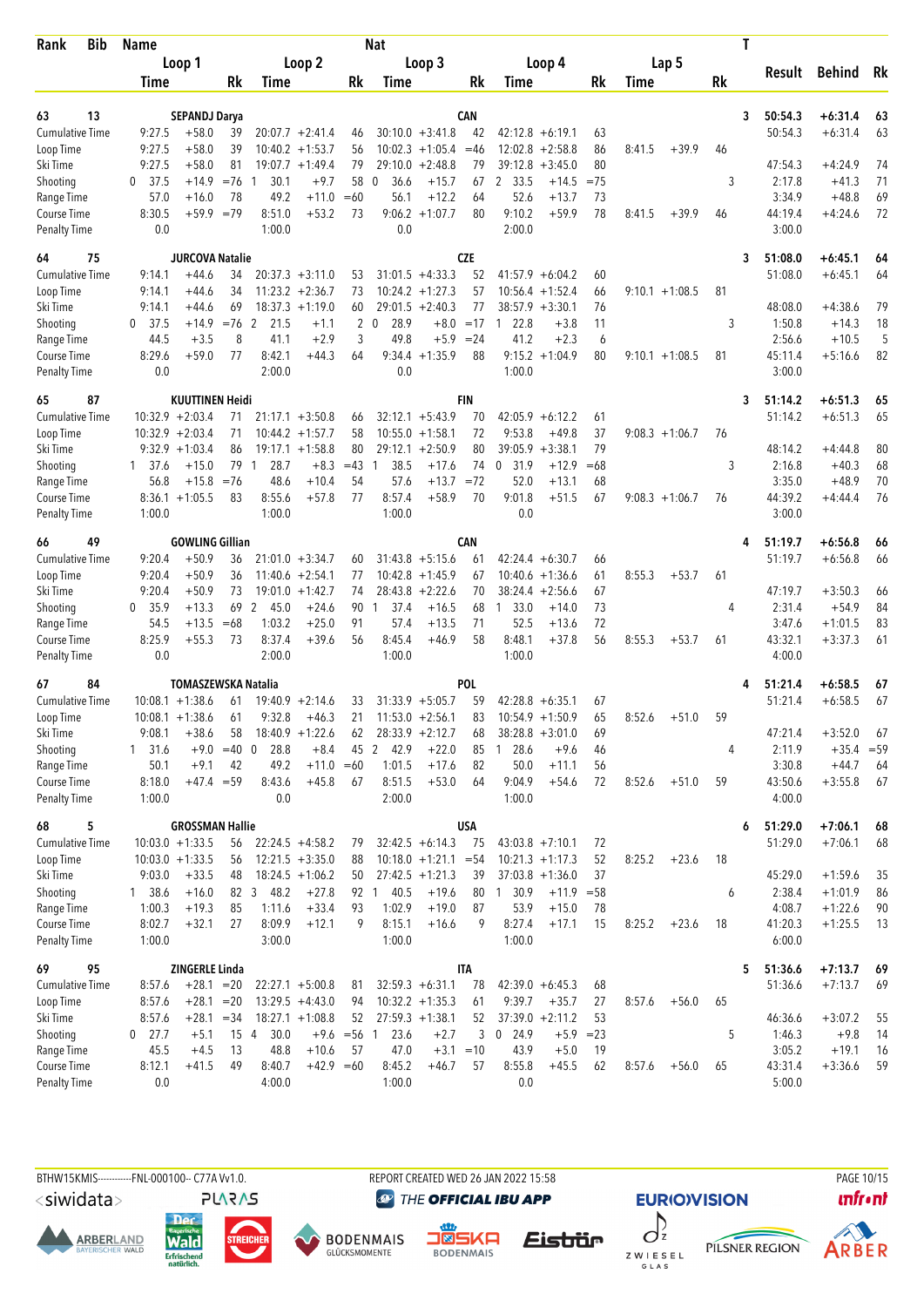| Rank | Bib | Name | | | Nat | | | | | | | | | T | | | |
|---|---|---|---|---|---|---|---|---|---|---|---|---|---|---|---|---|---|
| | | Loop 1 | | | Loop 2 | | Loop 3 | | | Loop 4 | | | Lap 5 | | Result | Behind | Rk |
| | | Time | | Rk | Time | Rk | Time | | Rk | Time | | Rk | Time | Rk | | | |
| **63** | **13** | **SEPANDJ Darya** | | | | | **CAN** | | | | | | | **3** | **50:54.3** | **+6:31.4** | **63** |
| Cumulative Time | | 9:27.5 | +58.0 | 39 | 20:07.7 +2:41.4 | 46 | 30:10.0 | +3:41.8 | 42 | 42:12.8 | +6:19.1 | 63 | | | 50:54.3 | +6:31.4 | 63 |
| Loop Time | | 9:27.5 | +58.0 | 39 | 10:40.2 +1:53.7 | 56 | 10:02.3 | +1:05.4 | =46 | 12:02.8 | +2:58.8 | 86 | 8:41.5 +39.9 | 46 | | | |
| Ski Time | | 9:27.5 | +58.0 | 81 | 19:07.7 +1:49.4 | 79 | 29:10.0 | +2:48.8 | 79 | 39:12.8 | +3:45.0 | 80 | | | 47:54.3 | +4:24.9 | 74 |
| Shooting | | 0 37.5 | +14.9 | =76 | 1 30.1 +9.7 | 58 | 0 36.6 | +15.7 | 67 | 2 33.5 | +14.5 | =75 | | 3 | 2:17.8 | +41.3 | 71 |
| Range Time | | 57.0 | +16.0 | 78 | 49.2 +11.0 | =60 | 56.1 | +12.2 | 64 | 52.6 | +13.7 | 73 | | | 3:34.9 | +48.8 | 69 |
| Course Time | | 8:30.5 | +59.9 | =79 | 8:51.0 +53.2 | 73 | 9:06.2 | +1:07.7 | 80 | 9:10.2 | +59.9 | 78 | 8:41.5 +39.9 | 46 | 44:19.4 | +4:24.6 | 72 |
| Penalty Time | | 0.0 | | | 1:00.0 | | 0.0 | | | 2:00.0 | | | | | 3:00.0 | | |
| **64** | **75** | **JURCOVA Natalie** | | | | | **CZE** | | | | | | | **3** | **51:08.0** | **+6:45.1** | **64** |
| Cumulative Time | | 9:14.1 | +44.6 | 34 | 20:37.3 +3:11.0 | 53 | 31:01.5 | +4:33.3 | 52 | 41:57.9 | +6:04.2 | 60 | | | 51:08.0 | +6:45.1 | 64 |
| Loop Time | | 9:14.1 | +44.6 | 34 | 11:23.2 +2:36.7 | 73 | 10:24.2 | +1:27.3 | 57 | 10:56.4 | +1:52.4 | 66 | 9:10.1 +1:08.5 | 81 | | | |
| Ski Time | | 9:14.1 | +44.6 | 69 | 18:37.3 +1:19.0 | 60 | 29:01.5 | +2:40.3 | 77 | 38:57.9 | +3:30.1 | 76 | | | 48:08.0 | +4:38.6 | 79 |
| Shooting | | 0 37.5 | +14.9 | =76 | 2 21.5 +1.1 | 2 | 0 28.9 | +8.0 | =17 | 1 22.8 | +3.8 | 11 | | 3 | 1:50.8 | +14.3 | 18 |
| Range Time | | 44.5 | +3.5 | 8 | 41.1 +2.9 | 3 | 49.8 | +5.9 | =24 | 41.2 | +2.3 | 6 | | | 2:56.6 | +10.5 | 5 |
| Course Time | | 8:29.6 | +59.0 | 77 | 8:42.1 +44.3 | 64 | 9:34.4 | +1:35.9 | 88 | 9:15.2 | +1:04.9 | 80 | 9:10.1 +1:08.5 | 81 | 45:11.4 | +5:16.6 | 82 |
| Penalty Time | | 0.0 | | | 2:00.0 | | 0.0 | | | 1:00.0 | | | | | 3:00.0 | | |
| **65** | **87** | **KUUTTINEN Heidi** | | | | | **FIN** | | | | | | | **3** | **51:14.2** | **+6:51.3** | **65** |
| Cumulative Time | | 10:32.9 | +2:03.4 | 71 | 21:17.1 +3:50.8 | 66 | 32:12.1 | +5:43.9 | 70 | 42:05.9 | +6:12.2 | 61 | | | 51:14.2 | +6:51.3 | 65 |
| Loop Time | | 10:32.9 | +2:03.4 | 71 | 10:44.2 +1:57.7 | 58 | 10:55.0 | +1:58.1 | 72 | 9:53.8 | +49.8 | 37 | 9:08.3 +1:06.7 | 76 | | | |
| Ski Time | | 9:32.9 | +1:03.4 | 86 | 19:17.1 +1:58.8 | 80 | 29:12.1 | +2:50.9 | 80 | 39:05.9 | +3:38.1 | 79 | | | 48:14.2 | +4:44.8 | 80 |
| Shooting | | 1 37.6 | +15.0 | 79 | 1 28.7 +8.3 | =43 | 1 38.5 | +17.6 | 74 | 0 31.9 | +12.9 | =68 | | 3 | 2:16.8 | +40.3 | 68 |
| Range Time | | 56.8 | +15.8 | =76 | 48.6 +10.4 | 54 | 57.6 | +13.7 | =72 | 52.0 | +13.1 | 68 | | | 3:35.0 | +48.9 | 70 |
| Course Time | | 8:36.1 | +1:05.5 | 83 | 8:55.6 +57.8 | 77 | 8:57.4 | +58.9 | 70 | 9:01.8 | +51.5 | 67 | 9:08.3 +1:06.7 | 76 | 44:39.2 | +4:44.4 | 76 |
| Penalty Time | | 1:00.0 | | | 1:00.0 | | 1:00.0 | | | 0.0 | | | | | 3:00.0 | | |
| **66** | **49** | **GOWLING Gillian** | | | | | **CAN** | | | | | | | **4** | **51:19.7** | **+6:56.8** | **66** |
| Cumulative Time | | 9:20.4 | +50.9 | 36 | 21:01.0 +3:34.7 | 60 | 31:43.8 | +5:15.6 | 61 | 42:24.4 | +6:30.7 | 66 | | | 51:19.7 | +6:56.8 | 66 |
| Loop Time | | 9:20.4 | +50.9 | 36 | 11:40.6 +2:54.1 | 77 | 10:42.8 | +1:45.9 | 67 | 10:40.6 | +1:36.6 | 61 | 8:55.3 +53.7 | 61 | | | |
| Ski Time | | 9:20.4 | +50.9 | 73 | 19:01.0 +1:42.7 | 74 | 28:43.8 | +2:22.6 | 67 | 38:24.4 | +2:56.6 | 67 | | | 47:19.7 | +3:50.3 | 66 |
| Shooting | | 0 35.9 | +13.3 | 69 | 2 45.0 +24.6 | 90 | 1 37.4 | +16.5 | 68 | 1 33.0 | +14.0 | 73 | | 4 | 2:31.4 | +54.9 | 84 |
| Range Time | | 54.5 | +13.5 | =68 | 1:03.2 +25.0 | 91 | 57.4 | +13.5 | 71 | 52.5 | +13.6 | 72 | | | 3:47.6 | +1:01.5 | 83 |
| Course Time | | 8:25.9 | +55.3 | 73 | 8:37.4 +39.6 | 56 | 8:45.4 | +46.9 | 58 | 8:48.1 | +37.8 | 56 | 8:55.3 +53.7 | 61 | 43:32.1 | +3:37.3 | 61 |
| Penalty Time | | 0.0 | | | 2:00.0 | | 1:00.0 | | | 1:00.0 | | | | | 4:00.0 | | |
| **67** | **84** | **TOMASZEWSKA Natalia** | | | | | **POL** | | | | | | | **4** | **51:21.4** | **+6:58.5** | **67** |
| Cumulative Time | | 10:08.1 | +1:38.6 | 61 | 19:40.9 +2:14.6 | 33 | 31:33.9 | +5:05.7 | 59 | 42:28.8 | +6:35.1 | 67 | | | 51:21.4 | +6:58.5 | 67 |
| Loop Time | | 10:08.1 | +1:38.6 | 61 | 9:32.8 +46.3 | 21 | 11:53.0 | +2:56.1 | 83 | 10:54.9 | +1:50.9 | 65 | 8:52.6 +51.0 | 59 | | | |
| Ski Time | | 9:08.1 | +38.6 | 58 | 18:40.9 +1:22.6 | 62 | 28:33.9 | +2:12.7 | 68 | 38:28.8 | +3:01.0 | 69 | | | 47:21.4 | +3:52.0 | 67 |
| Shooting | | 1 31.6 | +9.0 | =40 | 0 28.8 +8.4 | 45 | 2 42.9 | +22.0 | 85 | 1 28.6 | +9.6 | 46 | | 4 | 2:11.9 | +35.4 | =59 |
| Range Time | | 50.1 | +9.1 | 42 | 49.2 +11.0 | =60 | 1:01.5 | +17.6 | 82 | 50.0 | +11.1 | 56 | | | 3:30.8 | +44.7 | 64 |
| Course Time | | 8:18.0 | +47.4 | =59 | 8:43.6 +45.8 | 67 | 8:51.5 | +53.0 | 64 | 9:04.9 | +54.6 | 72 | 8:52.6 +51.0 | 59 | 43:50.6 | +3:55.8 | 67 |
| Penalty Time | | 1:00.0 | | | 0.0 | | 2:00.0 | | | 1:00.0 | | | | | 4:00.0 | | |
| **68** | **5** | **GROSSMAN Hallie** | | | | | **USA** | | | | | | | **6** | **51:29.0** | **+7:06.1** | **68** |
| Cumulative Time | | 10:03.0 | +1:33.5 | 56 | 22:24.5 +4:58.2 | 79 | 32:42.5 | +6:14.3 | 75 | 43:03.8 | +7:10.1 | 72 | | | 51:29.0 | +7:06.1 | 68 |
| Loop Time | | 10:03.0 | +1:33.5 | 56 | 12:21.5 +3:35.0 | 88 | 10:18.0 | +1:21.1 | =54 | 10:21.3 | +1:17.3 | 52 | 8:25.2 +23.6 | 18 | | | |
| Ski Time | | 9:03.0 | +33.5 | 48 | 18:24.5 +1:06.2 | 50 | 27:42.5 | +1:21.3 | 39 | 37:03.8 | +1:36.0 | 37 | | | 45:29.0 | +1:59.6 | 35 |
| Shooting | | 1 38.6 | +16.0 | 82 | 3 48.2 +27.8 | 92 | 1 40.5 | +19.6 | 80 | 1 30.9 | +11.9 | =58 | | 6 | 2:38.4 | +1:01.9 | 86 |
| Range Time | | 1:00.3 | +19.3 | 85 | 1:11.6 +33.4 | 93 | 1:02.9 | +19.0 | 87 | 53.9 | +15.0 | 78 | | | 4:08.7 | +1:22.6 | 90 |
| Course Time | | 8:02.7 | +32.1 | 27 | 8:09.9 +12.1 | 9 | 8:15.1 | +16.6 | 9 | 8:27.4 | +17.1 | 15 | 8:25.2 +23.6 | 18 | 41:20.3 | +1:25.5 | 13 |
| Penalty Time | | 1:00.0 | | | 3:00.0 | | 1:00.0 | | | 1:00.0 | | | | | 6:00.0 | | |
| **69** | **95** | **ZINGERLE Linda** | | | | | **ITA** | | | | | | | **5** | **51:36.6** | **+7:13.7** | **69** |
| Cumulative Time | | 8:57.6 | +28.1 | =20 | 22:27.1 +5:00.8 | 81 | 32:59.3 | +6:31.1 | 78 | 42:39.0 | +6:45.3 | 68 | | | 51:36.6 | +7:13.7 | 69 |
| Loop Time | | 8:57.6 | +28.1 | =20 | 13:29.5 +4:43.0 | 94 | 10:32.2 | +1:35.3 | 61 | 9:39.7 | +35.7 | 27 | 8:57.6 +56.0 | 65 | | | |
| Ski Time | | 8:57.6 | +28.1 | =34 | 18:27.1 +1:08.8 | 52 | 27:59.3 | +1:38.1 | 52 | 37:39.0 | +2:11.2 | 53 | | | 46:36.6 | +3:07.2 | 55 |
| Shooting | | 0 27.7 | +5.1 | 15 | 4 30.0 +9.6 | =56 | 1 23.6 | +2.7 | 3 | 0 24.9 | +5.9 | =23 | | 5 | 1:46.3 | +9.8 | 14 |
| Range Time | | 45.5 | +4.5 | 13 | 48.8 +10.6 | 57 | 47.0 | +3.1 | =10 | 43.9 | +5.0 | 19 | | | 3:05.2 | +19.1 | 16 |
| Course Time | | 8:12.1 | +41.5 | 49 | 8:40.7 +42.9 | =60 | 8:45.2 | +46.7 | 57 | 8:55.8 | +45.5 | 62 | 8:57.6 +56.0 | 65 | 43:31.4 | +3:36.6 | 59 |
| Penalty Time | | 0.0 | | | 4:00.0 | | 1:00.0 | | | 0.0 | | | | | 5:00.0 | | |

BTHW15KMIS-----------FNL-000100-- C77A Vv1.0. REPORT CREATED WED 26 JAN 2022 15:58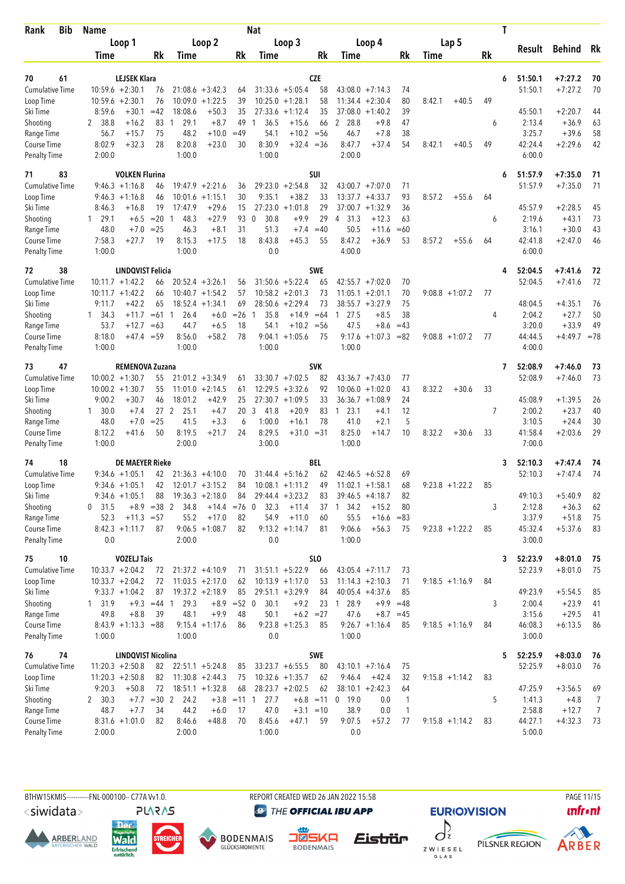| Rank | Bib | Name | | | | | | Nat | | | | | | | | | | T | Result | Behind | Rk |
|---|---|---|---|---|---|---|---|---|---|---|---|---|---|---|---|---|---|---|---|---|---|
| | | Loop 1 | | | Loop 2 | | | Loop 3 | | | Loop 4 | | | Lap 5 | | | | | | | |
| | | Time | | Rk | Time | | Rk | Time | | Rk | Time | | Rk | Time | | Rk | | | | | |
| **70** | **61** | **LEJSEK Klara** | | | | | | **CZE** | | | | | | | | | | **6** | **51:50.1** | **+7:27.2** | **70** |
| Cumulative Time | | 10:59.6 | +2:30.1 | 76 | 21:08.6 | +3:42.3 | 64 | 31:33.6 | +5:05.4 | 58 | 43:08.0 | +7:14.3 | 74 | | | | | | 51:50.1 | +7:27.2 | 70 |
| Loop Time | | 10:59.6 | +2:30.1 | 76 | 10:09.0 | +1:22.5 | 39 | 10:25.0 | +1:28.1 | 58 | 11:34.4 | +2:30.4 | 80 | 8:42.1 | +40.5 | 49 | | | | | |
| Ski Time | | 8:59.6 | +30.1 | =42 | 18:08.6 | +50.3 | 35 | 27:33.6 | +1:12.4 | 35 | 37:08.0 | +1:40.2 | 39 | | | | | | 45:50.1 | +2:20.7 | 44 |
| Shooting | | 2 38.8 | +16.2 | 83 | 1 29.1 | +8.7 | 49 | 1 36.5 | +15.6 | 66 | 2 28.8 | +9.8 | 47 | | | | | 6 | 2:13.4 | +36.9 | 63 |
| Range Time | | 56.7 | +15.7 | 75 | 48.2 | +10.0 | =49 | 54.1 | +10.2 | =56 | 46.7 | +7.8 | 38 | | | | | | 3:25.7 | +39.6 | 58 |
| Course Time | | 8:02.9 | +32.3 | 28 | 8:20.8 | +23.0 | 30 | 8:30.9 | +32.4 | =36 | 8:47.7 | +37.4 | 54 | 8:42.1 | +40.5 | 49 | | | 42:24.4 | +2:29.6 | 42 |
| Penalty Time | | 2:00.0 | | | 1:00.0 | | | 1:00.0 | | | 2:00.0 | | | | | | | | 6:00.0 | | |
| **71** | **83** | **VOLKEN Flurina** | | | | | | **SUI** | | | | | | | | | | **6** | **51:57.9** | **+7:35.0** | **71** |
| Cumulative Time | | 9:46.3 | +1:16.8 | 46 | 19:47.9 | +2:21.6 | 36 | 29:23.0 | +2:54.8 | 32 | 43:00.7 | +7:07.0 | 71 | | | | | | 51:57.9 | +7:35.0 | 71 |
| Loop Time | | 9:46.3 | +1:16.8 | 46 | 10:01.6 | +1:15.1 | 30 | 9:35.1 | +38.2 | 33 | 13:37.7 | +4:33.7 | 93 | 8:57.2 | +55.6 | 64 | | | | | |
| Ski Time | | 8:46.3 | +16.8 | 19 | 17:47.9 | +29.6 | 15 | 27:23.0 | +1:01.8 | 29 | 37:00.7 | +1:32.9 | 36 | | | | | | 45:57.9 | +2:28.5 | 45 |
| Shooting | | 1 29.1 | +6.5 | =20 | 1 48.3 | +27.9 | 93 | 0 30.8 | +9.9 | 29 | 4 31.3 | +12.3 | 63 | | | | | 6 | 2:19.6 | +43.1 | 73 |
| Range Time | | 48.0 | +7.0 | =25 | 46.3 | +8.1 | 31 | 51.3 | +7.4 | =40 | 50.5 | +11.6 | =60 | | | | | | 3:16.1 | +30.0 | 43 |
| Course Time | | 7:58.3 | +27.7 | 19 | 8:15.3 | +17.5 | 18 | 8:43.8 | +45.3 | 55 | 8:47.2 | +36.9 | 53 | 8:57.2 | +55.6 | 64 | | | 42:41.8 | +2:47.0 | 46 |
| Penalty Time | | 1:00.0 | | | 1:00.0 | | | 0.0 | | | 4:00.0 | | | | | | | | 6:00.0 | | |
| **72** | **38** | **LINDQVIST Felicia** | | | | | | **SWE** | | | | | | | | | | **4** | **52:04.5** | **+7:41.6** | **72** |
| Cumulative Time | | 10:11.7 | +1:42.2 | 66 | 20:52.4 | +3:26.1 | 56 | 31:50.6 | +5:22.4 | 65 | 42:55.7 | +7:02.0 | 70 | | | | | | 52:04.5 | +7:41.6 | 72 |
| Loop Time | | 10:11.7 | +1:42.2 | 66 | 10:40.7 | +1:54.2 | 57 | 10:58.2 | +2:01.3 | 73 | 11:05.1 | +2:01.1 | 70 | 9:08.8 | +1:07.2 | 77 | | | | | |
| Ski Time | | 9:11.7 | +42.2 | 65 | 18:52.4 | +1:34.1 | 69 | 28:50.6 | +2:29.4 | 73 | 38:55.7 | +3:27.9 | 75 | | | | | | 48:04.5 | +4:35.1 | 76 |
| Shooting | | 1 34.3 | +11.7 | =61 | 1 26.4 | +6.0 | =26 | 1 35.8 | +14.9 | =64 | 1 27.5 | +8.5 | 38 | | | | | 4 | 2:04.2 | +27.7 | 50 |
| Range Time | | 53.7 | +12.7 | =63 | 44.7 | +6.5 | 18 | 54.1 | +10.2 | =56 | 47.5 | +8.6 | =43 | | | | | | 3:20.0 | +33.9 | 49 |
| Course Time | | 8:18.0 | +47.4 | =59 | 8:56.0 | +58.2 | 78 | 9:04.1 | +1:05.6 | 75 | 9:17.6 | +1:07.3 | =82 | 9:08.8 | +1:07.2 | 77 | | | 44:44.5 | +4:49.7 | =78 |
| Penalty Time | | 1:00.0 | | | 1:00.0 | | | 1:00.0 | | | 1:00.0 | | | | | | | | 4:00.0 | | |
| **73** | **47** | **REMENOVA Zuzana** | | | | | | **SVK** | | | | | | | | | | **7** | **52:08.9** | **+7:46.0** | **73** |
| Cumulative Time | | 10:00.2 | +1:30.7 | 55 | 21:01.2 | +3:34.9 | 61 | 33:30.7 | +7:02.5 | 82 | 43:36.7 | +7:43.0 | 77 | | | | | | 52:08.9 | +7:46.0 | 73 |
| Loop Time | | 10:00.2 | +1:30.7 | 55 | 11:01.0 | +2:14.5 | 61 | 12:29.5 | +3:32.6 | 92 | 10:06.0 | +1:02.0 | 43 | 8:32.2 | +30.6 | 33 | | | | | |
| Ski Time | | 9:00.2 | +30.7 | 46 | 18:01.2 | +42.9 | 25 | 27:30.7 | +1:09.5 | 33 | 36:36.7 | +1:08.9 | 24 | | | | | | 45:08.9 | +1:39.5 | 26 |
| Shooting | | 1 30.0 | +7.4 | 27 | 2 25.1 | +4.7 | 20 | 3 41.8 | +20.9 | 83 | 1 23.1 | +4.1 | 12 | | | | | 7 | 2:00.2 | +23.7 | 40 |
| Range Time | | 48.0 | +7.0 | =25 | 41.5 | +3.3 | 6 | 1:00.0 | +16.1 | 78 | 41.0 | +2.1 | 5 | | | | | | 3:10.5 | +24.4 | 30 |
| Course Time | | 8:12.2 | +41.6 | 50 | 8:19.5 | +21.7 | 24 | 8:29.5 | +31.0 | =31 | 8:25.0 | +14.7 | 10 | 8:32.2 | +30.6 | 33 | | | 41:58.4 | +2:03.6 | 29 |
| Penalty Time | | 1:00.0 | | | 2:00.0 | | | 3:00.0 | | | 1:00.0 | | | | | | | | 7:00.0 | | |
| **74** | **18** | **DE MAEYER Rieke** | | | | | | **BEL** | | | | | | | | | | **3** | **52:10.3** | **+7:47.4** | **74** |
| Cumulative Time | | 9:34.6 | +1:05.1 | 42 | 21:36.3 | +4:10.0 | 70 | 31:44.4 | +5:16.2 | 62 | 42:46.5 | +6:52.8 | 69 | | | | | | 52:10.3 | +7:47.4 | 74 |
| Loop Time | | 9:34.6 | +1:05.1 | 42 | 12:01.7 | +3:15.2 | 84 | 10:08.1 | +1:11.2 | 49 | 11:02.1 | +1:58.1 | 68 | 9:23.8 | +1:22.2 | 85 | | | | | |
| Ski Time | | 9:34.6 | +1:05.1 | 88 | 19:36.3 | +2:18.0 | 84 | 29:44.4 | +3:23.2 | 83 | 39:46.5 | +4:18.7 | 82 | | | | | | 49:10.3 | +5:40.9 | 82 |
| Shooting | | 0 31.5 | +8.9 | =38 | 2 34.8 | +14.4 | =76 | 0 32.3 | +11.4 | 37 | 1 34.2 | +15.2 | 80 | | | | | 3 | 2:12.8 | +36.3 | 62 |
| Range Time | | 52.3 | +11.3 | =57 | 55.2 | +17.0 | 82 | 54.9 | +11.0 | 60 | 55.5 | +16.6 | =83 | | | | | | 3:37.9 | +51.8 | 75 |
| Course Time | | 8:42.3 | +1:11.7 | 87 | 9:06.5 | +1:08.7 | 82 | 9:13.2 | +1:14.7 | 81 | 9:06.6 | +56.3 | 75 | 9:23.8 | +1:22.2 | 85 | | | 45:32.4 | +5:37.6 | 83 |
| Penalty Time | | 0.0 | | | 2:00.0 | | | 0.0 | | | 1:00.0 | | | | | | | | 3:00.0 | | |
| **75** | **10** | **VOZELJ Tais** | | | | | | **SLO** | | | | | | | | | | **3** | **52:23.9** | **+8:01.0** | **75** |
| Cumulative Time | | 10:33.7 | +2:04.2 | 72 | 21:37.2 | +4:10.9 | 71 | 31:51.1 | +5:22.9 | 66 | 43:05.4 | +7:11.7 | 73 | | | | | | 52:23.9 | +8:01.0 | 75 |
| Loop Time | | 10:33.7 | +2:04.2 | 72 | 11:03.5 | +2:17.0 | 62 | 10:13.9 | +1:17.0 | 53 | 11:14.3 | +2:10.3 | 71 | 9:18.5 | +1:16.9 | 84 | | | | | |
| Ski Time | | 9:33.7 | +1:04.2 | 87 | 19:37.2 | +2:18.9 | 85 | 29:51.1 | +3:29.9 | 84 | 40:05.4 | +4:37.6 | 85 | | | | | | 49:23.9 | +5:54.5 | 85 |
| Shooting | | 1 31.9 | +9.3 | =44 | 1 29.3 | +8.9 | =52 | 0 30.1 | +9.2 | 23 | 1 28.9 | +9.9 | =48 | | | | | 3 | 2:00.4 | +23.9 | 41 |
| Range Time | | 49.8 | +8.8 | 39 | 48.1 | +9.9 | 48 | 50.1 | +6.2 | =27 | 47.6 | +8.7 | =45 | | | | | | 3:15.6 | +29.5 | 41 |
| Course Time | | 8:43.9 | +1:13.3 | =88 | 9:15.4 | +1:17.6 | 86 | 9:23.8 | +1:25.3 | 85 | 9:26.7 | +1:16.4 | 85 | 9:18.5 | +1:16.9 | 84 | | | 46:08.3 | +6:13.5 | 86 |
| Penalty Time | | 1:00.0 | | | 1:00.0 | | | 0.0 | | | 1:00.0 | | | | | | | | 3:00.0 | | |
| **76** | **74** | **LINDQVIST Nicolina** | | | | | | **SWE** | | | | | | | | | | **5** | **52:25.9** | **+8:03.0** | **76** |
| Cumulative Time | | 11:20.3 | +2:50.8 | 82 | 22:51.1 | +5:24.8 | 85 | 33:23.7 | +6:55.5 | 80 | 43:10.1 | +7:16.4 | 75 | | | | | | 52:25.9 | +8:03.0 | 76 |
| Loop Time | | 11:20.3 | +2:50.8 | 82 | 11:30.8 | +2:44.3 | 75 | 10:32.6 | +1:35.7 | 62 | 9:46.4 | +42.4 | 32 | 9:15.8 | +1:14.2 | 83 | | | | | |
| Ski Time | | 9:20.3 | +50.8 | 72 | 18:51.1 | +1:32.8 | 68 | 28:23.7 | +2:02.5 | 62 | 38:10.1 | +2:42.3 | 64 | | | | | | 47:25.9 | +3:56.5 | 69 |
| Shooting | | 2 30.3 | +7.7 | =30 | 2 24.2 | +3.8 | =11 | 1 27.7 | +6.8 | =11 | 0 19.0 | 0.0 | 1 | | | | | 5 | 1:41.3 | +4.8 | 7 |
| Range Time | | 48.7 | +7.7 | 34 | 44.2 | +6.0 | 17 | 47.0 | +3.1 | =10 | 38.9 | 0.0 | 1 | | | | | | 2:58.8 | +12.7 | 7 |
| Course Time | | 8:31.6 | +1:01.0 | 82 | 8:46.6 | +48.8 | 70 | 8:45.6 | +47.1 | 59 | 9:07.5 | +57.2 | 77 | 9:15.8 | +1:14.2 | 83 | | | 44:27.1 | +4:32.3 | 73 |
| Penalty Time | | 2:00.0 | | | 2:00.0 | | | 1:00.0 | | | 0.0 | | | | | | | | 5:00.0 | | |

BTHW15KMIS-----------FNL-000100-- C77A Vv1.0. REPORT CREATED WED 26 JAN 2022 15:58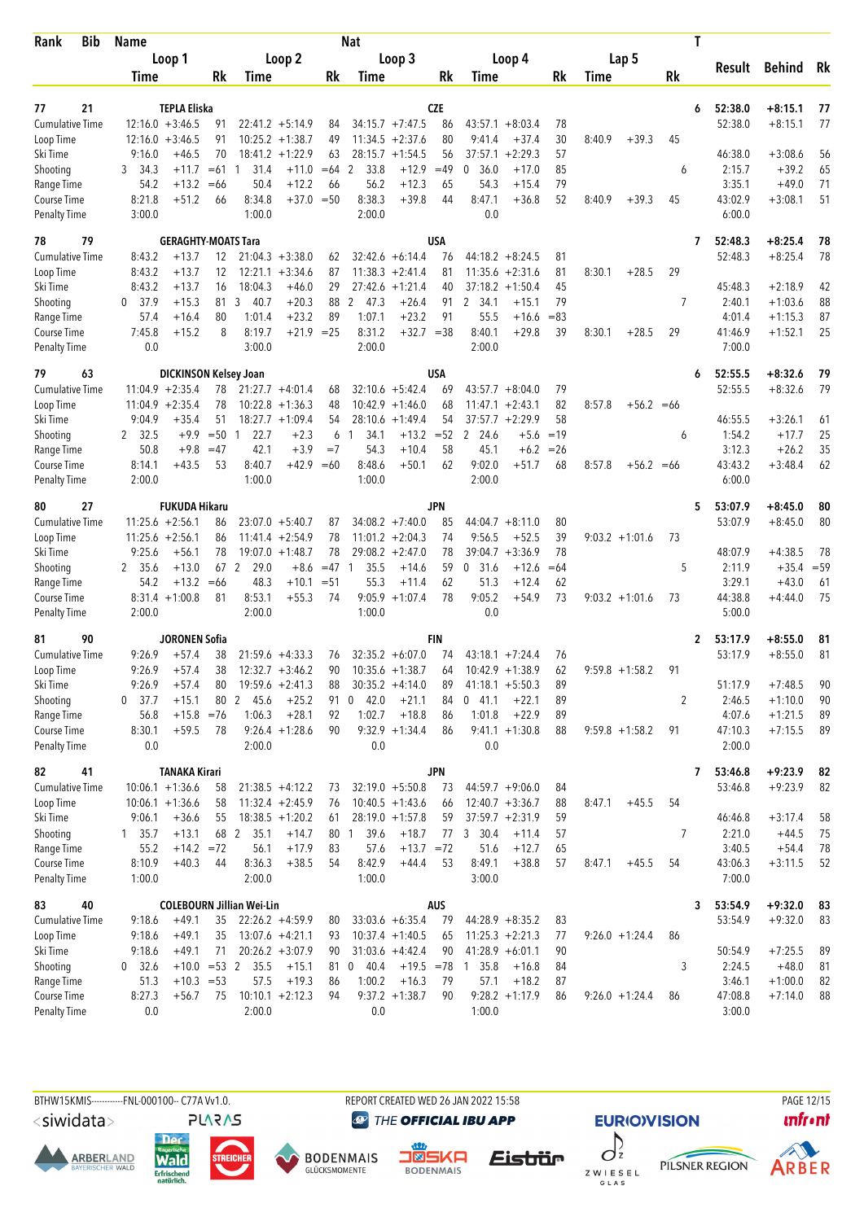| Rank | Bib | Name | | | | | Nat | | | | | | | | | T | Result | Behind | Rk |
|---|---|---|---|---|---|---|---|---|---|---|---|---|---|---|---|---|---|---|---|
| | | Loop 1 | | | Loop 2 | | | Loop 3 | | | Loop 4 | | | Lap 5 | | | | | |
| | | Time | | Rk | Time | | Rk | Time | | Rk | Time | | Rk | Time | | Rk | | | |
| 77 | 21 | TEPLA Eliska | | | | | CZE | | | | | | | | | 6 | 52:38.0 | +8:15.1 | 77 |
| Cumulative Time | | 12:16.0 | +3:46.5 | 91 | 22:41.2 | +5:14.9 | 84 | 34:15.7 | +7:47.5 | 86 | 43:57.1 | +8:03.4 | 78 | | | | 52:38.0 | +8:15.1 | 77 |
| Loop Time | | 12:16.0 | +3:46.5 | 91 | 10:25.2 | +1:38.7 | 49 | 11:34.5 | +2:37.6 | 80 | 9:41.4 | +37.4 | 30 | 8:40.9 | +39.3 | 45 | | | |
| Ski Time | | 9:16.0 | +46.5 | 70 | 18:41.2 | +1:22.9 | 63 | 28:15.7 | +1:54.5 | 56 | 37:57.1 | +2:29.3 | 57 | | | | 46:38.0 | +3:08.6 | 56 |
| Shooting | | 3 34.3 | +11.7 | =61 | 1 31.4 | +11.0 | =64 | 2 33.8 | +12.9 | =49 | 0 36.0 | +17.0 | 85 | | | 6 | 2:15.7 | +39.2 | 65 |
| Range Time | | 54.2 | +13.2 | =66 | 50.4 | +12.2 | 66 | 56.2 | +12.3 | 65 | 54.3 | +15.4 | 79 | | | | 3:35.1 | +49.0 | 71 |
| Course Time | | 8:21.8 | +51.2 | 66 | 8:34.8 | +37.0 | =50 | 8:38.3 | +39.8 | 44 | 8:47.1 | +36.8 | 52 | 8:40.9 | +39.3 | 45 | 43:02.9 | +3:08.1 | 51 |
| Penalty Time | | 3:00.0 | | | 1:00.0 | | | 2:00.0 | | | 0.0 | | | | | | 6:00.0 | | |
| 78 | 79 | GERAGHTY-MOATS Tara | | | | | USA | | | | | | | | | 7 | 52:48.3 | +8:25.4 | 78 |
| Cumulative Time | | 8:43.2 | +13.7 | 12 | 21:04.3 | +3:38.0 | 62 | 32:42.6 | +6:14.4 | 76 | 44:18.2 | +8:24.5 | 81 | | | | 52:48.3 | +8:25.4 | 78 |
| Loop Time | | 8:43.2 | +13.7 | 12 | 12:21.1 | +3:34.6 | 87 | 11:38.3 | +2:41.4 | 81 | 11:35.6 | +2:31.6 | 81 | 8:30.1 | +28.5 | 29 | | | |
| Ski Time | | 8:43.2 | +13.7 | 16 | 18:04.3 | +46.0 | 29 | 27:42.6 | +1:21.4 | 40 | 37:18.2 | +1:50.4 | 45 | | | | 45:48.3 | +2:18.9 | 42 |
| Shooting | | 0 37.9 | +15.3 | 81 | 3 40.7 | +20.3 | 88 | 2 47.3 | +26.4 | 91 | 2 34.1 | +15.1 | 79 | | | 7 | 2:40.1 | +1:03.6 | 88 |
| Range Time | | 57.4 | +16.4 | 80 | 1:01.4 | +23.2 | 89 | 1:07.1 | +23.2 | 91 | 55.5 | +16.6 | =83 | | | | 4:01.4 | +1:15.3 | 87 |
| Course Time | | 7:45.8 | +15.2 | 8 | 8:19.7 | +21.9 | =25 | 8:31.2 | +32.7 | =38 | 8:40.1 | +29.8 | 39 | 8:30.1 | +28.5 | 29 | 41:46.9 | +1:52.1 | 25 |
| Penalty Time | | 0.0 | | | 3:00.0 | | | 2:00.0 | | | 2:00.0 | | | | | | 7:00.0 | | |
| 79 | 63 | DICKINSON Kelsey Joan | | | | | USA | | | | | | | | | 6 | 52:55.5 | +8:32.6 | 79 |
| Cumulative Time | | 11:04.9 | +2:35.4 | 78 | 21:27.7 | +4:01.4 | 68 | 32:10.6 | +5:42.4 | 69 | 43:57.7 | +8:04.0 | 79 | | | | 52:55.5 | +8:32.6 | 79 |
| Loop Time | | 11:04.9 | +2:35.4 | 78 | 10:22.8 | +1:36.3 | 48 | 10:42.9 | +1:46.0 | 68 | 11:47.1 | +2:43.1 | 82 | 8:57.8 | +56.2 | =66 | | | |
| Ski Time | | 9:04.9 | +35.4 | 51 | 18:27.7 | +1:09.4 | 54 | 28:10.6 | +1:49.4 | 54 | 37:57.7 | +2:29.9 | 58 | | | | 46:55.5 | +3:26.1 | 61 |
| Shooting | | 2 32.5 | +9.9 | =50 | 1 22.7 | +2.3 | 6 | 1 34.1 | +13.2 | =52 | 2 24.6 | +5.6 | =19 | | | 6 | 1:54.2 | +17.7 | 25 |
| Range Time | | 50.8 | +9.8 | =47 | 42.1 | +3.9 | =7 | 54.3 | +10.4 | 58 | 45.1 | +6.2 | =26 | | | | 3:12.3 | +26.2 | 35 |
| Course Time | | 8:14.1 | +43.5 | 53 | 8:40.7 | +42.9 | =60 | 8:48.6 | +50.1 | 62 | 9:02.0 | +51.7 | 68 | 8:57.8 | +56.2 | =66 | 43:43.2 | +3:48.4 | 62 |
| Penalty Time | | 2:00.0 | | | 1:00.0 | | | 1:00.0 | | | 2:00.0 | | | | | | 6:00.0 | | |
| 80 | 27 | FUKUDA Hikaru | | | | | JPN | | | | | | | | | 5 | 53:07.9 | +8:45.0 | 80 |
| Cumulative Time | | 11:25.6 | +2:56.1 | 86 | 23:07.0 | +5:40.7 | 87 | 34:08.2 | +7:40.0 | 85 | 44:04.7 | +8:11.0 | 80 | | | | 53:07.9 | +8:45.0 | 80 |
| Loop Time | | 11:25.6 | +2:56.1 | 86 | 11:41.4 | +2:54.9 | 78 | 11:01.2 | +2:04.3 | 74 | 9:56.5 | +52.5 | 39 | 9:03.2 | +1:01.6 | 73 | | | |
| Ski Time | | 9:25.6 | +56.1 | 78 | 19:07.0 | +1:48.7 | 78 | 29:08.2 | +2:47.0 | 78 | 39:04.7 | +3:36.9 | 78 | | | | 48:07.9 | +4:38.5 | 78 |
| Shooting | | 2 35.6 | +13.0 | 67 | 2 29.0 | +8.6 | =47 | 1 35.5 | +14.6 | 59 | 0 31.6 | +12.6 | =64 | | | 5 | 2:11.9 | +35.4 | =59 |
| Range Time | | 54.2 | +13.2 | =66 | 48.3 | +10.1 | =51 | 55.3 | +11.4 | 62 | 51.3 | +12.4 | 62 | | | | 3:29.1 | +43.0 | 61 |
| Course Time | | 8:31.4 | +1:00.8 | 81 | 8:53.1 | +55.3 | 74 | 9:05.9 | +1:07.4 | 78 | 9:05.2 | +54.9 | 73 | 9:03.2 | +1:01.6 | 73 | 44:38.8 | +4:44.0 | 75 |
| Penalty Time | | 2:00.0 | | | 2:00.0 | | | 1:00.0 | | | 0.0 | | | | | | 5:00.0 | | |
| 81 | 90 | JORONEN Sofia | | | | | FIN | | | | | | | | | 2 | 53:17.9 | +8:55.0 | 81 |
| Cumulative Time | | 9:26.9 | +57.4 | 38 | 21:59.6 | +4:33.3 | 76 | 32:35.2 | +6:07.0 | 74 | 43:18.1 | +7:24.4 | 76 | | | | 53:17.9 | +8:55.0 | 81 |
| Loop Time | | 9:26.9 | +57.4 | 38 | 12:32.7 | +3:46.2 | 90 | 10:35.6 | +1:38.7 | 64 | 10:42.9 | +1:38.9 | 62 | 9:59.8 | +1:58.2 | 91 | | | |
| Ski Time | | 9:26.9 | +57.4 | 80 | 19:59.6 | +2:41.3 | 88 | 30:35.2 | +4:14.0 | 89 | 41:18.1 | +5:50.3 | 89 | | | | 51:17.9 | +7:48.5 | 90 |
| Shooting | | 0 37.7 | +15.1 | 80 | 2 45.6 | +25.2 | 91 | 0 42.0 | +21.1 | 84 | 0 41.1 | +22.1 | 89 | | | 2 | 2:46.5 | +1:10.0 | 90 |
| Range Time | | 56.8 | +15.8 | =76 | 1:06.3 | +28.1 | 92 | 1:02.7 | +18.8 | 86 | 1:01.8 | +22.9 | 89 | | | | 4:07.6 | +1:21.5 | 89 |
| Course Time | | 8:30.1 | +59.5 | 78 | 9:26.4 | +1:28.6 | 90 | 9:32.9 | +1:34.4 | 86 | 9:41.1 | +1:30.8 | 88 | 9:59.8 | +1:58.2 | 91 | 47:10.3 | +7:15.5 | 89 |
| Penalty Time | | 0.0 | | | 2:00.0 | | | 0.0 | | | 0.0 | | | | | | 2:00.0 | | |
| 82 | 41 | TANAKA Kirari | | | | | JPN | | | | | | | | | 7 | 53:46.8 | +9:23.9 | 82 |
| Cumulative Time | | 10:06.1 | +1:36.6 | 58 | 21:38.5 | +4:12.2 | 73 | 32:19.0 | +5:50.8 | 73 | 44:59.7 | +9:06.0 | 84 | | | | 53:46.8 | +9:23.9 | 82 |
| Loop Time | | 10:06.1 | +1:36.6 | 58 | 11:32.4 | +2:45.9 | 76 | 10:40.5 | +1:43.6 | 66 | 12:40.7 | +3:36.7 | 88 | 8:47.1 | +45.5 | 54 | | | |
| Ski Time | | 9:06.1 | +36.6 | 55 | 18:38.5 | +1:20.2 | 61 | 28:19.0 | +1:57.8 | 59 | 37:59.7 | +2:31.9 | 59 | | | | 46:46.8 | +3:17.4 | 58 |
| Shooting | | 1 35.7 | +13.1 | 68 | 2 35.1 | +14.7 | 80 | 1 39.6 | +18.7 | 77 | 3 30.4 | +11.4 | 57 | | | 7 | 2:21.0 | +44.5 | 75 |
| Range Time | | 55.2 | +14.2 | =72 | 56.1 | +17.9 | 83 | 57.6 | +13.7 | =72 | 51.6 | +12.7 | 65 | | | | 3:40.5 | +54.4 | 78 |
| Course Time | | 8:10.9 | +40.3 | 44 | 8:36.3 | +38.5 | 54 | 8:42.9 | +44.4 | 53 | 8:49.1 | +38.8 | 57 | 8:47.1 | +45.5 | 54 | 43:06.3 | +3:11.5 | 52 |
| Penalty Time | | 1:00.0 | | | 2:00.0 | | | 1:00.0 | | | 3:00.0 | | | | | | 7:00.0 | | |
| 83 | 40 | COLEBOURN Jillian Wei-Lin | | | | | AUS | | | | | | | | | 3 | 53:54.9 | +9:32.0 | 83 |
| Cumulative Time | | 9:18.6 | +49.1 | 35 | 22:26.2 | +4:59.9 | 80 | 33:03.6 | +6:35.4 | 79 | 44:28.9 | +8:35.2 | 83 | | | | 53:54.9 | +9:32.0 | 83 |
| Loop Time | | 9:18.6 | +49.1 | 35 | 13:07.6 | +4:21.1 | 93 | 10:37.4 | +1:40.5 | 65 | 11:25.3 | +2:21.3 | 77 | 9:26.0 | +1:24.4 | 86 | | | |
| Ski Time | | 9:18.6 | +49.1 | 71 | 20:26.2 | +3:07.9 | 90 | 31:03.6 | +4:42.4 | 90 | 41:28.9 | +6:01.1 | 90 | | | | 50:54.9 | +7:25.5 | 89 |
| Shooting | | 0 32.6 | +10.0 | =53 | 2 35.5 | +15.1 | 81 | 0 40.4 | +19.5 | =78 | 1 35.8 | +16.8 | 84 | | | 3 | 2:24.5 | +48.0 | 81 |
| Range Time | | 51.3 | +10.3 | =53 | 57.5 | +19.3 | 86 | 1:00.2 | +16.3 | 79 | 57.1 | +18.2 | 87 | | | | 3:46.1 | +1:00.0 | 82 |
| Course Time | | 8:27.3 | +56.7 | 75 | 10:10.1 | +2:12.3 | 94 | 9:37.2 | +1:38.7 | 90 | 9:28.2 | +1:17.9 | 86 | 9:26.0 | +1:24.4 | 86 | 47:08.8 | +7:14.0 | 88 |
| Penalty Time | | 0.0 | | | 2:00.0 | | | 0.0 | | | 1:00.0 | | | | | | 3:00.0 | | |

BTHW15KMIS-----------FNL-000100-- C77A Vv1.0. REPORT CREATED WED 26 JAN 2022 15:58

THE OFFICIAL IBU APP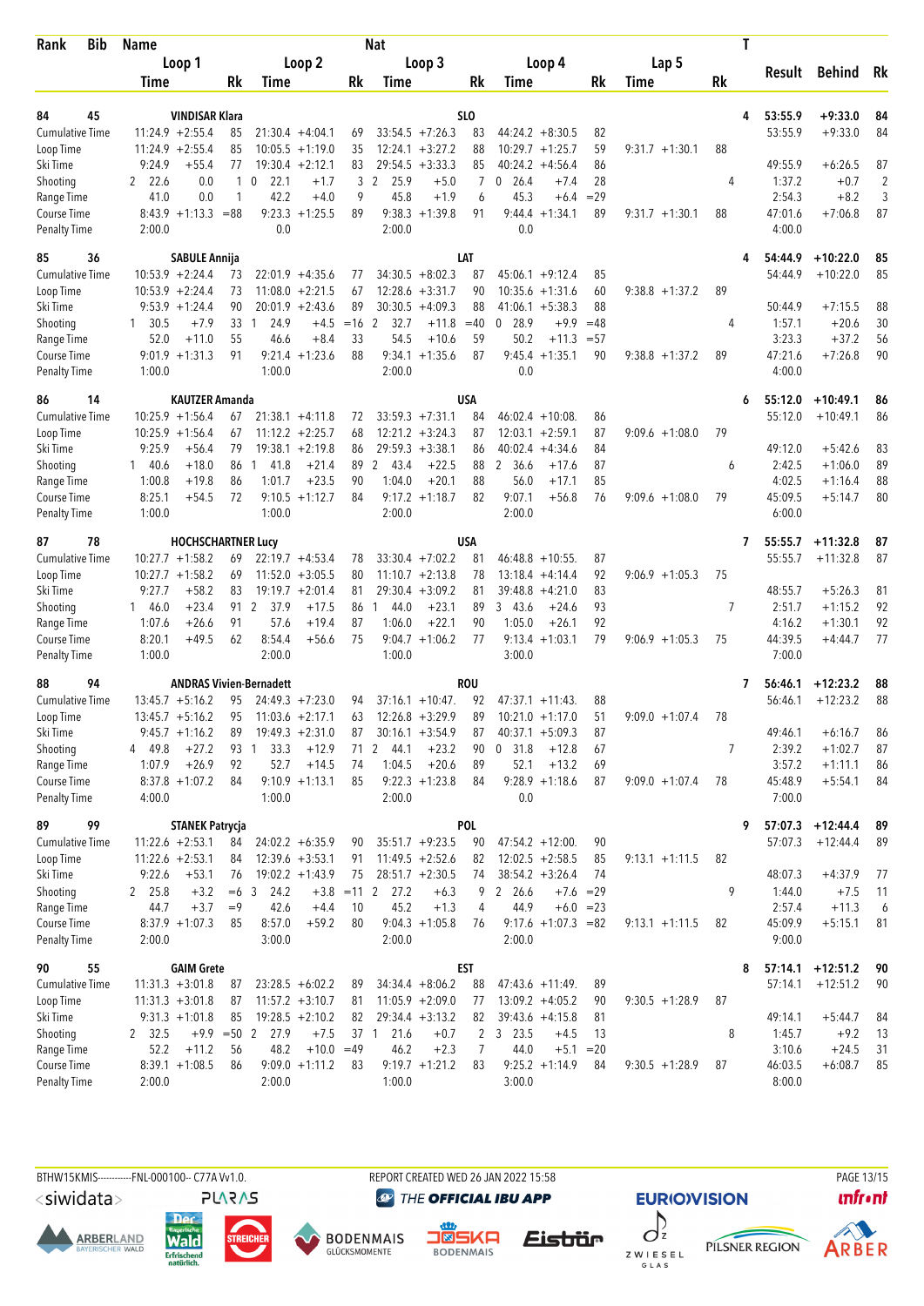| Rank | Bib | Name | | | | | Nat | | | | | | | | | T | Result | Behind | Rk |
|---|---|---|---|---|---|---|---|---|---|---|---|---|---|---|---|---|---|---|---|
| | | Loop 1 | | | Loop 2 | | | Loop 3 | | | Loop 4 | | | Lap 5 | | | | | |
| | | Time | | Rk | Time | | Rk | Time | | Rk | Time | | Rk | Time | | Rk | | | |
| 84 | 45 | VINDISAR Klara | | | | | SLO | | | | | | | | | 4 | 53:55.9 | +9:33.0 | 84 |
| Cumulative Time | | 11:24.9 | +2:55.4 | 85 | 21:30.4 | +4:04.1 | 69 | 33:54.5 | +7:26.3 | 83 | 44:24.2 | +8:30.5 | 82 | | | | 53:55.9 | +9:33.0 | 84 |
| Loop Time | | 11:24.9 | +2:55.4 | 85 | 10:05.5 | +1:19.0 | 35 | 12:24.1 | +3:27.2 | 88 | 10:29.7 | +1:25.7 | 59 | 9:31.7 | +1:30.1 | 88 | | | |
| Ski Time | | 9:24.9 | +55.4 | 77 | 19:30.4 | +2:12.1 | 83 | 29:54.5 | +3:33.3 | 85 | 40:24.2 | +4:56.4 | 86 | | | | 49:55.9 | +6:26.5 | 87 |
| Shooting | | 2 22.6 | 0.0 | 1 | 0 22.1 | +1.7 | 3 | 2 25.9 | +5.0 | 7 | 0 26.4 | +7.4 | 28 | | | 4 | 1:37.2 | +0.7 | 2 |
| Range Time | | 41.0 | 0.0 | 1 | 42.2 | +4.0 | 9 | 45.8 | +1.9 | 6 | 45.3 | +6.4 | =29 | | | | 2:54.3 | +8.2 | 3 |
| Course Time | | 8:43.9 | +1:13.3 | =88 | 9:23.3 | +1:25.5 | 89 | 9:38.3 | +1:39.8 | 91 | 9:44.4 | +1:34.1 | 89 | 9:31.7 | +1:30.1 | 88 | 47:01.6 | +7:06.8 | 87 |
| Penalty Time | | 2:00.0 | | | 0.0 | | | 2:00.0 | | | 0.0 | | | | | | 4:00.0 | | |
| 85 | 36 | SABULE Annija | | | | | LAT | | | | | | | | | 4 | 54:44.9 | +10:22.0 | 85 |
| Cumulative Time | | 10:53.9 | +2:24.4 | 73 | 22:01.9 | +4:35.6 | 77 | 34:30.5 | +8:02.3 | 87 | 45:06.1 | +9:12.4 | 85 | | | | 54:44.9 | +10:22.0 | 85 |
| Loop Time | | 10:53.9 | +2:24.4 | 73 | 11:08.0 | +2:21.5 | 67 | 12:28.6 | +3:31.7 | 90 | 10:35.6 | +1:31.6 | 60 | 9:38.8 | +1:37.2 | 89 | | | |
| Ski Time | | 9:53.9 | +1:24.4 | 90 | 20:01.9 | +2:43.6 | 89 | 30:30.5 | +4:09.3 | 88 | 41:06.1 | +5:38.3 | 88 | | | | 50:44.9 | +7:15.5 | 88 |
| Shooting | | 1 30.5 | +7.9 | 33 | 1 24.9 | +4.5 | =16 | 2 32.7 | +11.8 | =40 | 0 28.9 | +9.9 | =48 | | | 4 | 1:57.1 | +20.6 | 30 |
| Range Time | | 52.0 | +11.0 | 55 | 46.6 | +8.4 | 33 | 54.5 | +10.6 | 59 | 50.2 | +11.3 | =57 | | | | 3:23.3 | +37.2 | 56 |
| Course Time | | 9:01.9 | +1:31.3 | 91 | 9:21.4 | +1:23.6 | 88 | 9:34.1 | +1:35.6 | 87 | 9:45.4 | +1:35.1 | 90 | 9:38.8 | +1:37.2 | 89 | 47:21.6 | +7:26.8 | 90 |
| Penalty Time | | 1:00.0 | | | 1:00.0 | | | 2:00.0 | | | 0.0 | | | | | | 4:00.0 | | |
| 86 | 14 | KAUTZER Amanda | | | | | USA | | | | | | | | | 6 | 55:12.0 | +10:49.1 | 86 |
| Cumulative Time | | 10:25.9 | +1:56.4 | 67 | 21:38.1 | +4:11.8 | 72 | 33:59.3 | +7:31.1 | 84 | 46:02.4 | +10:08. | 86 | | | | 55:12.0 | +10:49.1 | 86 |
| Loop Time | | 10:25.9 | +1:56.4 | 67 | 11:12.2 | +2:25.7 | 68 | 12:21.2 | +3:24.3 | 87 | 12:03.1 | +2:59.1 | 87 | 9:09.6 | +1:08.0 | 79 | | | |
| Ski Time | | 9:25.9 | +56.4 | 79 | 19:38.1 | +2:19.8 | 86 | 29:59.3 | +3:38.1 | 86 | 40:02.4 | +4:34.6 | 84 | | | | 49:12.0 | +5:42.6 | 83 |
| Shooting | | 1 40.6 | +18.0 | 86 | 1 41.8 | +21.4 | 89 | 2 43.4 | +22.5 | 88 | 2 36.6 | +17.6 | 87 | | | 6 | 2:42.5 | +1:06.0 | 89 |
| Range Time | | 1:00.8 | +19.8 | 86 | 1:01.7 | +23.5 | 90 | 1:04.0 | +20.1 | 88 | 56.0 | +17.1 | 85 | | | | 4:02.5 | +1:16.4 | 88 |
| Course Time | | 8:25.1 | +54.5 | 72 | 9:10.5 | +1:12.7 | 84 | 9:17.2 | +1:18.7 | 82 | 9:07.1 | +56.8 | 76 | 9:09.6 | +1:08.0 | 79 | 45:09.5 | +5:14.7 | 80 |
| Penalty Time | | 1:00.0 | | | 1:00.0 | | | 2:00.0 | | | 2:00.0 | | | | | | 6:00.0 | | |
| 87 | 78 | HOCHSCHARTNER Lucy | | | | | USA | | | | | | | | | 7 | 55:55.7 | +11:32.8 | 87 |
| Cumulative Time | | 10:27.7 | +1:58.2 | 69 | 22:19.7 | +4:53.4 | 78 | 33:30.4 | +7:02.2 | 81 | 46:48.8 | +10:55. | 87 | | | | 55:55.7 | +11:32.8 | 87 |
| Loop Time | | 10:27.7 | +1:58.2 | 69 | 11:52.0 | +3:05.5 | 80 | 11:10.7 | +2:13.8 | 78 | 13:18.4 | +4:14.4 | 92 | 9:06.9 | +1:05.3 | 75 | | | |
| Ski Time | | 9:27.7 | +58.2 | 83 | 19:19.7 | +2:01.4 | 81 | 29:30.4 | +3:09.2 | 81 | 39:48.8 | +4:21.0 | 83 | | | | 48:55.7 | +5:26.3 | 81 |
| Shooting | | 1 46.0 | +23.4 | 91 | 2 37.9 | +17.5 | 86 | 1 44.0 | +23.1 | 89 | 3 43.6 | +24.6 | 93 | | | 7 | 2:51.7 | +1:15.2 | 92 |
| Range Time | | 1:07.6 | +26.6 | 91 | 57.6 | +19.4 | 87 | 1:06.0 | +22.1 | 90 | 1:05.0 | +26.1 | 92 | | | | 4:16.2 | +1:30.1 | 92 |
| Course Time | | 8:20.1 | +49.5 | 62 | 8:54.4 | +56.6 | 75 | 9:04.7 | +1:06.2 | 77 | 9:13.4 | +1:03.1 | 79 | 9:06.9 | +1:05.3 | 75 | 44:39.5 | +4:44.7 | 77 |
| Penalty Time | | 1:00.0 | | | 2:00.0 | | | 1:00.0 | | | 3:00.0 | | | | | | 7:00.0 | | |
| 88 | 94 | ANDRAS Vivien-Bernadett | | | | | ROU | | | | | | | | | 7 | 56:46.1 | +12:23.2 | 88 |
| Cumulative Time | | 13:45.7 | +5:16.2 | 95 | 24:49.3 | +7:23.0 | 94 | 37:16.1 | +10:47. | 92 | 47:37.1 | +11:43. | 88 | | | | 56:46.1 | +12:23.2 | 88 |
| Loop Time | | 13:45.7 | +5:16.2 | 95 | 11:03.6 | +2:17.1 | 63 | 12:26.8 | +3:29.9 | 89 | 10:21.0 | +1:17.0 | 51 | 9:09.0 | +1:07.4 | 78 | | | |
| Ski Time | | 9:45.7 | +1:16.2 | 89 | 19:49.3 | +2:31.0 | 87 | 30:16.1 | +3:54.9 | 87 | 40:37.1 | +5:09.3 | 87 | | | | 49:46.1 | +6:16.7 | 86 |
| Shooting | | 4 49.8 | +27.2 | 93 | 1 33.3 | +12.9 | 71 | 2 44.1 | +23.2 | 90 | 0 31.8 | +12.8 | 67 | | | 7 | 2:39.2 | +1:02.7 | 87 |
| Range Time | | 1:07.9 | +26.9 | 92 | 52.7 | +14.5 | 74 | 1:04.5 | +20.6 | 89 | 52.1 | +13.2 | 69 | | | | 3:57.2 | +1:11.1 | 86 |
| Course Time | | 8:37.8 | +1:07.2 | 84 | 9:10.9 | +1:13.1 | 85 | 9:22.3 | +1:23.8 | 84 | 9:28.9 | +1:18.6 | 87 | 9:09.0 | +1:07.4 | 78 | 45:48.9 | +5:54.1 | 84 |
| Penalty Time | | 4:00.0 | | | 1:00.0 | | | 2:00.0 | | | 0.0 | | | | | | 7:00.0 | | |
| 89 | 99 | STANEK Patrycja | | | | | POL | | | | | | | | | 9 | 57:07.3 | +12:44.4 | 89 |
| Cumulative Time | | 11:22.6 | +2:53.1 | 84 | 24:02.2 | +6:35.9 | 90 | 35:51.7 | +9:23.5 | 90 | 47:54.2 | +12:00. | 90 | | | | 57:07.3 | +12:44.4 | 89 |
| Loop Time | | 11:22.6 | +2:53.1 | 84 | 12:39.6 | +3:53.1 | 91 | 11:49.5 | +2:52.6 | 82 | 12:02.5 | +2:58.5 | 85 | 9:13.1 | +1:11.5 | 82 | | | |
| Ski Time | | 9:22.6 | +53.1 | 76 | 19:02.2 | +1:43.9 | 75 | 28:51.7 | +2:30.5 | 74 | 38:54.2 | +3:26.4 | 74 | | | | 48:07.3 | +4:37.9 | 77 |
| Shooting | | 2 25.8 | +3.2 | =6 | 3 24.2 | +3.8 | =11 | 2 27.2 | +6.3 | 9 | 2 26.6 | +7.6 | =29 | | | 9 | 1:44.0 | +7.5 | 11 |
| Range Time | | 44.7 | +3.7 | =9 | 42.6 | +4.4 | 10 | 45.2 | +1.3 | 4 | 44.9 | +6.0 | =23 | | | | 2:57.4 | +11.3 | 6 |
| Course Time | | 8:37.9 | +1:07.3 | 85 | 8:57.0 | +59.2 | 80 | 9:04.3 | +1:05.8 | 76 | 9:17.6 | +1:07.3 | =82 | 9:13.1 | +1:11.5 | 82 | 45:09.9 | +5:15.1 | 81 |
| Penalty Time | | 2:00.0 | | | 3:00.0 | | | 2:00.0 | | | 2:00.0 | | | | | | 9:00.0 | | |
| 90 | 55 | GAIM Grete | | | | | EST | | | | | | | | | 8 | 57:14.1 | +12:51.2 | 90 |
| Cumulative Time | | 11:31.3 | +3:01.8 | 87 | 23:28.5 | +6:02.2 | 89 | 34:34.4 | +8:06.2 | 88 | 47:43.6 | +11:49. | 89 | | | | 57:14.1 | +12:51.2 | 90 |
| Loop Time | | 11:31.3 | +3:01.8 | 87 | 11:57.2 | +3:10.7 | 81 | 11:05.9 | +2:09.0 | 77 | 13:09.2 | +4:05.2 | 90 | 9:30.5 | +1:28.9 | 87 | | | |
| Ski Time | | 9:31.3 | +1:01.8 | 85 | 19:28.5 | +2:10.2 | 82 | 29:34.4 | +3:13.2 | 82 | 39:43.6 | +4:15.8 | 81 | | | | 49:14.1 | +5:44.7 | 84 |
| Shooting | | 2 32.5 | +9.9 | =50 | 2 27.9 | +7.5 | 37 | 1 21.6 | +0.7 | 2 | 3 23.5 | +4.5 | 13 | | | 8 | 1:45.7 | +9.2 | 13 |
| Range Time | | 52.2 | +11.2 | 56 | 48.2 | +10.0 | =49 | 46.2 | +2.3 | 7 | 44.0 | +5.1 | =20 | | | | 3:10.6 | +24.5 | 31 |
| Course Time | | 8:39.1 | +1:08.5 | 86 | 9:09.0 | +1:11.2 | 83 | 9:19.7 | +1:21.2 | 83 | 9:25.2 | +1:14.9 | 84 | 9:30.5 | +1:28.9 | 87 | 46:03.5 | +6:08.7 | 85 |
| Penalty Time | | 2:00.0 | | | 2:00.0 | | | 1:00.0 | | | 3:00.0 | | | | | | 8:00.0 | | |

BTHW15KMIS-----------FNL-000100-- C77A Vv1.0. REPORT CREATED WED 26 JAN 2022 15:58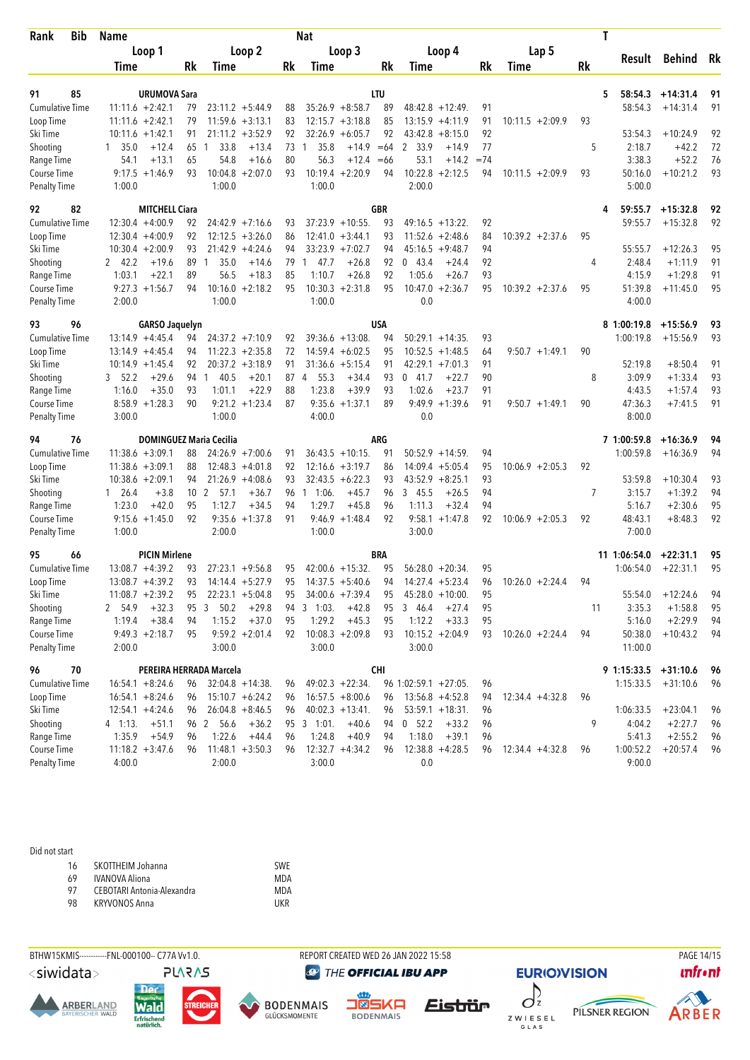| Rank | Bib | Name | | | | | | Nat | | | | | | T | Result | Behind | Rk |
|---|---|---|---|---|---|---|---|---|---|---|---|---|---|---|---|---|---|
| | | Loop 1 | | Loop 2 | | Loop 3 | | Loop 4 | | Lap 5 | | | | | | | |
| | | Time | Rk | Time | Rk | Time | Rk | Time | Rk | Time | Rk | | | | | | |
| 91 | 85 | URUMOVA Sara | | | | | | LTU | | | | | | 5 | 58:54.3 | +14:31.4 | 91 |
| Cumulative Time | | 11:11.6 +2:42.1 | 79 | 23:11.2 +5:44.9 | 88 | 35:26.9 +8:58.7 | 89 | 48:42.8 +12:49. | 91 | | | | | | 58:54.3 | +14:31.4 | 91 |
| Loop Time | | 11:11.6 +2:42.1 | 79 | 11:59.6 +3:13.1 | 83 | 12:15.7 +3:18.8 | 85 | 13:15.9 +4:11.9 | 91 | 10:11.5 +2:09.9 | 93 | | | | | | |
| Ski Time | | 10:11.6 +1:42.1 | 91 | 21:11.2 +3:52.9 | 92 | 32:26.9 +6:05.7 | 92 | 43:42.8 +8:15.0 | 92 | | | | | | 53:54.3 | +10:24.9 | 92 |
| Shooting | | 1 35.0 +12.4 | 65 | 1 33.8 +13.4 | 73 | 1 35.8 +14.9 | =64 | 2 33.9 +14.9 | 77 | | | | | 5 | 2:18.7 | +42.2 | 72 |
| Range Time | | 54.1 +13.1 | 65 | 54.8 +16.6 | 80 | 56.3 +12.4 | =66 | 53.1 +14.2 | =74 | | | | | | 3:38.3 | +52.2 | 76 |
| Course Time | | 9:17.5 +1:46.9 | 93 | 10:04.8 +2:07.0 | 93 | 10:19.4 +2:20.9 | 94 | 10:22.8 +2:12.5 | 94 | 10:11.5 +2:09.9 | 93 | | | | 50:16.0 | +10:21.2 | 93 |
| Penalty Time | | 1:00.0 | | 1:00.0 | | 1:00.0 | | 2:00.0 | | | | | | | 5:00.0 | | |
| 92 | 82 | MITCHELL Ciara | | | | | | GBR | | | | | | 4 | 59:55.7 | +15:32.8 | 92 |
| Cumulative Time | | 12:30.4 +4:00.9 | 92 | 24:42.9 +7:16.6 | 93 | 37:23.9 +10:55. | 93 | 49:16.5 +13:22. | 92 | | | | | | 59:55.7 | +15:32.8 | 92 |
| Loop Time | | 12:30.4 +4:00.9 | 92 | 12:12.5 +3:26.0 | 86 | 12:41.0 +3:44.1 | 93 | 11:52.6 +2:48.6 | 84 | 10:39.2 +2:37.6 | 95 | | | | | | |
| Ski Time | | 10:30.4 +2:00.9 | 93 | 21:42.9 +4:24.6 | 94 | 33:23.9 +7:02.7 | 94 | 45:16.5 +9:48.7 | 94 | | | | | | 55:55.7 | +12:26.3 | 95 |
| Shooting | | 2 42.2 +19.6 | 89 | 1 35.0 +14.6 | 79 | 1 47.7 +26.8 | 92 | 0 43.4 +24.4 | 92 | | | | | 4 | 2:48.4 | +1:11.9 | 91 |
| Range Time | | 1:03.1 +22.1 | 89 | 56.5 +18.3 | 85 | 1:10.7 +26.8 | 92 | 1:05.6 +26.7 | 93 | | | | | | 4:15.9 | +1:29.8 | 91 |
| Course Time | | 9:27.3 +1:56.7 | 94 | 10:16.0 +2:18.2 | 95 | 10:30.3 +2:31.8 | 95 | 10:47.0 +2:36.7 | 95 | 10:39.2 +2:37.6 | 95 | | | | 51:39.8 | +11:45.0 | 95 |
| Penalty Time | | 2:00.0 | | 1:00.0 | | 1:00.0 | | 0.0 | | | | | | | 4:00.0 | | |
| 93 | 96 | GARSO Jaquelyn | | | | | | USA | | | | | | 8 | 1:00:19.8 | +15:56.9 | 93 |
| Cumulative Time | | 13:14.9 +4:45.4 | 94 | 24:37.2 +7:10.9 | 92 | 39:36.6 +13:08. | 94 | 50:29.1 +14:35. | 93 | | | | | | 1:00:19.8 | +15:56.9 | 93 |
| Loop Time | | 13:14.9 +4:45.4 | 94 | 11:22.3 +2:35.8 | 72 | 14:59.4 +6:02.5 | 95 | 10:52.5 +1:48.5 | 64 | 9:50.7 +1:49.1 | 90 | | | | | | |
| Ski Time | | 10:14.9 +1:45.4 | 92 | 20:37.2 +3:18.9 | 91 | 31:36.6 +5:15.4 | 91 | 42:29.1 +7:01.3 | 91 | | | | | | 52:19.8 | +8:50.4 | 91 |
| Shooting | | 3 52.2 +29.6 | 94 | 1 40.5 +20.1 | 87 | 4 55.3 +34.4 | 93 | 0 41.7 +22.7 | 90 | | | | | 8 | 3:09.9 | +1:33.4 | 93 |
| Range Time | | 1:16.0 +35.0 | 93 | 1:01.1 +22.9 | 88 | 1:23.8 +39.9 | 93 | 1:02.6 +23.7 | 91 | | | | | | 4:43.5 | +1:57.4 | 93 |
| Course Time | | 8:58.9 +1:28.3 | 90 | 9:21.2 +1:23.4 | 87 | 9:35.6 +1:37.1 | 89 | 9:49.9 +1:39.6 | 91 | 9:50.7 +1:49.1 | 90 | | | | 47:36.3 | +7:41.5 | 91 |
| Penalty Time | | 3:00.0 | | 1:00.0 | | 4:00.0 | | 0.0 | | | | | | | 8:00.0 | | |
| 94 | 76 | DOMINGUEZ Maria Cecilia | | | | | | ARG | | | | | | 7 | 1:00:59.8 | +16:36.9 | 94 |
| Cumulative Time | | 11:38.6 +3:09.1 | 88 | 24:26.9 +7:00.6 | 91 | 36:43.5 +10:15. | 91 | 50:52.9 +14:59. | 94 | | | | | | 1:00:59.8 | +16:36.9 | 94 |
| Loop Time | | 11:38.6 +3:09.1 | 88 | 12:48.3 +4:01.8 | 92 | 12:16.6 +3:19.7 | 86 | 14:09.4 +5:05.4 | 95 | 10:06.9 +2:05.3 | 92 | | | | | | |
| Ski Time | | 10:38.6 +2:09.1 | 94 | 21:26.9 +4:08.6 | 93 | 32:43.5 +6:22.3 | 93 | 43:52.9 +8:25.1 | 93 | | | | | | 53:59.8 | +10:30.4 | 93 |
| Shooting | | 1 26.4 +3.8 | 10 | 2 57.1 +36.7 | 96 | 1 1:06. +45.7 | 96 | 3 45.5 +26.5 | 94 | | | | | 7 | 3:15.7 | +1:39.2 | 94 |
| Range Time | | 1:23.0 +42.0 | 95 | 1:12.7 +34.5 | 94 | 1:29.7 +45.8 | 96 | 1:11.3 +32.4 | 94 | | | | | | 5:16.7 | +2:30.6 | 95 |
| Course Time | | 9:15.6 +1:45.0 | 92 | 9:35.6 +1:37.8 | 91 | 9:46.9 +1:48.4 | 92 | 9:58.1 +1:47.8 | 92 | 10:06.9 +2:05.3 | 92 | | | | 48:43.1 | +8:48.3 | 92 |
| Penalty Time | | 1:00.0 | | 2:00.0 | | 1:00.0 | | 3:00.0 | | | | | | | 7:00.0 | | |
| 95 | 66 | PICIN Mirlene | | | | | | BRA | | | | | | 11 | 1:06:54.0 | +22:31.1 | 95 |
| Cumulative Time | | 13:08.7 +4:39.2 | 93 | 27:23.1 +9:56.8 | 95 | 42:00.6 +15:32. | 95 | 56:28.0 +20:34. | 95 | | | | | | 1:06:54.0 | +22:31.1 | 95 |
| Loop Time | | 13:08.7 +4:39.2 | 93 | 14:14.4 +5:27.9 | 95 | 14:37.5 +5:40.6 | 94 | 14:27.4 +5:23.4 | 96 | 10:26.0 +2:24.4 | 94 | | | | | | |
| Ski Time | | 11:08.7 +2:39.2 | 95 | 22:23.1 +5:04.8 | 95 | 34:00.6 +7:39.4 | 95 | 45:28.0 +10:00. | 95 | | | | | | 55:54.0 | +12:24.6 | 94 |
| Shooting | | 2 54.9 +32.3 | 95 | 3 50.2 +29.8 | 94 | 3 1:03. +42.8 | 95 | 3 46.4 +27.4 | 95 | | | | | 11 | 3:35.3 | +1:58.8 | 95 |
| Range Time | | 1:19.4 +38.4 | 94 | 1:15.2 +37.0 | 95 | 1:29.2 +45.3 | 95 | 1:12.2 +33.3 | 95 | | | | | | 5:16.0 | +2:29.9 | 94 |
| Course Time | | 9:49.3 +2:18.7 | 95 | 9:59.2 +2:01.4 | 92 | 10:08.3 +2:09.8 | 93 | 10:15.2 +2:04.9 | 93 | 10:26.0 +2:24.4 | 94 | | | | 50:38.0 | +10:43.2 | 94 |
| Penalty Time | | 2:00.0 | | 3:00.0 | | 3:00.0 | | 3:00.0 | | | | | | | 11:00.0 | | |
| 96 | 70 | PEREIRA HERRADA Marcela | | | | | | CHI | | | | | | 9 | 1:15:33.5 | +31:10.6 | 96 |
| Cumulative Time | | 16:54.1 +8:24.6 | 96 | 32:04.8 +14:38. | 96 | 49:02.3 +22:34. | 96 | 1:02:59.1 +27:05. | 96 | | | | | | 1:15:33.5 | +31:10.6 | 96 |
| Loop Time | | 16:54.1 +8:24.6 | 96 | 15:10.7 +6:24.2 | 96 | 16:57.5 +8:00.6 | 96 | 13:56.8 +4:52.8 | 94 | 12:34.4 +4:32.8 | 96 | | | | | | |
| Ski Time | | 12:54.1 +4:24.6 | 96 | 26:04.8 +8:46.5 | 96 | 40:02.3 +13:41. | 96 | 53:59.1 +18:31. | 96 | | | | | | 1:06:33.5 | +23:04.1 | 96 |
| Shooting | | 4 1:13. +51.1 | 96 | 2 56.6 +36.2 | 95 | 3 1:01. +40.6 | 94 | 0 52.2 +33.2 | 96 | | | | | 9 | 4:04.2 | +2:27.7 | 96 |
| Range Time | | 1:35.9 +54.9 | 96 | 1:22.6 +44.4 | 96 | 1:24.8 +40.9 | 94 | 1:18.0 +39.1 | 96 | | | | | | 5:41.3 | +2:55.2 | 96 |
| Course Time | | 11:18.2 +3:47.6 | 96 | 11:48.1 +3:50.3 | 96 | 12:32.7 +4:34.2 | 96 | 12:38.8 +4:28.5 | 96 | 12:34.4 +4:32.8 | 96 | | | | 1:00:52.2 | +20:57.4 | 96 |
| Penalty Time | | 4:00.0 | | 2:00.0 | | 3:00.0 | | 0.0 | | | | | | | 9:00.0 | | |

Did not start

| Bib | Name | Nat |
|---|---|---|
| 16 | SKOTTHEIM Johanna | SWE |
| 69 | IVANOVA Aliona | MDA |
| 97 | CEBOTARI Antonia-Alexandra | MDA |
| 98 | KRYVONOS Anna | UKR |

BTHW15KMIS-----------FNL-000100-- C77A Vv1.0. REPORT CREATED WED 26 JAN 2022 15:58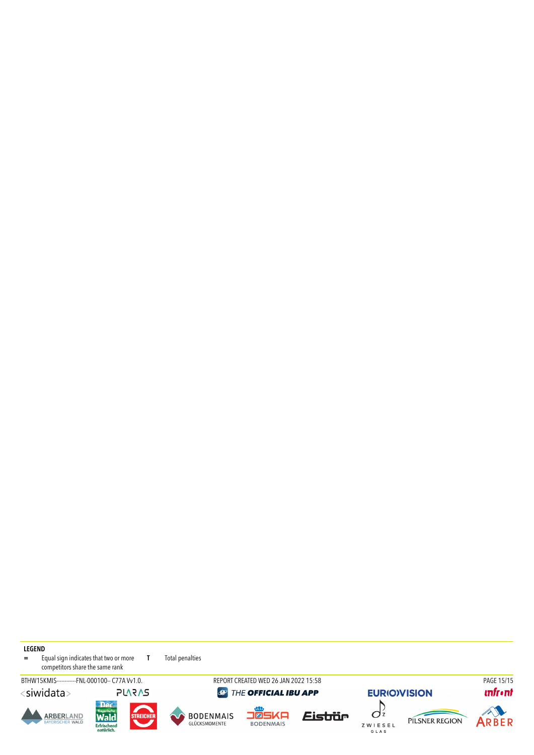**LEGEND**

| | | | |
|---|---|---|---|
| = | Equal sign indicates that two or more competitors share the same rank | T | Total penalties |